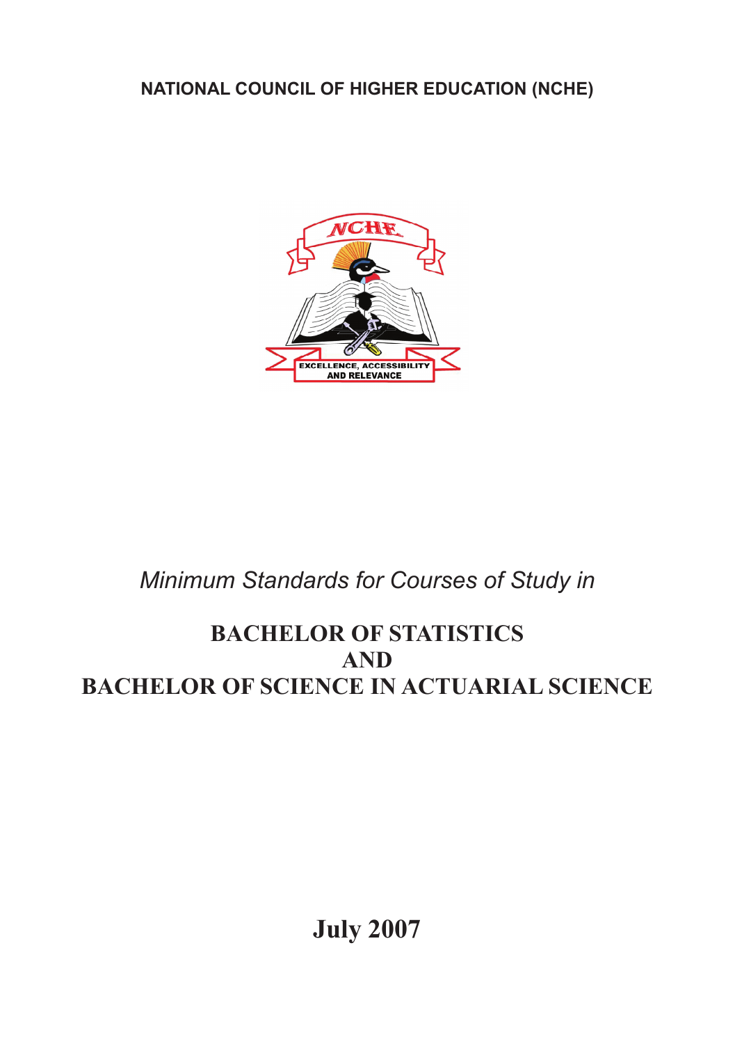**NATIONAL COUNCIL OF HIGHER EDUCATION (NCHE)**

*Minimum Standards for Courses of Study in*

# BACHELOR OF STATISTICS AND BACHELOR OF SCIENCE IN ACTUARIAL SCIENCE

**July 2007**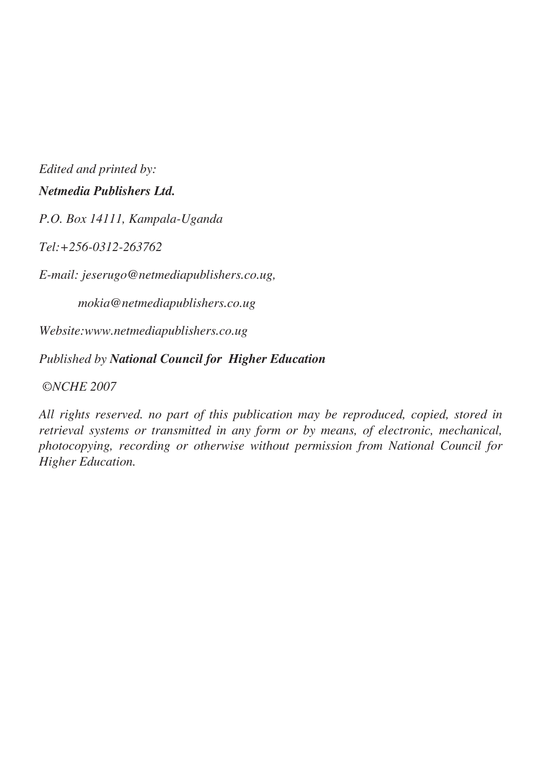*Edited and printed by:*

***Netmedia Publishers Ltd.***

*P.O. Box 14111, Kampala-Uganda*

*Tel:+256-0312-263762*

*E-mail: jeserugo@netmediapublishers.co.ug,*

*mokia@netmediapublishers.co.ug*

*Website:www.netmediapublishers.co.ug*

*Published by* ***National Council for Higher Education***

*©NCHE 2007*

*All rights reserved. no part of this publication may be reproduced, copied, stored in retrieval systems or transmitted in any form or by means, of electronic, mechanical, photocopying, recording or otherwise without permission from National Council for Higher Education.*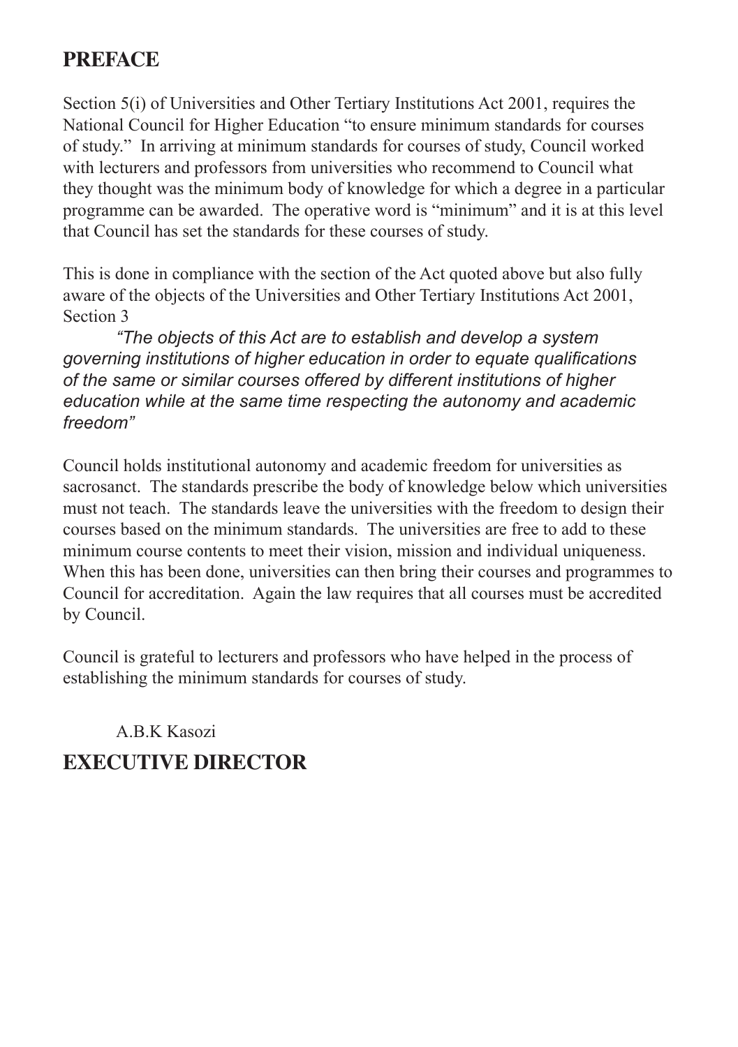## PREFACE

Section 5(i) of Universities and Other Tertiary Institutions Act 2001, requires the National Council for Higher Education "to ensure minimum standards for courses of study." In arriving at minimum standards for courses of study, Council worked with lecturers and professors from universities who recommend to Council what they thought was the minimum body of knowledge for which a degree in a particular programme can be awarded. The operative word is "minimum" and it is at this level that Council has set the standards for these courses of study.

This is done in compliance with the section of the Act quoted above but also fully aware of the objects of the Universities and Other Tertiary Institutions Act 2001, Section 3

> *"The objects of this Act are to establish and develop a system governing institutions of higher education in order to equate qualifications of the same or similar courses offered by different institutions of higher education while at the same time respecting the autonomy and academic freedom"*

Council holds institutional autonomy and academic freedom for universities as sacrosanct. The standards prescribe the body of knowledge below which universities must not teach. The standards leave the universities with the freedom to design their courses based on the minimum standards. The universities are free to add to these minimum course contents to meet their vision, mission and individual uniqueness. When this has been done, universities can then bring their courses and programmes to Council for accreditation. Again the law requires that all courses must be accredited by Council.

Council is grateful to lecturers and professors who have helped in the process of establishing the minimum standards for courses of study.

A.B.K Kasozi

**EXECUTIVE DIRECTOR**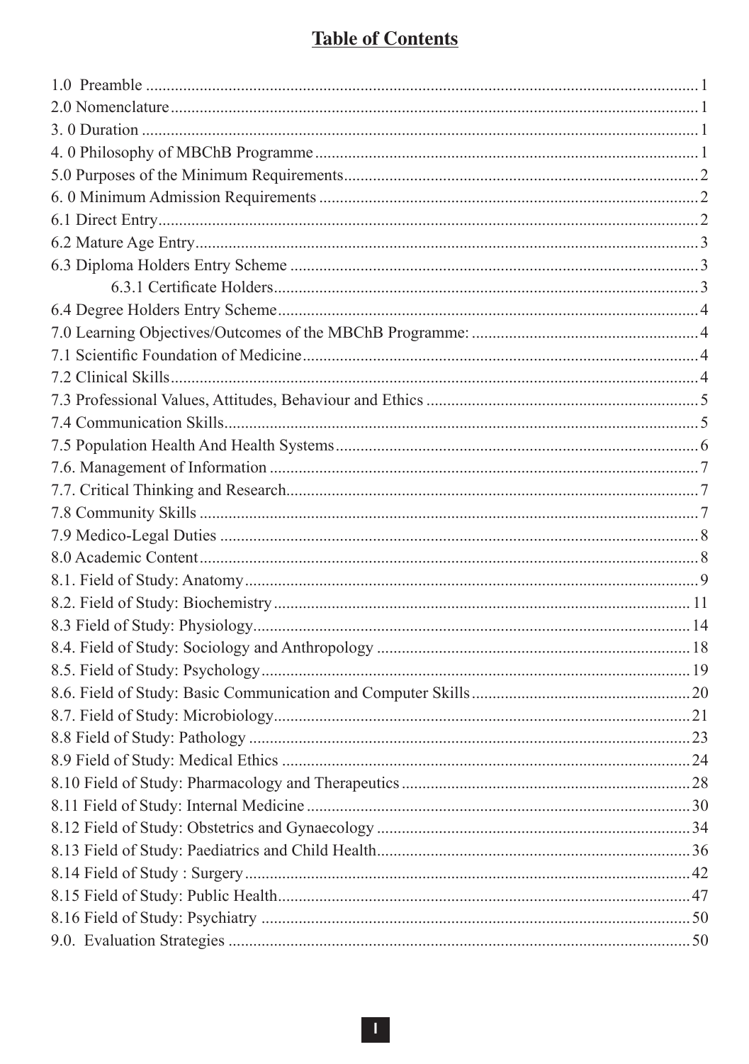# Table of Contents

| | |
|---|---|
| 1.0 Preamble | 1 |
| 2.0 Nomenclature | 1 |
| 3. 0 Duration | 1 |
| 4. 0 Philosophy of MBChB Programme | 1 |
| 5.0 Purposes of the Minimum Requirements | 2 |
| 6. 0 Minimum Admission Requirements | 2 |
| 6.1 Direct Entry | 2 |
| 6.2 Mature Age Entry | 3 |
| 6.3 Diploma Holders Entry Scheme | 3 |
| 6.3.1 Certificate Holders | 3 |
| 6.4 Degree Holders Entry Scheme | 4 |
| 7.0 Learning Objectives/Outcomes of the MBChB Programme: | 4 |
| 7.1 Scientific Foundation of Medicine | 4 |
| 7.2 Clinical Skills | 4 |
| 7.3 Professional Values, Attitudes, Behaviour and Ethics | 5 |
| 7.4 Communication Skills | 5 |
| 7.5 Population Health And Health Systems | 6 |
| 7.6. Management of Information | 7 |
| 7.7. Critical Thinking and Research | 7 |
| 7.8 Community Skills | 7 |
| 7.9 Medico-Legal Duties | 8 |
| 8.0 Academic Content | 8 |
| 8.1. Field of Study: Anatomy | 9 |
| 8.2. Field of Study: Biochemistry | 11 |
| 8.3 Field of Study: Physiology | 14 |
| 8.4. Field of Study: Sociology and Anthropology | 18 |
| 8.5. Field of Study: Psychology | 19 |
| 8.6. Field of Study: Basic Communication and Computer Skills | 20 |
| 8.7. Field of Study: Microbiology | 21 |
| 8.8 Field of Study: Pathology | 23 |
| 8.9 Field of Study: Medical Ethics | 24 |
| 8.10 Field of Study: Pharmacology and Therapeutics | 28 |
| 8.11 Field of Study: Internal Medicine | 30 |
| 8.12 Field of Study: Obstetrics and Gynaecology | 34 |
| 8.13 Field of Study: Paediatrics and Child Health | 36 |
| 8.14 Field of Study : Surgery | 42 |
| 8.15 Field of Study: Public Health | 47 |
| 8.16 Field of Study: Psychiatry | 50 |
| 9.0. Evaluation Strategies | 50 |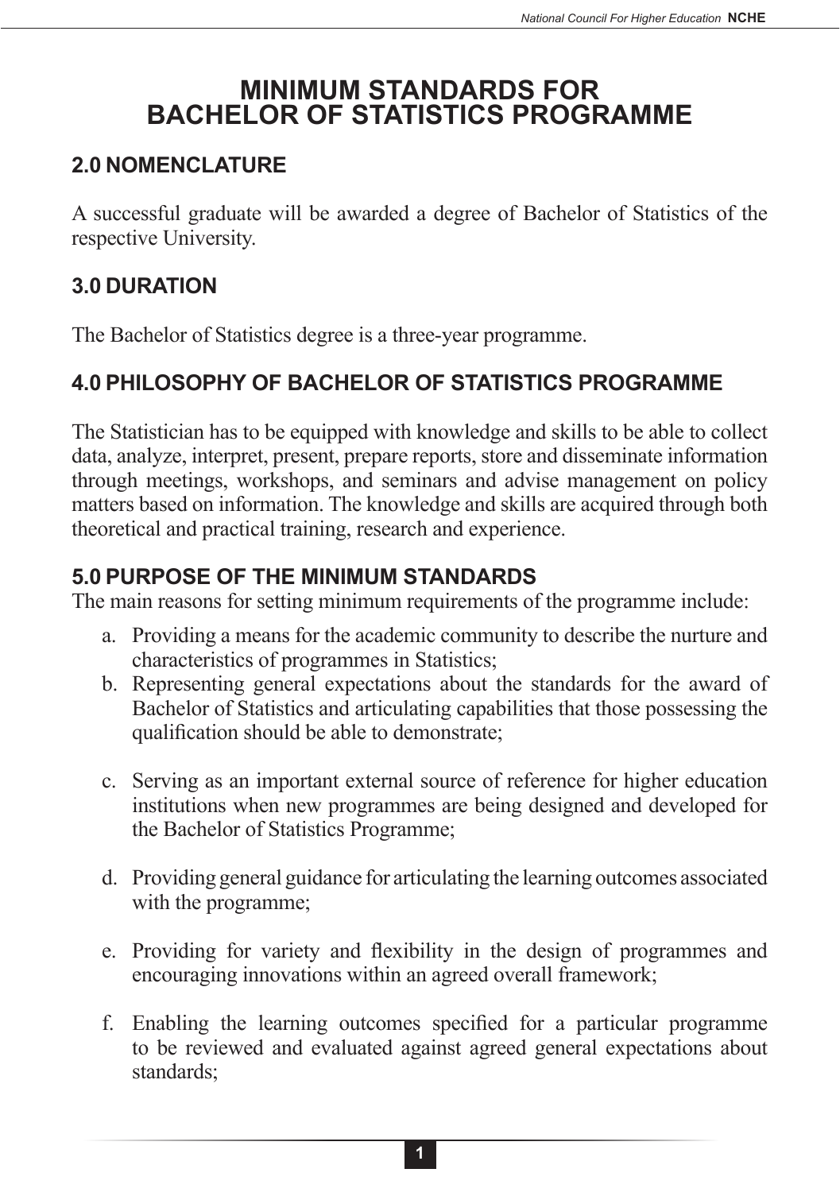# MINIMUM STANDARDS FOR BACHELOR OF STATISTICS PROGRAMME

## 2.0 NOMENCLATURE

A successful graduate will be awarded a degree of Bachelor of Statistics of the respective University.

## 3.0 DURATION

The Bachelor of Statistics degree is a three-year programme.

## 4.0 PHILOSOPHY OF BACHELOR OF STATISTICS PROGRAMME

The Statistician has to be equipped with knowledge and skills to be able to collect data, analyze, interpret, present, prepare reports, store and disseminate information through meetings, workshops, and seminars and advise management on policy matters based on information. The knowledge and skills are acquired through both theoretical and practical training, research and experience.

## 5.0 PURPOSE OF THE MINIMUM STANDARDS

The main reasons for setting minimum requirements of the programme include:

a. Providing a means for the academic community to describe the nurture and characteristics of programmes in Statistics;
b. Representing general expectations about the standards for the award of Bachelor of Statistics and articulating capabilities that those possessing the qualification should be able to demonstrate;
c. Serving as an important external source of reference for higher education institutions when new programmes are being designed and developed for the Bachelor of Statistics Programme;
d. Providing general guidance for articulating the learning outcomes associated with the programme;
e. Providing for variety and flexibility in the design of programmes and encouraging innovations within an agreed overall framework;
f. Enabling the learning outcomes specified for a particular programme to be reviewed and evaluated against agreed general expectations about standards;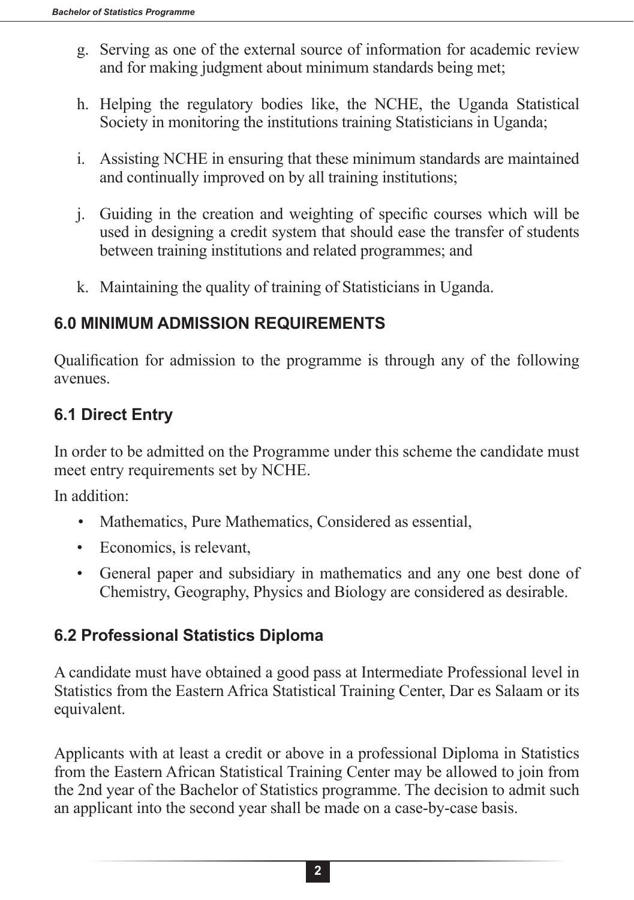g. Serving as one of the external source of information for academic review and for making judgment about minimum standards being met;

h. Helping the regulatory bodies like, the NCHE, the Uganda Statistical Society in monitoring the institutions training Statisticians in Uganda;

i. Assisting NCHE in ensuring that these minimum standards are maintained and continually improved on by all training institutions;

j. Guiding in the creation and weighting of specific courses which will be used in designing a credit system that should ease the transfer of students between training institutions and related programmes; and

k. Maintaining the quality of training of Statisticians in Uganda.

## 6.0 MINIMUM ADMISSION REQUIREMENTS

Qualification for admission to the programme is through any of the following avenues.

### 6.1 Direct Entry

In order to be admitted on the Programme under this scheme the candidate must meet entry requirements set by NCHE.

In addition:

- Mathematics, Pure Mathematics, Considered as essential,
- Economics, is relevant,
- General paper and subsidiary in mathematics and any one best done of Chemistry, Geography, Physics and Biology are considered as desirable.

### 6.2 Professional Statistics Diploma

A candidate must have obtained a good pass at Intermediate Professional level in Statistics from the Eastern Africa Statistical Training Center, Dar es Salaam or its equivalent.

Applicants with at least a credit or above in a professional Diploma in Statistics from the Eastern African Statistical Training Center may be allowed to join from the 2nd year of the Bachelor of Statistics programme. The decision to admit such an applicant into the second year shall be made on a case-by-case basis.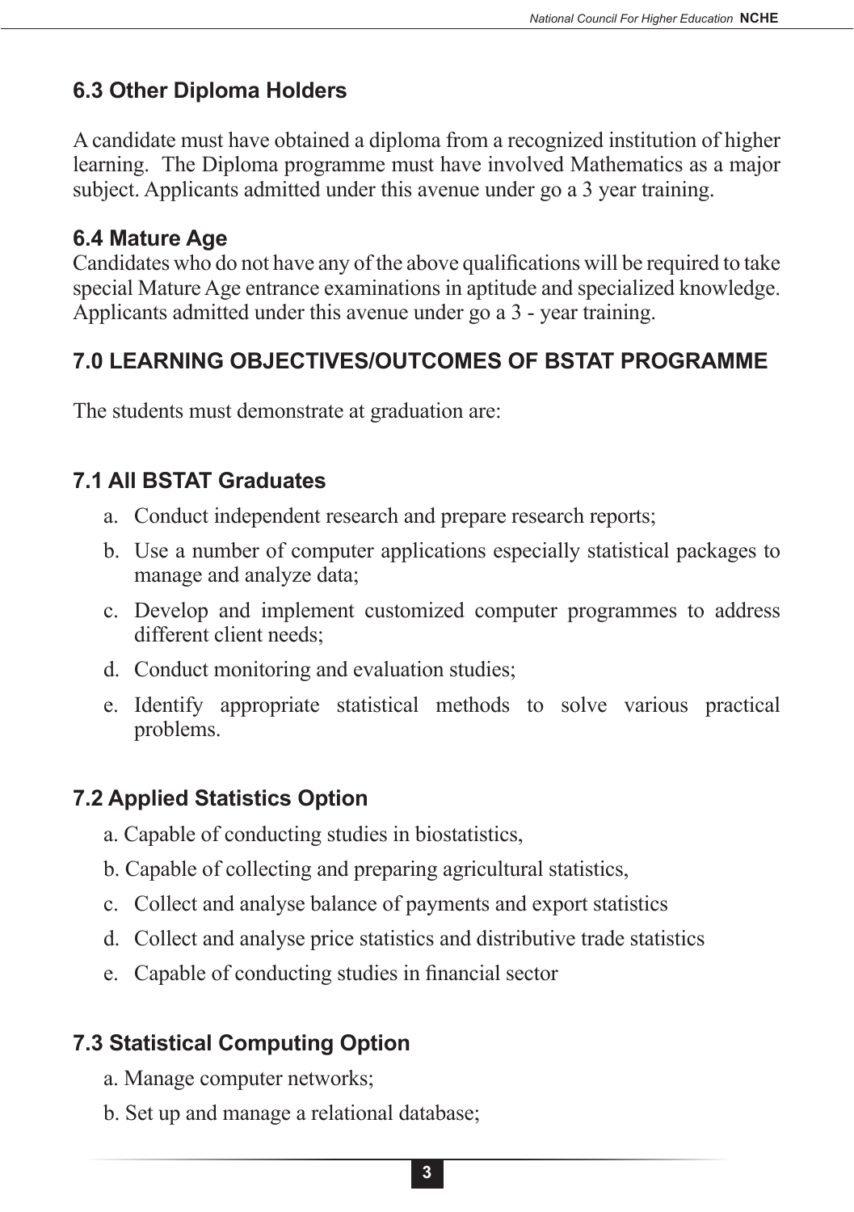## 6.3 Other Diploma Holders

A candidate must have obtained a diploma from a recognized institution of higher learning. The Diploma programme must have involved Mathematics as a major subject. Applicants admitted under this avenue under go a 3 year training.

## 6.4 Mature Age

Candidates who do not have any of the above qualifications will be required to take special Mature Age entrance examinations in aptitude and specialized knowledge. Applicants admitted under this avenue under go a 3 - year training.

## 7.0 LEARNING OBJECTIVES/OUTCOMES OF BSTAT PROGRAMME

The students must demonstrate at graduation are:

### 7.1 All BSTAT Graduates

a. Conduct independent research and prepare research reports;

b. Use a number of computer applications especially statistical packages to manage and analyze data;

c. Develop and implement customized computer programmes to address different client needs;

d. Conduct monitoring and evaluation studies;

e. Identify appropriate statistical methods to solve various practical problems.

### 7.2 Applied Statistics Option

a. Capable of conducting studies in biostatistics,

b. Capable of collecting and preparing agricultural statistics,

c. Collect and analyse balance of payments and export statistics

d. Collect and analyse price statistics and distributive trade statistics

e. Capable of conducting studies in financial sector

### 7.3 Statistical Computing Option

a. Manage computer networks;

b. Set up and manage a relational database;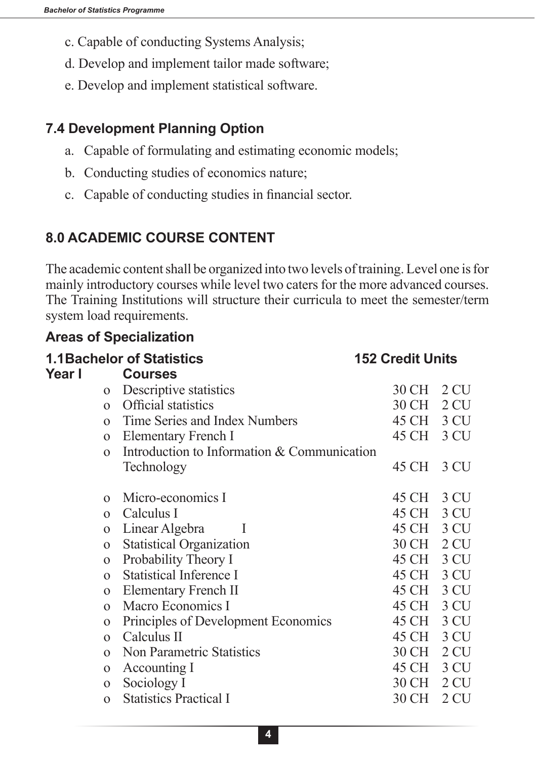c. Capable of conducting Systems Analysis;

d. Develop and implement tailor made software;

e. Develop and implement statistical software.

### 7.4 Development Planning Option

a. Capable of formulating and estimating economic models;

b. Conducting studies of economics nature;

c. Capable of conducting studies in financial sector.

## 8.0 ACADEMIC COURSE CONTENT

The academic content shall be organized into two levels of training. Level one is for mainly introductory courses while level two caters for the more advanced courses. The Training Institutions will structure their curricula to meet the semester/term system load requirements.

### Areas of Specialization

**1.1Bachelor of Statistics** **152 Credit Units**

**Year I** **Courses**

| Courses | CH | CU |
|---|---|---|
| Descriptive statistics | 30 CH | 2 CU |
| Official statistics | 30 CH | 2 CU |
| Time Series and Index Numbers | 45 CH | 3 CU |
| Elementary French I | 45 CH | 3 CU |
| Introduction to Information & Communication Technology | 45 CH | 3 CU |
| Micro-economics I | 45 CH | 3 CU |
| Calculus I | 45 CH | 3 CU |
| Linear Algebra I | 45 CH | 3 CU |
| Statistical Organization | 30 CH | 2 CU |
| Probability Theory I | 45 CH | 3 CU |
| Statistical Inference I | 45 CH | 3 CU |
| Elementary French II | 45 CH | 3 CU |
| Macro Economics I | 45 CH | 3 CU |
| Principles of Development Economics | 45 CH | 3 CU |
| Calculus II | 45 CH | 3 CU |
| Non Parametric Statistics | 30 CH | 2 CU |
| Accounting I | 45 CH | 3 CU |
| Sociology I | 30 CH | 2 CU |
| Statistics Practical I | 30 CH | 2 CU |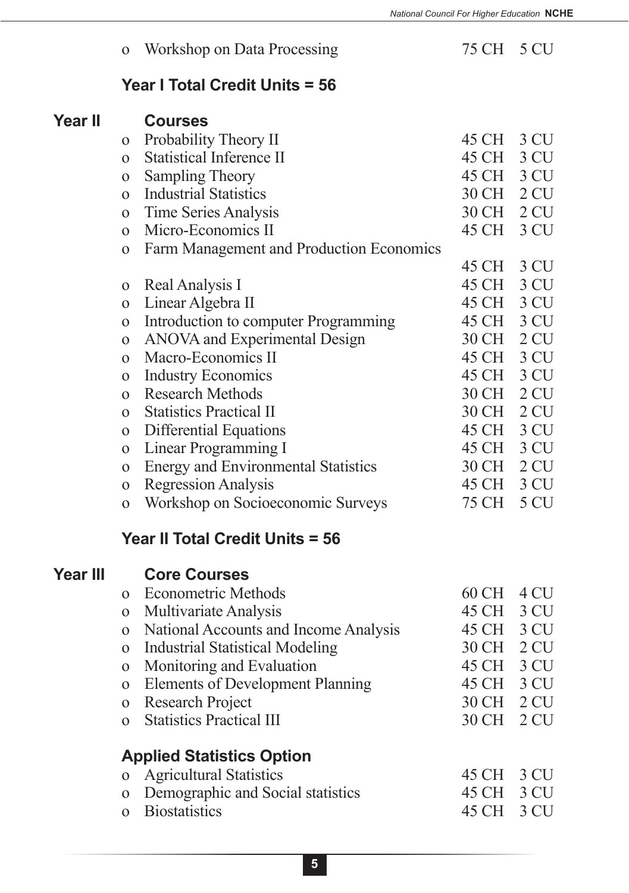- Workshop on Data Processing 75 CH 5 CU

**Year I Total Credit Units = 56**

**Year II**

**Courses**

| Course | CH | CU |
|---|---|---|
| Probability Theory II | 45 CH | 3 CU |
| Statistical Inference II | 45 CH | 3 CU |
| Sampling Theory | 45 CH | 3 CU |
| Industrial Statistics | 30 CH | 2 CU |
| Time Series Analysis | 30 CH | 2 CU |
| Micro-Economics II | 45 CH | 3 CU |
| Farm Management and Production Economics | 45 CH | 3 CU |
| Real Analysis I | 45 CH | 3 CU |
| Linear Algebra II | 45 CH | 3 CU |
| Introduction to computer Programming | 45 CH | 3 CU |
| ANOVA and Experimental Design | 30 CH | 2 CU |
| Macro-Economics II | 45 CH | 3 CU |
| Industry Economics | 45 CH | 3 CU |
| Research Methods | 30 CH | 2 CU |
| Statistics Practical II | 30 CH | 2 CU |
| Differential Equations | 45 CH | 3 CU |
| Linear Programming I | 45 CH | 3 CU |
| Energy and Environmental Statistics | 30 CH | 2 CU |
| Regression Analysis | 45 CH | 3 CU |
| Workshop on Socioeconomic Surveys | 75 CH | 5 CU |

**Year II Total Credit Units = 56**

**Year III**

**Core Courses**

| Course | CH | CU |
|---|---|---|
| Econometric Methods | 60 CH | 4 CU |
| Multivariate Analysis | 45 CH | 3 CU |
| National Accounts and Income Analysis | 45 CH | 3 CU |
| Industrial Statistical Modeling | 30 CH | 2 CU |
| Monitoring and Evaluation | 45 CH | 3 CU |
| Elements of Development Planning | 45 CH | 3 CU |
| Research Project | 30 CH | 2 CU |
| Statistics Practical III | 30 CH | 2 CU |

**Applied Statistics Option**

| Course | CH | CU |
|---|---|---|
| Agricultural Statistics | 45 CH | 3 CU |
| Demographic and Social statistics | 45 CH | 3 CU |
| Biostatistics | 45 CH | 3 CU |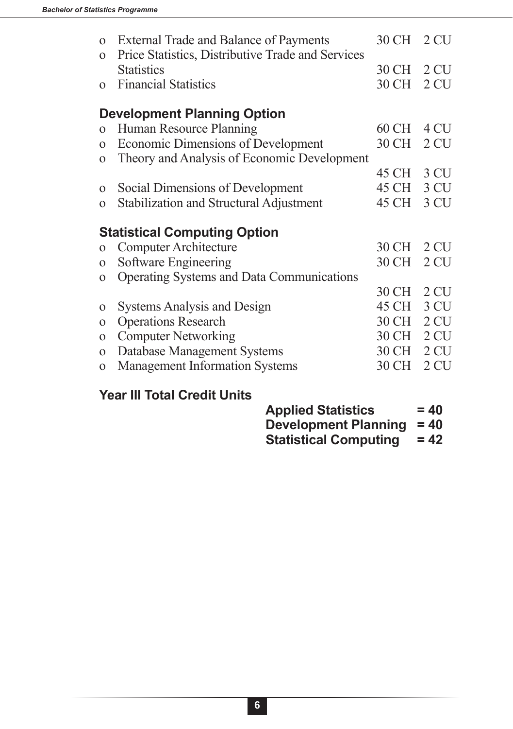- External Trade and Balance of Payments 30 CH 2 CU
- Price Statistics, Distributive Trade and Services Statistics 30 CH 2 CU
- Financial Statistics 30 CH 2 CU

### Development Planning Option

- Human Resource Planning 60 CH 4 CU
- Economic Dimensions of Development 30 CH 2 CU
- Theory and Analysis of Economic Development 45 CH 3 CU
- Social Dimensions of Development 45 CH 3 CU
- Stabilization and Structural Adjustment 45 CH 3 CU

### Statistical Computing Option

- Computer Architecture 30 CH 2 CU
- Software Engineering 30 CH 2 CU
- Operating Systems and Data Communications 30 CH 2 CU
- Systems Analysis and Design 45 CH 3 CU
- Operations Research 30 CH 2 CU
- Computer Networking 30 CH 2 CU
- Database Management Systems 30 CH 2 CU
- Management Information Systems 30 CH 2 CU

### Year III Total Credit Units

**Applied Statistics = 40**
**Development Planning = 40**
**Statistical Computing = 42**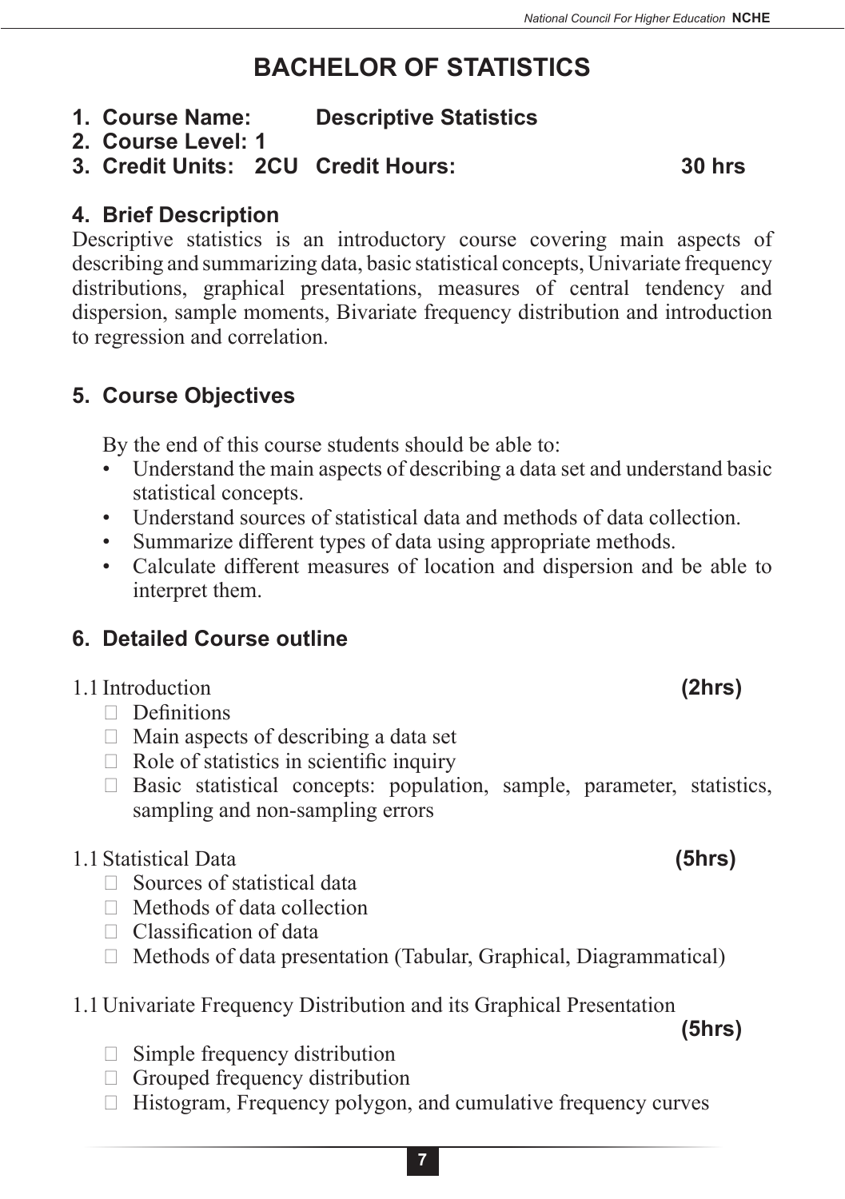# BACHELOR OF STATISTICS

1. **Course Name:** **Descriptive Statistics**
2. **Course Level: 1**
3. **Credit Units: 2CU Credit Hours: 30 hrs**

## 4. Brief Description

Descriptive statistics is an introductory course covering main aspects of describing and summarizing data, basic statistical concepts, Univariate frequency distributions, graphical presentations, measures of central tendency and dispersion, sample moments, Bivariate frequency distribution and introduction to regression and correlation.

## 5. Course Objectives

By the end of this course students should be able to:

- Understand the main aspects of describing a data set and understand basic statistical concepts.
- Understand sources of statistical data and methods of data collection.
- Summarize different types of data using appropriate methods.
- Calculate different measures of location and dispersion and be able to interpret them.

## 6. Detailed Course outline

1.1 Introduction **(2hrs)**

- Definitions
- Main aspects of describing a data set
- Role of statistics in scientific inquiry
- Basic statistical concepts: population, sample, parameter, statistics, sampling and non-sampling errors

1.1 Statistical Data **(5hrs)**

- Sources of statistical data
- Methods of data collection
- Classification of data
- Methods of data presentation (Tabular, Graphical, Diagrammatical)

1.1 Univariate Frequency Distribution and its Graphical Presentation **(5hrs)**

- Simple frequency distribution
- Grouped frequency distribution
- Histogram, Frequency polygon, and cumulative frequency curves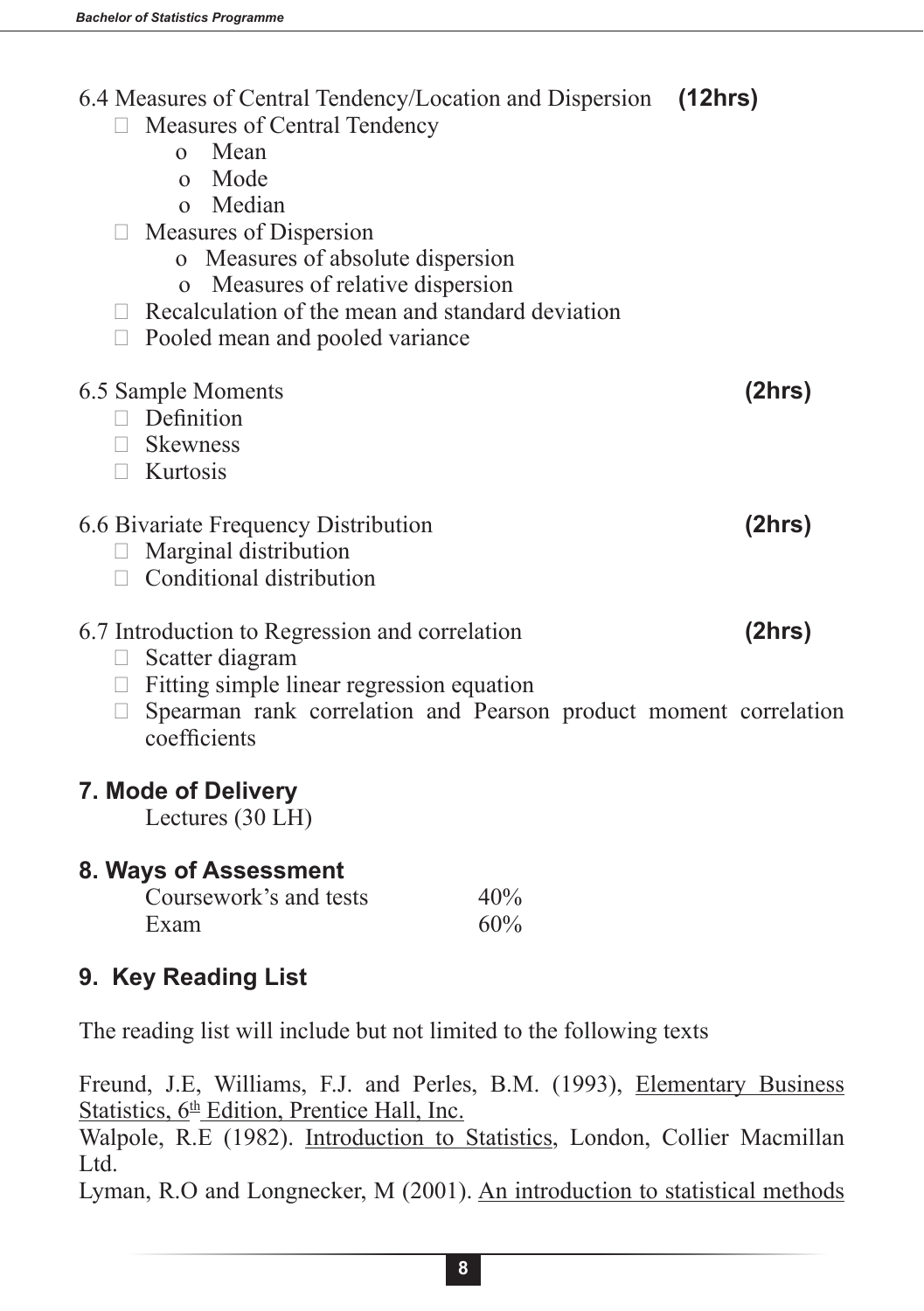6.4 Measures of Central Tendency/Location and Dispersion **(12hrs)**

- Measures of Central Tendency
  - Mean
  - Mode
  - Median
- Measures of Dispersion
  - Measures of absolute dispersion
  - Measures of relative dispersion
- Recalculation of the mean and standard deviation
- Pooled mean and pooled variance

6.5 Sample Moments **(2hrs)**

- Definition
- Skewness
- Kurtosis

6.6 Bivariate Frequency Distribution **(2hrs)**

- Marginal distribution
- Conditional distribution

6.7 Introduction to Regression and correlation **(2hrs)**

- Scatter diagram
- Fitting simple linear regression equation
- Spearman rank correlation and Pearson product moment correlation coefficients

## 7. Mode of Delivery

Lectures (30 LH)

## 8. Ways of Assessment

| | |
|---|---|
| Coursework's and tests | 40% |
| Exam | 60% |

## 9. Key Reading List

The reading list will include but not limited to the following texts

Freund, J.E, Williams, F.J. and Perles, B.M. (1993), Elementary Business Statistics, 6th Edition, Prentice Hall, Inc.

Walpole, R.E (1982). Introduction to Statistics, London, Collier Macmillan Ltd.

Lyman, R.O and Longnecker, M (2001). An introduction to statistical methods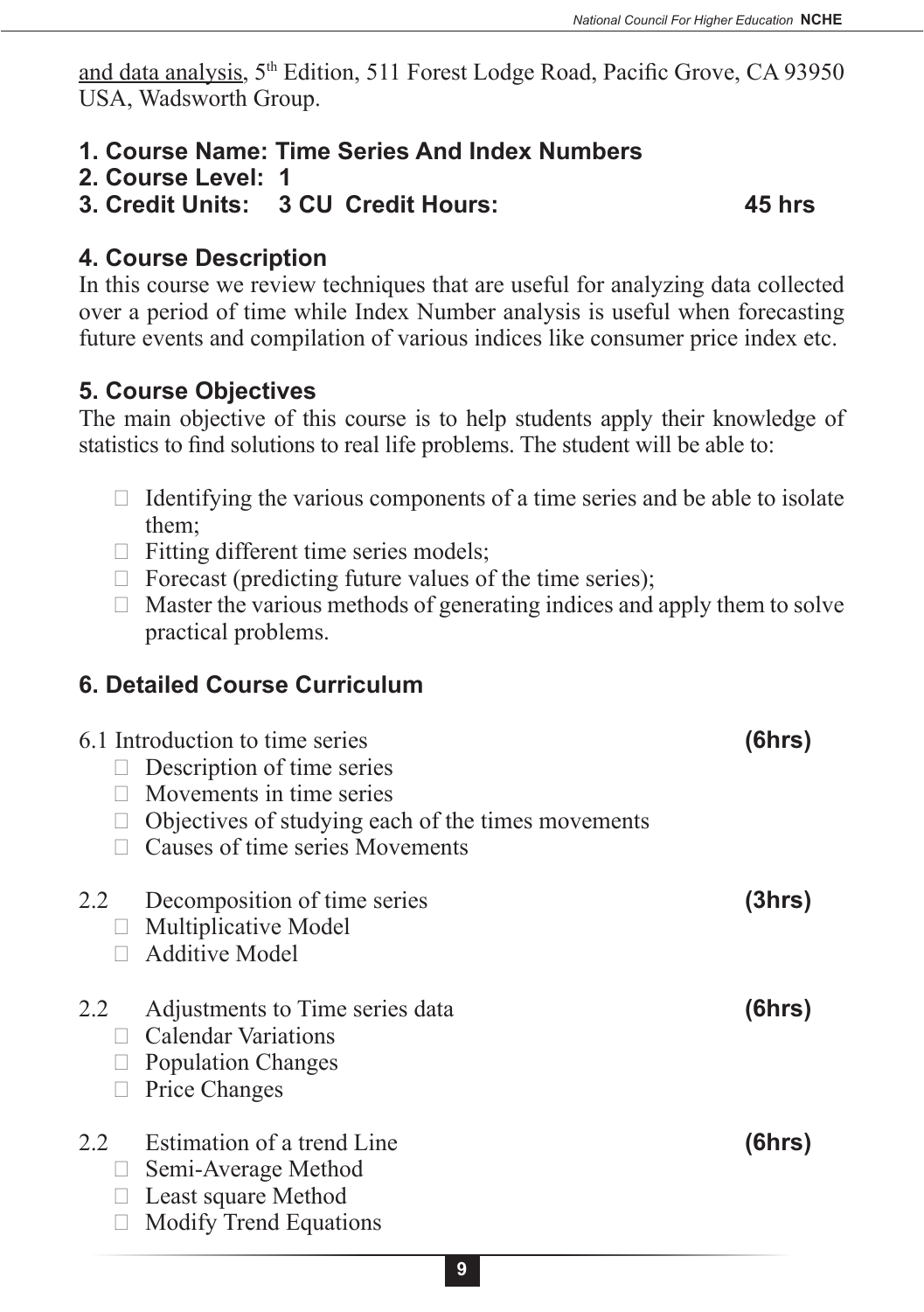<u>and data analysis</u>, 5th Edition, 511 Forest Lodge Road, Pacific Grove, CA 93950 USA, Wadsworth Group.

**1. Course Name: Time Series And Index Numbers**
**2. Course Level: 1**
**3. Credit Units: 3 CU Credit Hours: 45 hrs**

### 4. Course Description

In this course we review techniques that are useful for analyzing data collected over a period of time while Index Number analysis is useful when forecasting future events and compilation of various indices like consumer price index etc.

### 5. Course Objectives

The main objective of this course is to help students apply their knowledge of statistics to find solutions to real life problems. The student will be able to:

- Identifying the various components of a time series and be able to isolate them;
- Fitting different time series models;
- Forecast (predicting future values of the time series);
- Master the various methods of generating indices and apply them to solve practical problems.

### 6. Detailed Course Curriculum

6.1 Introduction to time series **(6hrs)**

- Description of time series
- Movements in time series
- Objectives of studying each of the times movements
- Causes of time series Movements

2.2 Decomposition of time series **(3hrs)**

- Multiplicative Model
- Additive Model

2.2 Adjustments to Time series data **(6hrs)**

- Calendar Variations
- Population Changes
- Price Changes

2.2 Estimation of a trend Line **(6hrs)**

- Semi-Average Method
- Least square Method
- Modify Trend Equations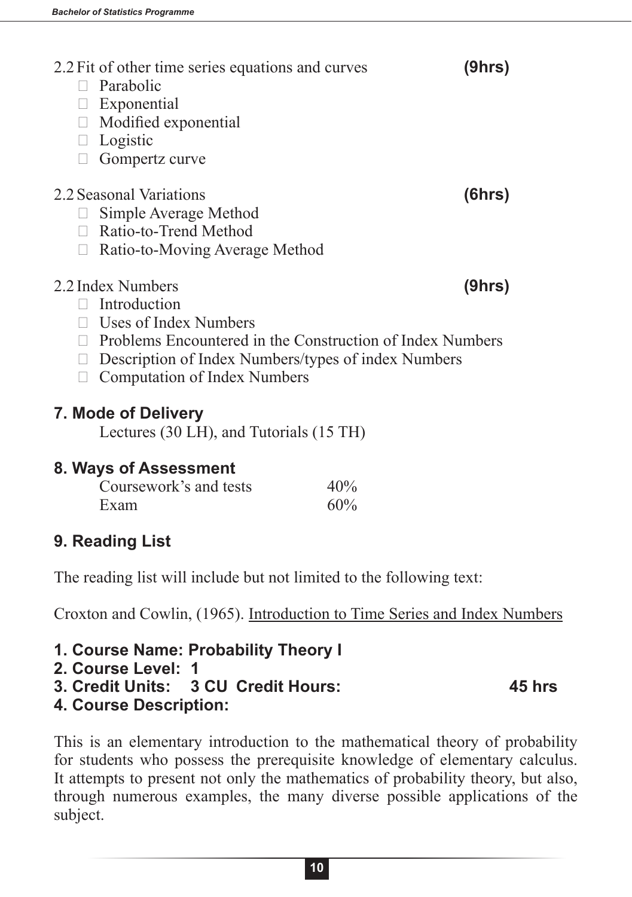2.2 Fit of other time series equations and curves **(9hrs)**

- Parabolic
- Exponential
- Modified exponential
- Logistic
- Gompertz curve

2.2 Seasonal Variations **(6hrs)**

- Simple Average Method
- Ratio-to-Trend Method
- Ratio-to-Moving Average Method

2.2 Index Numbers **(9hrs)**

- Introduction
- Uses of Index Numbers
- Problems Encountered in the Construction of Index Numbers
- Description of Index Numbers/types of index Numbers
- Computation of Index Numbers

### 7. Mode of Delivery

Lectures (30 LH), and Tutorials (15 TH)

### 8. Ways of Assessment

| | |
|---|---|
| Coursework's and tests | 40% |
| Exam | 60% |

### 9. Reading List

The reading list will include but not limited to the following text:

Croxton and Cowlin, (1965). Introduction to Time Series and Index Numbers

**1. Course Name: Probability Theory I**
**2. Course Level: 1**
**3. Credit Units: 3 CU Credit Hours: 45 hrs**
**4. Course Description:**

This is an elementary introduction to the mathematical theory of probability for students who possess the prerequisite knowledge of elementary calculus. It attempts to present not only the mathematics of probability theory, but also, through numerous examples, the many diverse possible applications of the subject.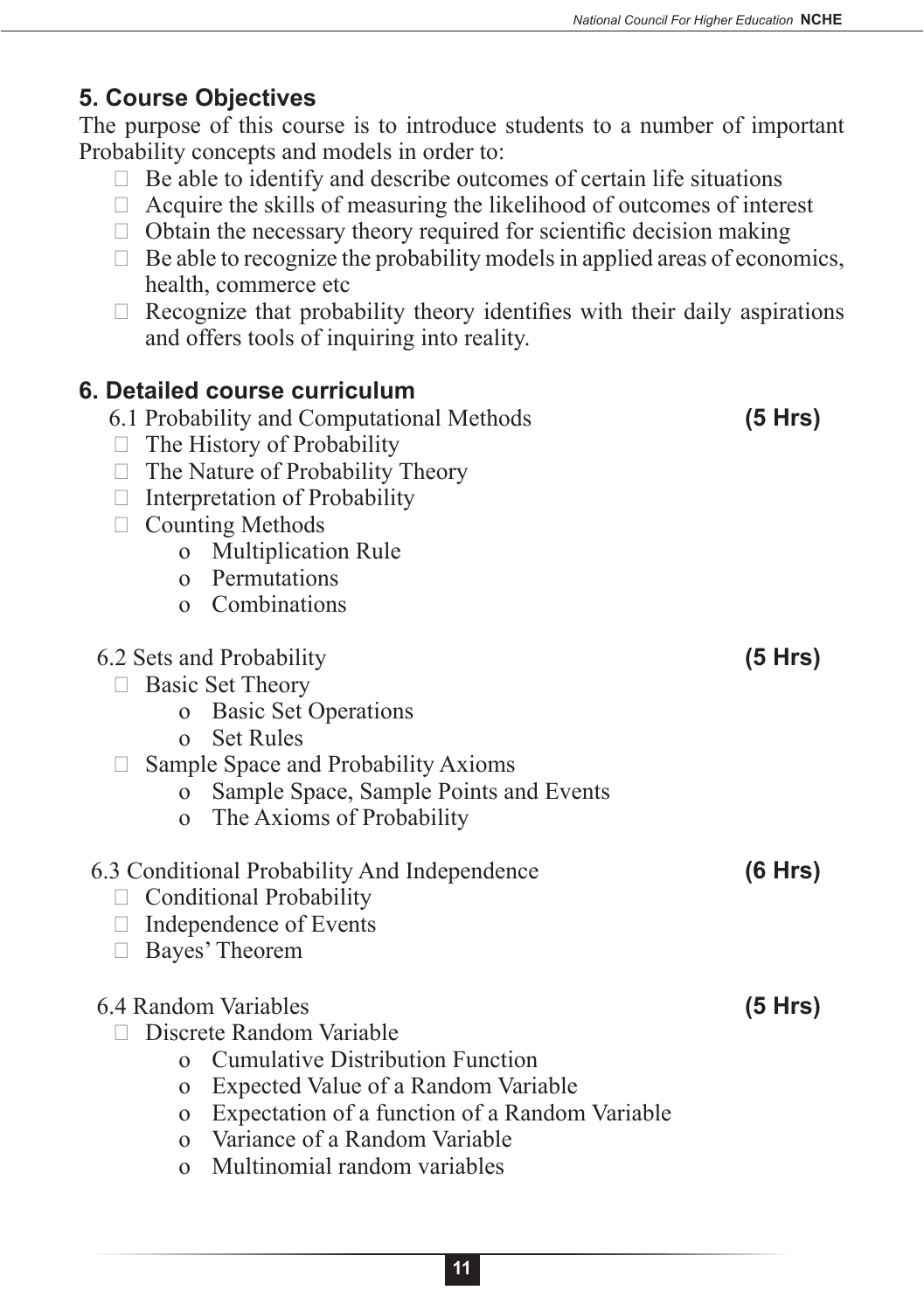## 5. Course Objectives

The purpose of this course is to introduce students to a number of important Probability concepts and models in order to:

- Be able to identify and describe outcomes of certain life situations
- Acquire the skills of measuring the likelihood of outcomes of interest
- Obtain the necessary theory required for scientific decision making
- Be able to recognize the probability models in applied areas of economics, health, commerce etc
- Recognize that probability theory identifies with their daily aspirations and offers tools of inquiring into reality.

## 6. Detailed course curriculum

6.1 Probability and Computational Methods **(5 Hrs)**

- The History of Probability
- The Nature of Probability Theory
- Interpretation of Probability
- Counting Methods
    - Multiplication Rule
    - Permutations
    - Combinations

6.2 Sets and Probability **(5 Hrs)**

- Basic Set Theory
    - Basic Set Operations
    - Set Rules
- Sample Space and Probability Axioms
    - Sample Space, Sample Points and Events
    - The Axioms of Probability

6.3 Conditional Probability And Independence **(6 Hrs)**

- Conditional Probability
- Independence of Events
- Bayes' Theorem

6.4 Random Variables **(5 Hrs)**

- Discrete Random Variable
    - Cumulative Distribution Function
    - Expected Value of a Random Variable
    - Expectation of a function of a Random Variable
    - Variance of a Random Variable
    - Multinomial random variables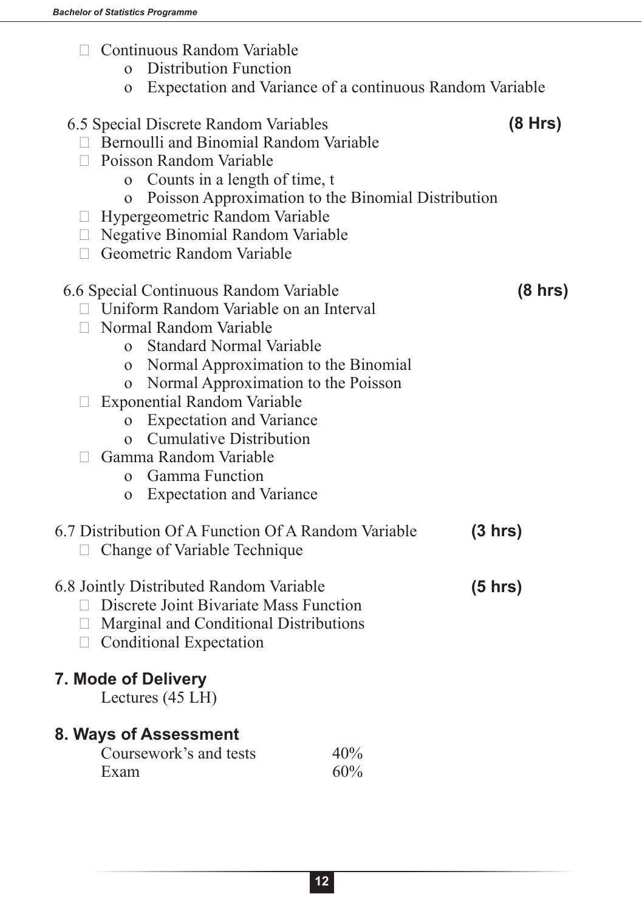- Continuous Random Variable
  - Distribution Function
  - Expectation and Variance of a continuous Random Variable

6.5 Special Discrete Random Variables **(8 Hrs)**

- Bernoulli and Binomial Random Variable
- Poisson Random Variable
  - Counts in a length of time, t
  - Poisson Approximation to the Binomial Distribution
- Hypergeometric Random Variable
- Negative Binomial Random Variable
- Geometric Random Variable

6.6 Special Continuous Random Variable **(8 hrs)**

- Uniform Random Variable on an Interval
- Normal Random Variable
  - Standard Normal Variable
  - Normal Approximation to the Binomial
  - Normal Approximation to the Poisson
- Exponential Random Variable
  - Expectation and Variance
  - Cumulative Distribution
- Gamma Random Variable
  - Gamma Function
  - Expectation and Variance

6.7 Distribution Of A Function Of A Random Variable **(3 hrs)**

- Change of Variable Technique

6.8 Jointly Distributed Random Variable **(5 hrs)**

- Discrete Joint Bivariate Mass Function
- Marginal and Conditional Distributions
- Conditional Expectation

## 7. Mode of Delivery

Lectures (45 LH)

## 8. Ways of Assessment

| | |
|---|---|
| Coursework's and tests | 40% |
| Exam | 60% |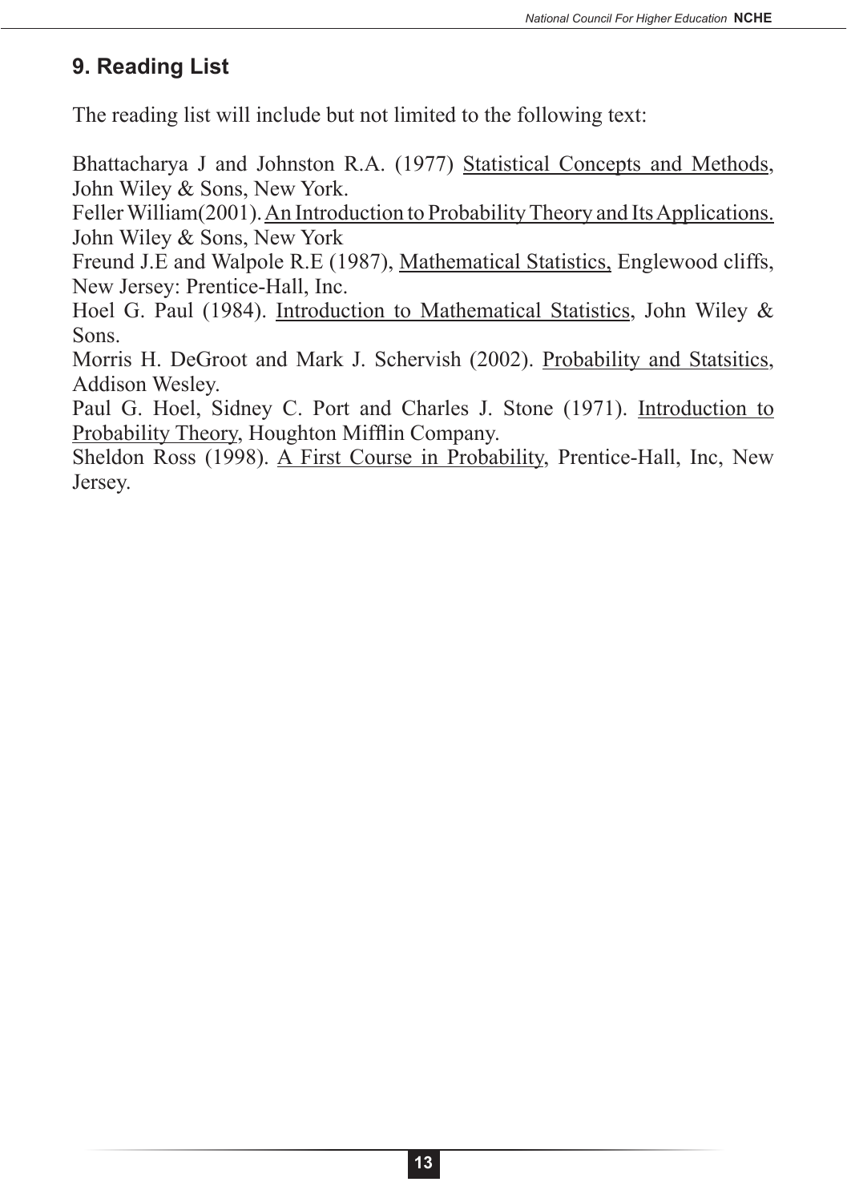## 9. Reading List

The reading list will include but not limited to the following text:

Bhattacharya J and Johnston R.A. (1977) Statistical Concepts and Methods, John Wiley & Sons, New York.
Feller William(2001). An Introduction to Probability Theory and Its Applications. John Wiley & Sons, New York
Freund J.E and Walpole R.E (1987), Mathematical Statistics, Englewood cliffs, New Jersey: Prentice-Hall, Inc.
Hoel G. Paul (1984). Introduction to Mathematical Statistics, John Wiley & Sons.
Morris H. DeGroot and Mark J. Schervish (2002). Probability and Statsitics, Addison Wesley.
Paul G. Hoel, Sidney C. Port and Charles J. Stone (1971). Introduction to Probability Theory, Houghton Mifflin Company.
Sheldon Ross (1998). A First Course in Probability, Prentice-Hall, Inc, New Jersey.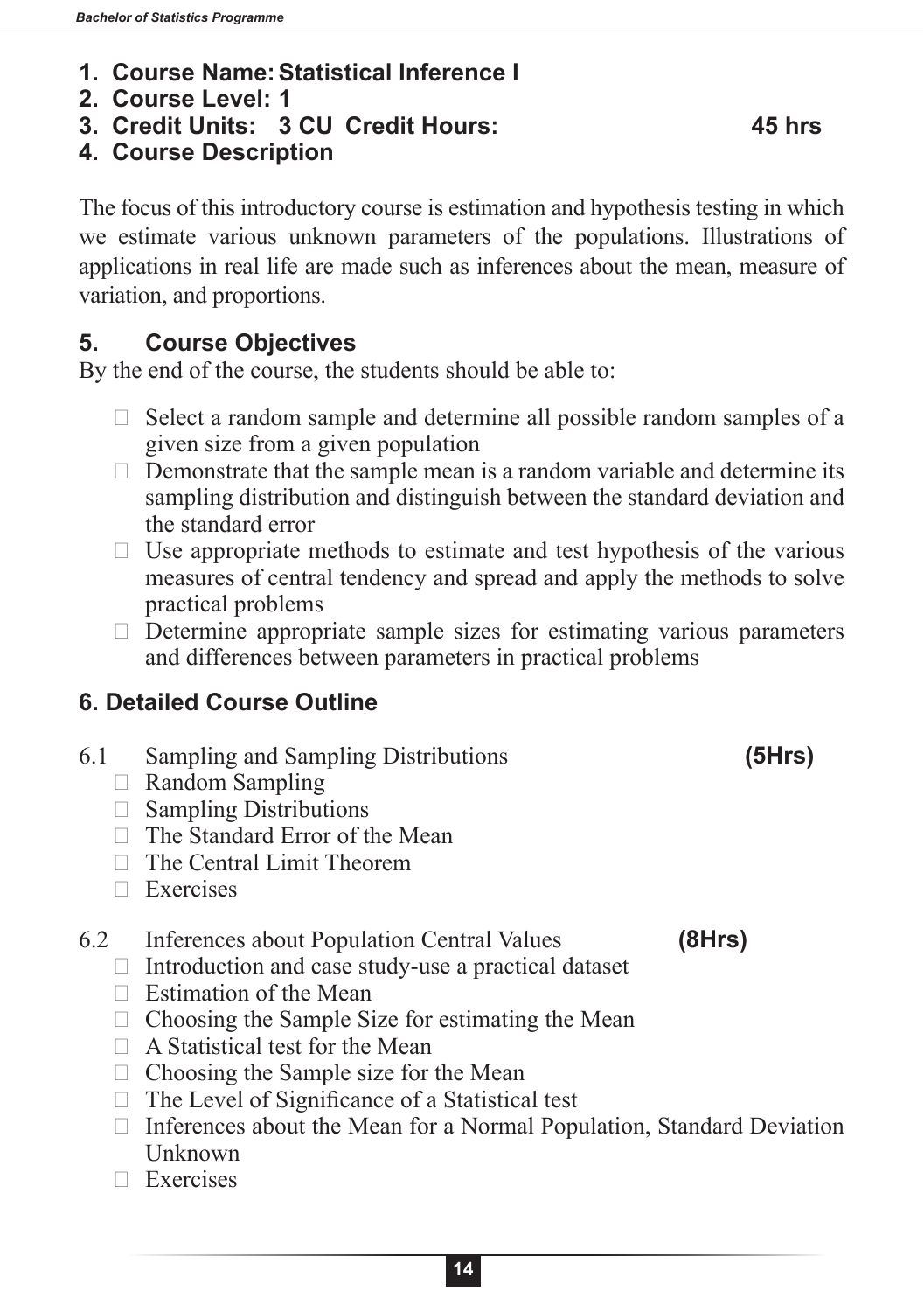1. **Course Name: Statistical Inference I**
2. **Course Level: 1**
3. **Credit Units: 3 CU Credit Hours: 45 hrs**
4. **Course Description**

The focus of this introductory course is estimation and hypothesis testing in which we estimate various unknown parameters of the populations. Illustrations of applications in real life are made such as inferences about the mean, measure of variation, and proportions.

## 5. Course Objectives

By the end of the course, the students should be able to:

- Select a random sample and determine all possible random samples of a given size from a given population
- Demonstrate that the sample mean is a random variable and determine its sampling distribution and distinguish between the standard deviation and the standard error
- Use appropriate methods to estimate and test hypothesis of the various measures of central tendency and spread and apply the methods to solve practical problems
- Determine appropriate sample sizes for estimating various parameters and differences between parameters in practical problems

## 6. Detailed Course Outline

6.1 Sampling and Sampling Distributions **(5Hrs)**

- Random Sampling
- Sampling Distributions
- The Standard Error of the Mean
- The Central Limit Theorem
- Exercises

6.2 Inferences about Population Central Values **(8Hrs)**

- Introduction and case study-use a practical dataset
- Estimation of the Mean
- Choosing the Sample Size for estimating the Mean
- A Statistical test for the Mean
- Choosing the Sample size for the Mean
- The Level of Significance of a Statistical test
- Inferences about the Mean for a Normal Population, Standard Deviation Unknown
- Exercises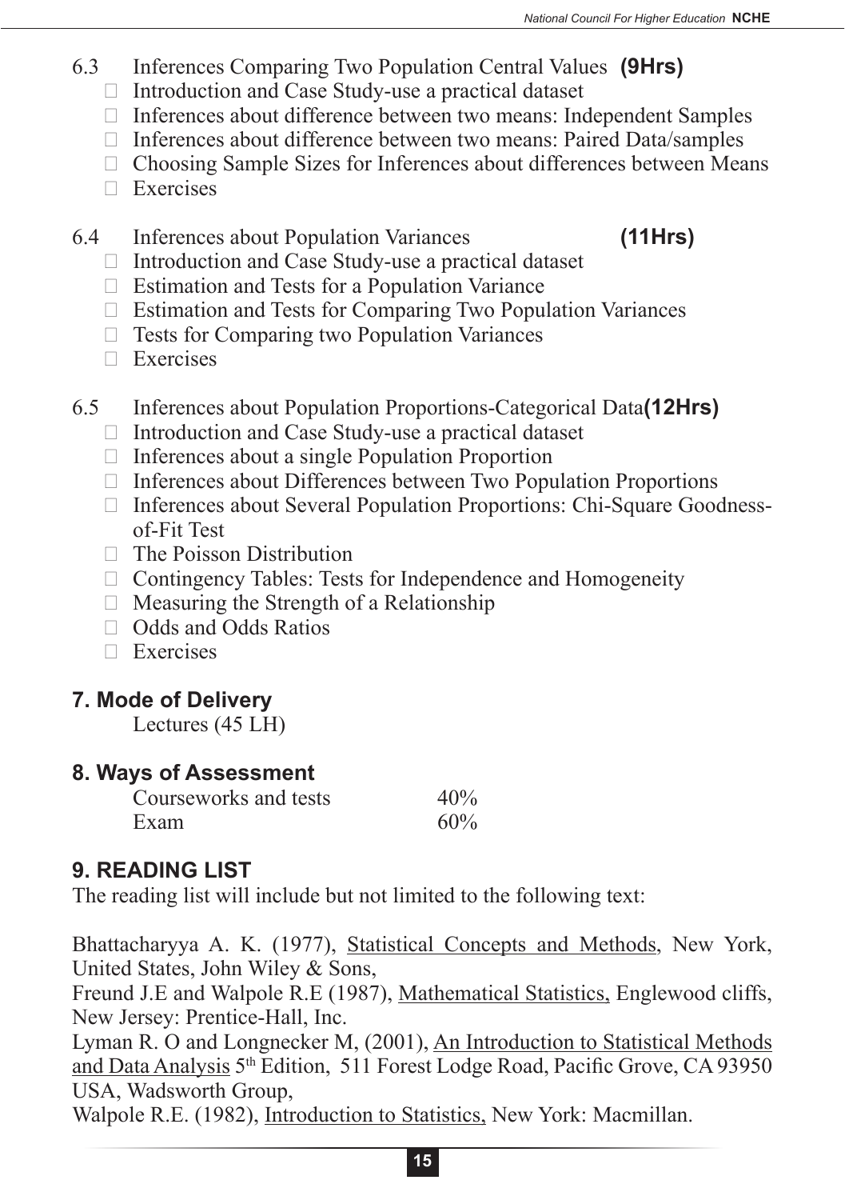6.3 Inferences Comparing Two Population Central Values **(9Hrs)**

- Introduction and Case Study-use a practical dataset
- Inferences about difference between two means: Independent Samples
- Inferences about difference between two means: Paired Data/samples
- Choosing Sample Sizes for Inferences about differences between Means
- Exercises

6.4 Inferences about Population Variances **(11Hrs)**

- Introduction and Case Study-use a practical dataset
- Estimation and Tests for a Population Variance
- Estimation and Tests for Comparing Two Population Variances
- Tests for Comparing two Population Variances
- Exercises

6.5 Inferences about Population Proportions-Categorical Data**(12Hrs)**

- Introduction and Case Study-use a practical dataset
- Inferences about a single Population Proportion
- Inferences about Differences between Two Population Proportions
- Inferences about Several Population Proportions: Chi-Square Goodness-of-Fit Test
- The Poisson Distribution
- Contingency Tables: Tests for Independence and Homogeneity
- Measuring the Strength of a Relationship
- Odds and Odds Ratios
- Exercises

## 7. Mode of Delivery

Lectures (45 LH)

## 8. Ways of Assessment

| | |
|---|---|
| Courseworks and tests | 40% |
| Exam | 60% |

## 9. READING LIST

The reading list will include but not limited to the following text:

Bhattacharyya A. K. (1977), Statistical Concepts and Methods, New York, United States, John Wiley & Sons,

Freund J.E and Walpole R.E (1987), Mathematical Statistics, Englewood cliffs, New Jersey: Prentice-Hall, Inc.

Lyman R. O and Longnecker M, (2001), An Introduction to Statistical Methods and Data Analysis 5th Edition, 511 Forest Lodge Road, Pacific Grove, CA 93950 USA, Wadsworth Group,

Walpole R.E. (1982), Introduction to Statistics, New York: Macmillan.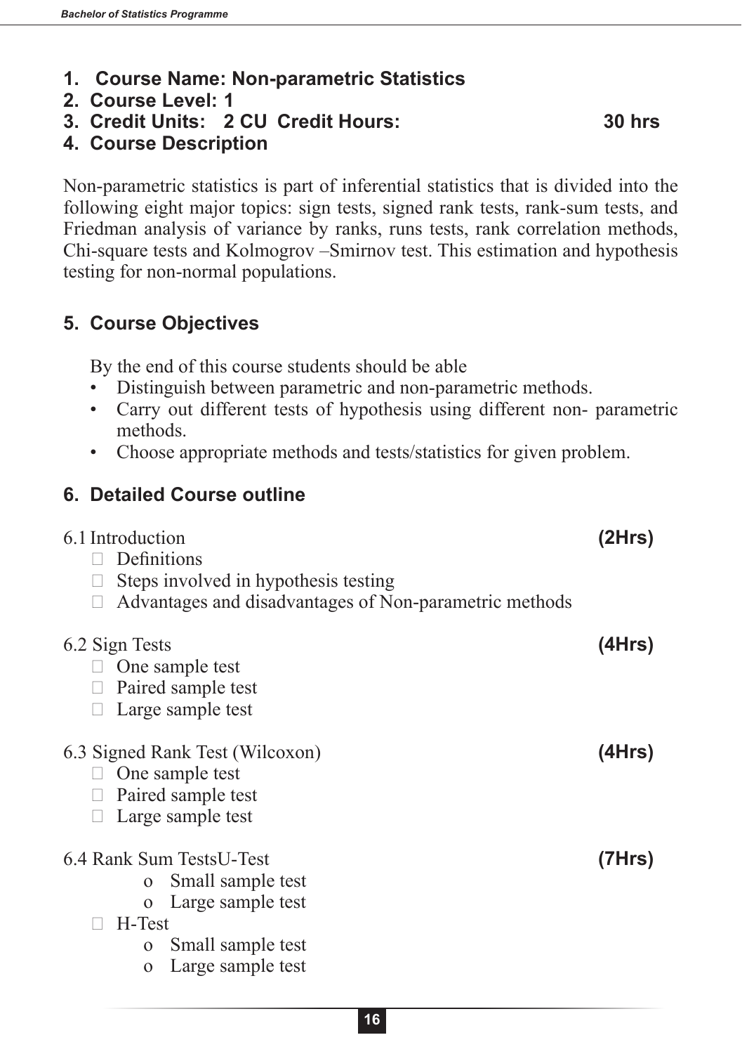1. **Course Name: Non-parametric Statistics**
2. **Course Level: 1**
3. **Credit Units: 2 CU Credit Hours: 30 hrs**
4. **Course Description**

Non-parametric statistics is part of inferential statistics that is divided into the following eight major topics: sign tests, signed rank tests, rank-sum tests, and Friedman analysis of variance by ranks, runs tests, rank correlation methods, Chi-square tests and Kolmogrov –Smirnov test. This estimation and hypothesis testing for non-normal populations.

## 5. Course Objectives

By the end of this course students should be able

- Distinguish between parametric and non-parametric methods.
- Carry out different tests of hypothesis using different non- parametric methods.
- Choose appropriate methods and tests/statistics for given problem.

## 6. Detailed Course outline

6.1 Introduction **(2Hrs)**

- Definitions
- Steps involved in hypothesis testing
- Advantages and disadvantages of Non-parametric methods

6.2 Sign Tests **(4Hrs)**

- One sample test
- Paired sample test
- Large sample test

6.3 Signed Rank Test (Wilcoxon) **(4Hrs)**

- One sample test
- Paired sample test
- Large sample test

6.4 Rank Sum TestsU-Test **(7Hrs)**

- Small sample test
- Large sample test

- H-Test
    - Small sample test
    - Large sample test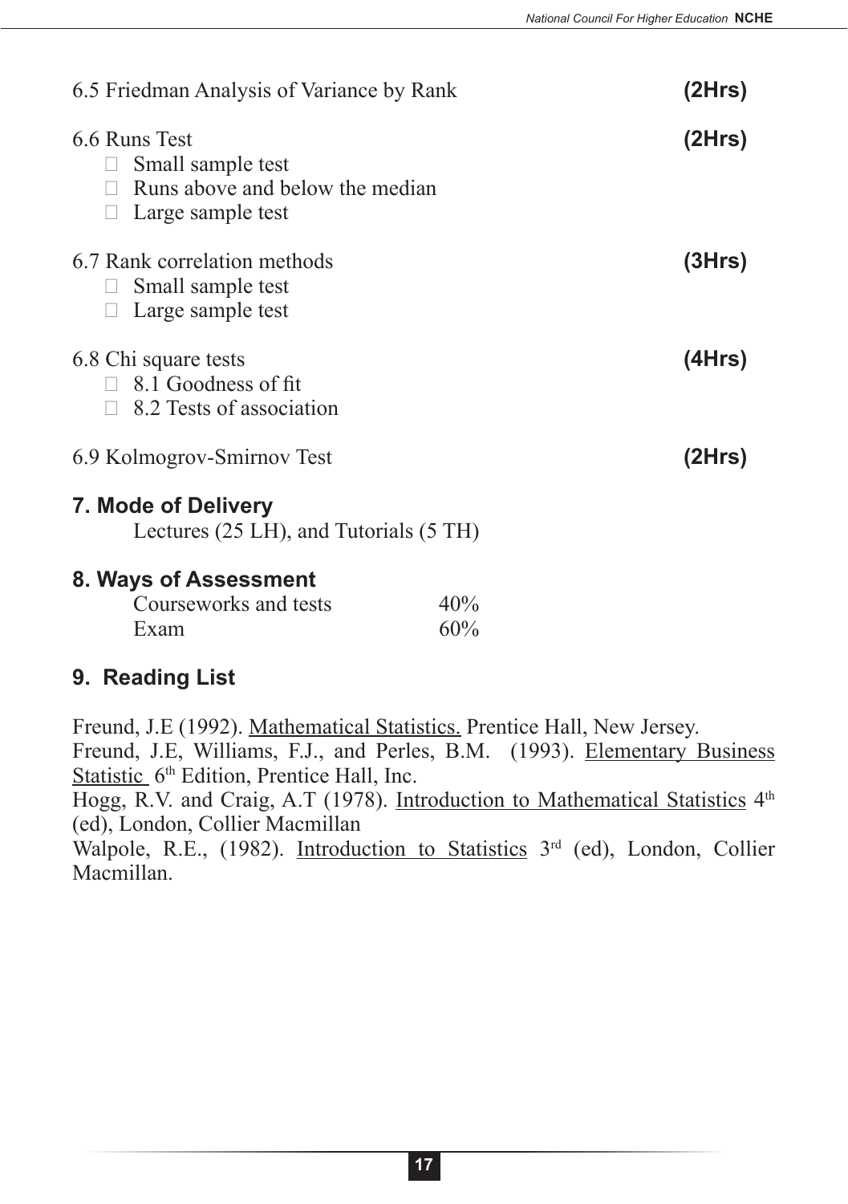6.5 Friedman Analysis of Variance by Rank **(2Hrs)**

6.6 Runs Test **(2Hrs)**

- Small sample test
- Runs above and below the median
- Large sample test

6.7 Rank correlation methods **(3Hrs)**

- Small sample test
- Large sample test

6.8 Chi square tests **(4Hrs)**

- 8.1 Goodness of fit
- 8.2 Tests of association

6.9 Kolmogrov-Smirnov Test **(2Hrs)**

## 7. Mode of Delivery

Lectures (25 LH), and Tutorials (5 TH)

## 8. Ways of Assessment

| | |
|---|---|
| Courseworks and tests | 40% |
| Exam | 60% |

## 9. Reading List

Freund, J.E (1992). Mathematical Statistics. Prentice Hall, New Jersey.

Freund, J.E, Williams, F.J., and Perles, B.M. (1993). Elementary Business Statistic 6th Edition, Prentice Hall, Inc.

Hogg, R.V. and Craig, A.T (1978). Introduction to Mathematical Statistics 4th (ed), London, Collier Macmillan

Walpole, R.E., (1982). Introduction to Statistics 3rd (ed), London, Collier Macmillan.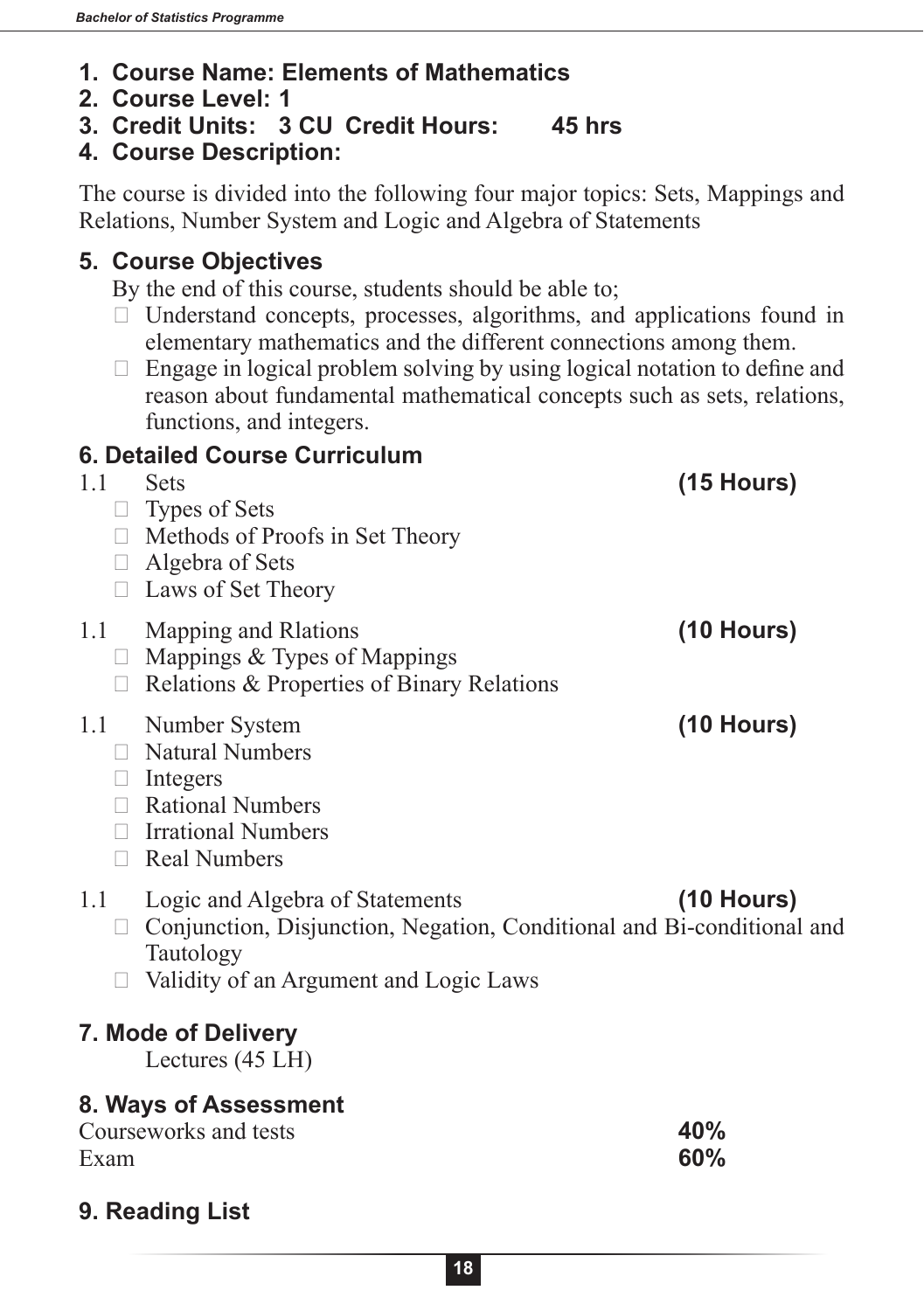1. **Course Name: Elements of Mathematics**
2. **Course Level: 1**
3. **Credit Units: 3 CU Credit Hours: 45 hrs**
4. **Course Description:**

The course is divided into the following four major topics: Sets, Mappings and Relations, Number System and Logic and Algebra of Statements

## 5. Course Objectives

By the end of this course, students should be able to;

- Understand concepts, processes, algorithms, and applications found in elementary mathematics and the different connections among them.
- Engage in logical problem solving by using logical notation to define and reason about fundamental mathematical concepts such as sets, relations, functions, and integers.

## 6. Detailed Course Curriculum

1.1 Sets **(15 Hours)**

- Types of Sets
- Methods of Proofs in Set Theory
- Algebra of Sets
- Laws of Set Theory

1.1 Mapping and Rlations **(10 Hours)**

- Mappings & Types of Mappings
- Relations & Properties of Binary Relations

1.1 Number System **(10 Hours)**

- Natural Numbers
- Integers
- Rational Numbers
- Irrational Numbers
- Real Numbers

1.1 Logic and Algebra of Statements **(10 Hours)**

- Conjunction, Disjunction, Negation, Conditional and Bi-conditional and Tautology
- Validity of an Argument and Logic Laws

## 7. Mode of Delivery

Lectures (45 LH)

## 8. Ways of Assessment

| | |
|---|---|
| Courseworks and tests | **40%** |
| Exam | **60%** |

## 9. Reading List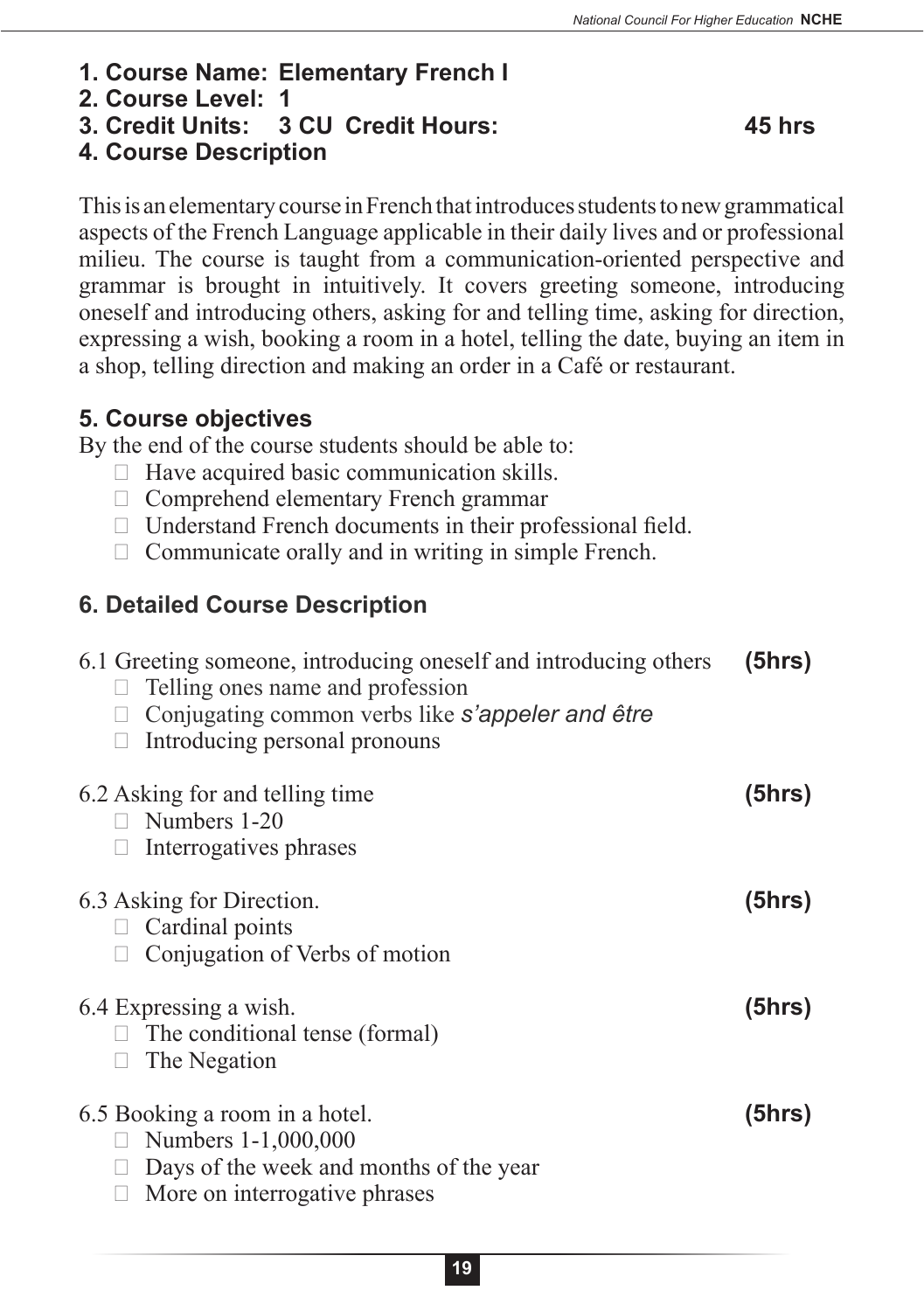**1. Course Name: Elementary French I**

**2. Course Level: 1**

**3. Credit Units: 3 CU Credit Hours: 45 hrs**

**4. Course Description**

This is an elementary course in French that introduces students to new grammatical aspects of the French Language applicable in their daily lives and or professional milieu. The course is taught from a communication-oriented perspective and grammar is brought in intuitively. It covers greeting someone, introducing oneself and introducing others, asking for and telling time, asking for direction, expressing a wish, booking a room in a hotel, telling the date, buying an item in a shop, telling direction and making an order in a Café or restaurant.

**5. Course objectives**

By the end of the course students should be able to:

- Have acquired basic communication skills.
- Comprehend elementary French grammar
- Understand French documents in their professional field.
- Communicate orally and in writing in simple French.

**6. Detailed Course Description**

6.1 Greeting someone, introducing oneself and introducing others **(5hrs)**

- Telling ones name and profession
- Conjugating common verbs like *s'appeler and être*
- Introducing personal pronouns

6.2 Asking for and telling time **(5hrs)**

- Numbers 1-20
- Interrogatives phrases

6.3 Asking for Direction. **(5hrs)**

- Cardinal points
- Conjugation of Verbs of motion

6.4 Expressing a wish. **(5hrs)**

- The conditional tense (formal)
- The Negation

6.5 Booking a room in a hotel. **(5hrs)**

- Numbers 1-1,000,000
- Days of the week and months of the year
- More on interrogative phrases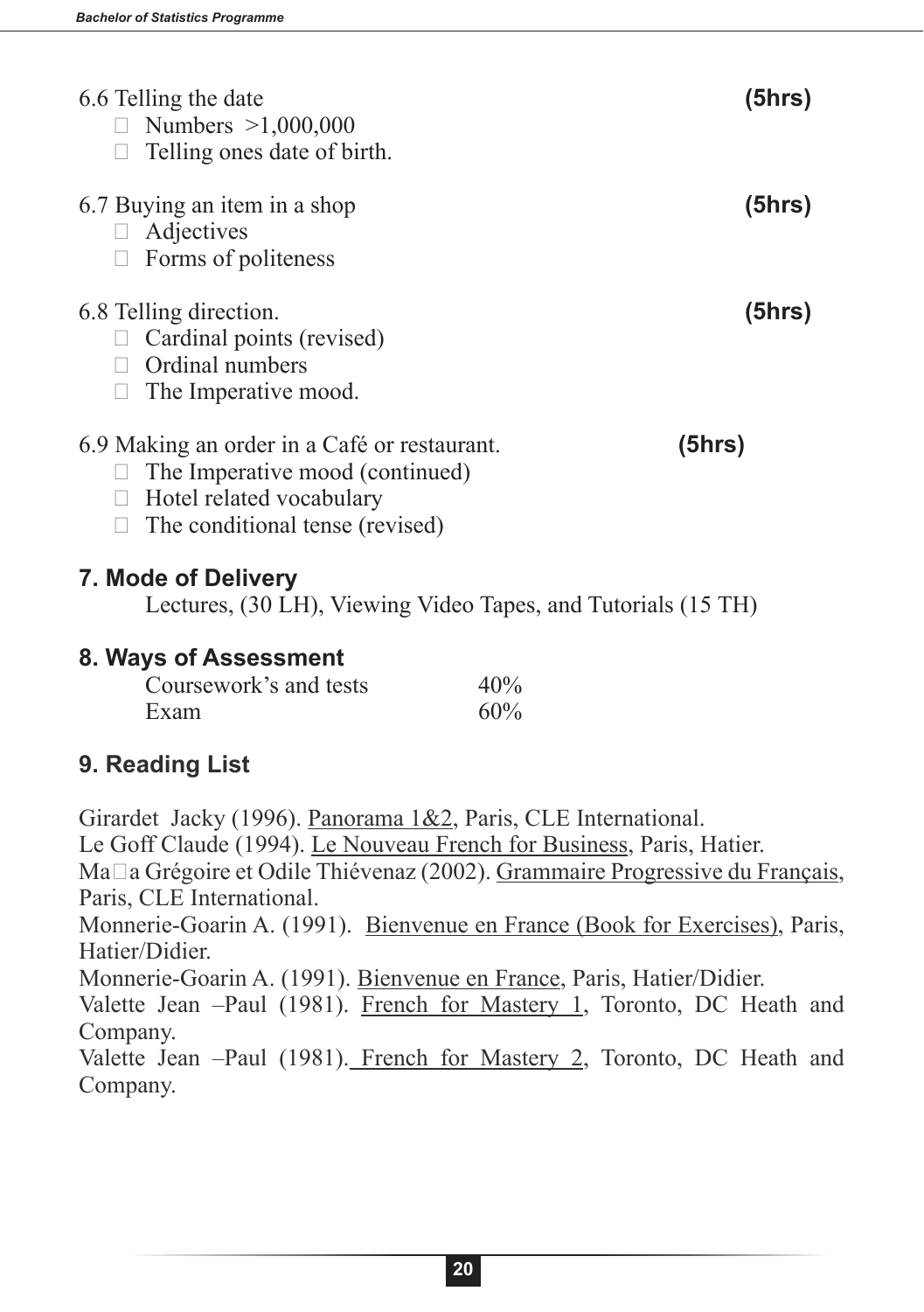6.6 Telling the date **(5hrs)**

- Numbers >1,000,000
- Telling ones date of birth.

6.7 Buying an item in a shop **(5hrs)**

- Adjectives
- Forms of politeness

6.8 Telling direction. **(5hrs)**

- Cardinal points (revised)
- Ordinal numbers
- The Imperative mood.

6.9 Making an order in a Café or restaurant. **(5hrs)**

- The Imperative mood (continued)
- Hotel related vocabulary
- The conditional tense (revised)

## 7. Mode of Delivery

Lectures, (30 LH), Viewing Video Tapes, and Tutorials (15 TH)

## 8. Ways of Assessment

| | |
|---|---|
| Coursework's and tests | 40% |
| Exam | 60% |

## 9. Reading List

Girardet Jacky (1996). Panorama 1&2, Paris, CLE International.

Le Goff Claude (1994). Le Nouveau French for Business, Paris, Hatier.

Ma�a Grégoire et Odile Thiévenaz (2002). Grammaire Progressive du Français, Paris, CLE International.

Monnerie-Goarin A. (1991). Bienvenue en France (Book for Exercises), Paris, Hatier/Didier.

Monnerie-Goarin A. (1991). Bienvenue en France, Paris, Hatier/Didier.

Valette Jean –Paul (1981). French for Mastery 1, Toronto, DC Heath and Company.

Valette Jean –Paul (1981). French for Mastery 2, Toronto, DC Heath and Company.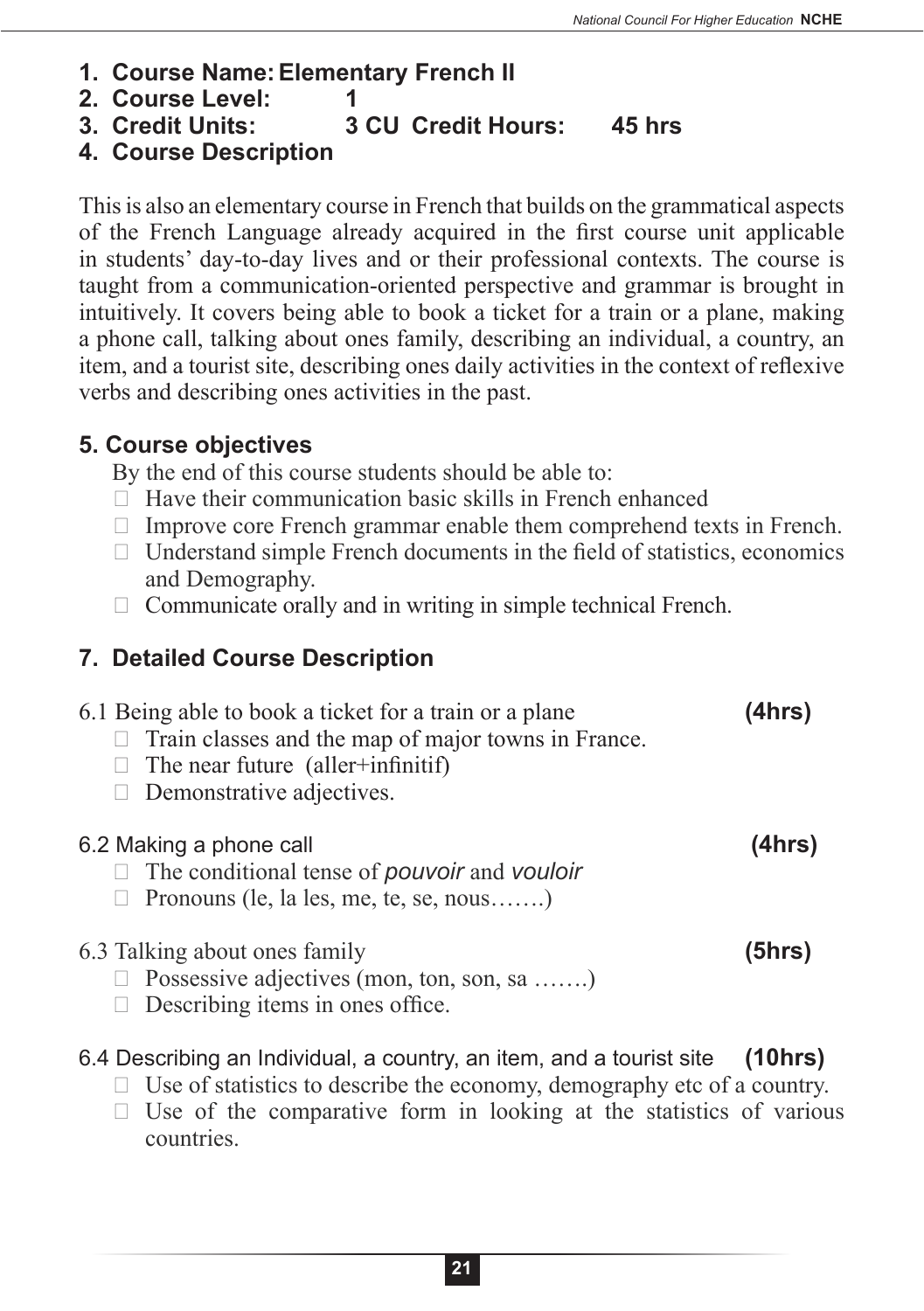1. **Course Name: Elementary French II**
2. **Course Level: 1**
3. **Credit Units: 3 CU Credit Hours: 45 hrs**
4. **Course Description**

This is also an elementary course in French that builds on the grammatical aspects of the French Language already acquired in the first course unit applicable in students' day-to-day lives and or their professional contexts. The course is taught from a communication-oriented perspective and grammar is brought in intuitively. It covers being able to book a ticket for a train or a plane, making a phone call, talking about ones family, describing an individual, a country, an item, and a tourist site, describing ones daily activities in the context of reflexive verbs and describing ones activities in the past.

### 5. Course objectives

By the end of this course students should be able to:

- Have their communication basic skills in French enhanced
- Improve core French grammar enable them comprehend texts in French.
- Understand simple French documents in the field of statistics, economics and Demography.
- Communicate orally and in writing in simple technical French.

### 7. Detailed Course Description

6.1 Being able to book a ticket for a train or a plane **(4hrs)**

- Train classes and the map of major towns in France.
- The near future (aller+infinitif)
- Demonstrative adjectives.

6.2 Making a phone call **(4hrs)**

- The conditional tense of *pouvoir* and *vouloir*
- Pronouns (le, la les, me, te, se, nous…….)

6.3 Talking about ones family **(5hrs)**

- Possessive adjectives (mon, ton, son, sa …….)
- Describing items in ones office.

6.4 Describing an Individual, a country, an item, and a tourist site **(10hrs)**

- Use of statistics to describe the economy, demography etc of a country.
- Use of the comparative form in looking at the statistics of various countries.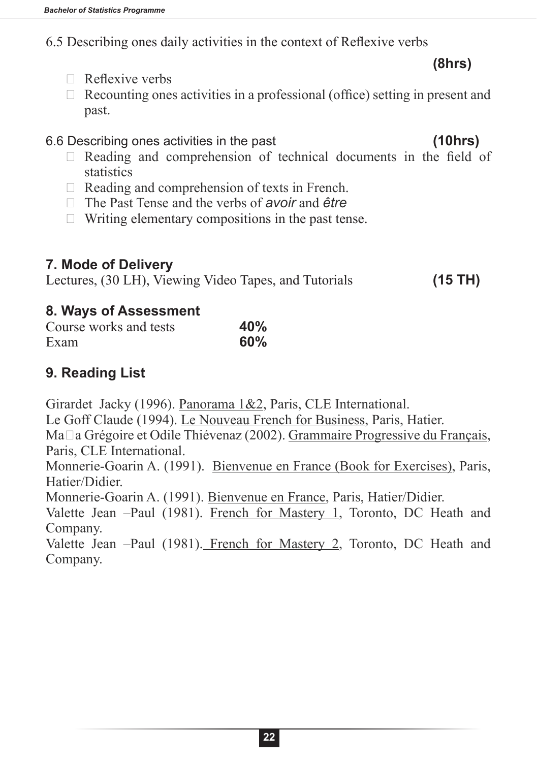6.5 Describing ones daily activities in the context of Reflexive verbs

**(8hrs)**

- Reflexive verbs
- Recounting ones activities in a professional (office) setting in present and past.

6.6 Describing ones activities in the past **(10hrs)**

- Reading and comprehension of technical documents in the field of statistics
- Reading and comprehension of texts in French.
- The Past Tense and the verbs of *avoir* and *être*
- Writing elementary compositions in the past tense.

### 7. Mode of Delivery

Lectures, (30 LH), Viewing Video Tapes, and Tutorials **(15 TH)**

### 8. Ways of Assessment

Course works and tests **40%**
Exam **60%**

### 9. Reading List

Girardet Jacky (1996). Panorama 1&2, Paris, CLE International.
Le Goff Claude (1994). Le Nouveau French for Business, Paris, Hatier.
Ma□a Grégoire et Odile Thiévenaz (2002). Grammaire Progressive du Français, Paris, CLE International.
Monnerie-Goarin A. (1991). Bienvenue en France (Book for Exercises), Paris, Hatier/Didier.
Monnerie-Goarin A. (1991). Bienvenue en France, Paris, Hatier/Didier.
Valette Jean –Paul (1981). French for Mastery 1, Toronto, DC Heath and Company.
Valette Jean –Paul (1981). French for Mastery 2, Toronto, DC Heath and Company.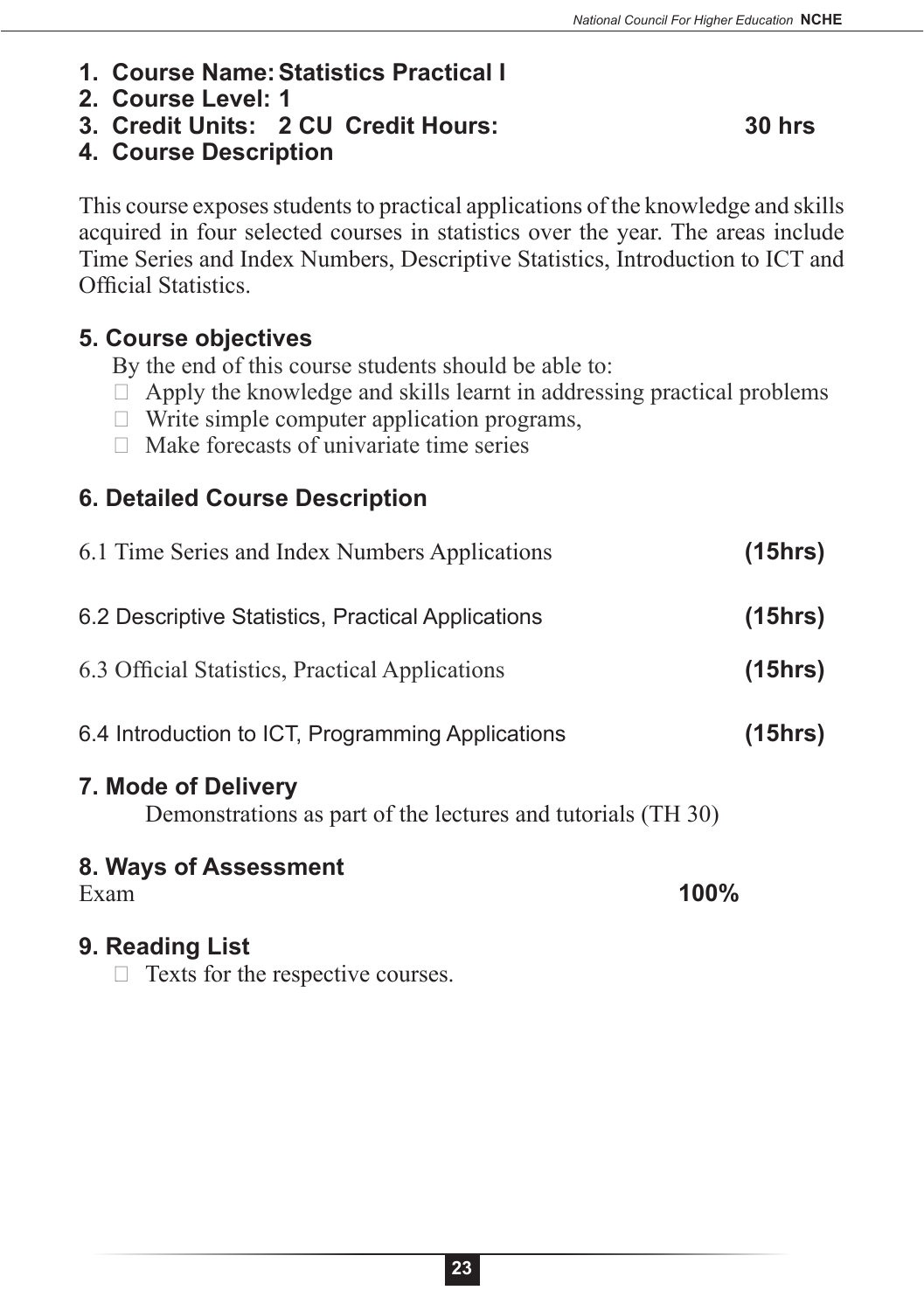1. **Course Name: Statistics Practical I**
2. **Course Level: 1**
3. **Credit Units: 2 CU Credit Hours: 30 hrs**
4. **Course Description**

This course exposes students to practical applications of the knowledge and skills acquired in four selected courses in statistics over the year. The areas include Time Series and Index Numbers, Descriptive Statistics, Introduction to ICT and Official Statistics.

## 5. Course objectives

By the end of this course students should be able to:

- Apply the knowledge and skills learnt in addressing practical problems
- Write simple computer application programs,
- Make forecasts of univariate time series

## 6. Detailed Course Description

6.1 Time Series and Index Numbers Applications **(15hrs)**

6.2 Descriptive Statistics, Practical Applications **(15hrs)**

6.3 Official Statistics, Practical Applications **(15hrs)**

6.4 Introduction to ICT, Programming Applications **(15hrs)**

## 7. Mode of Delivery

Demonstrations as part of the lectures and tutorials (TH 30)

## 8. Ways of Assessment

Exam **100%**

## 9. Reading List

- Texts for the respective courses.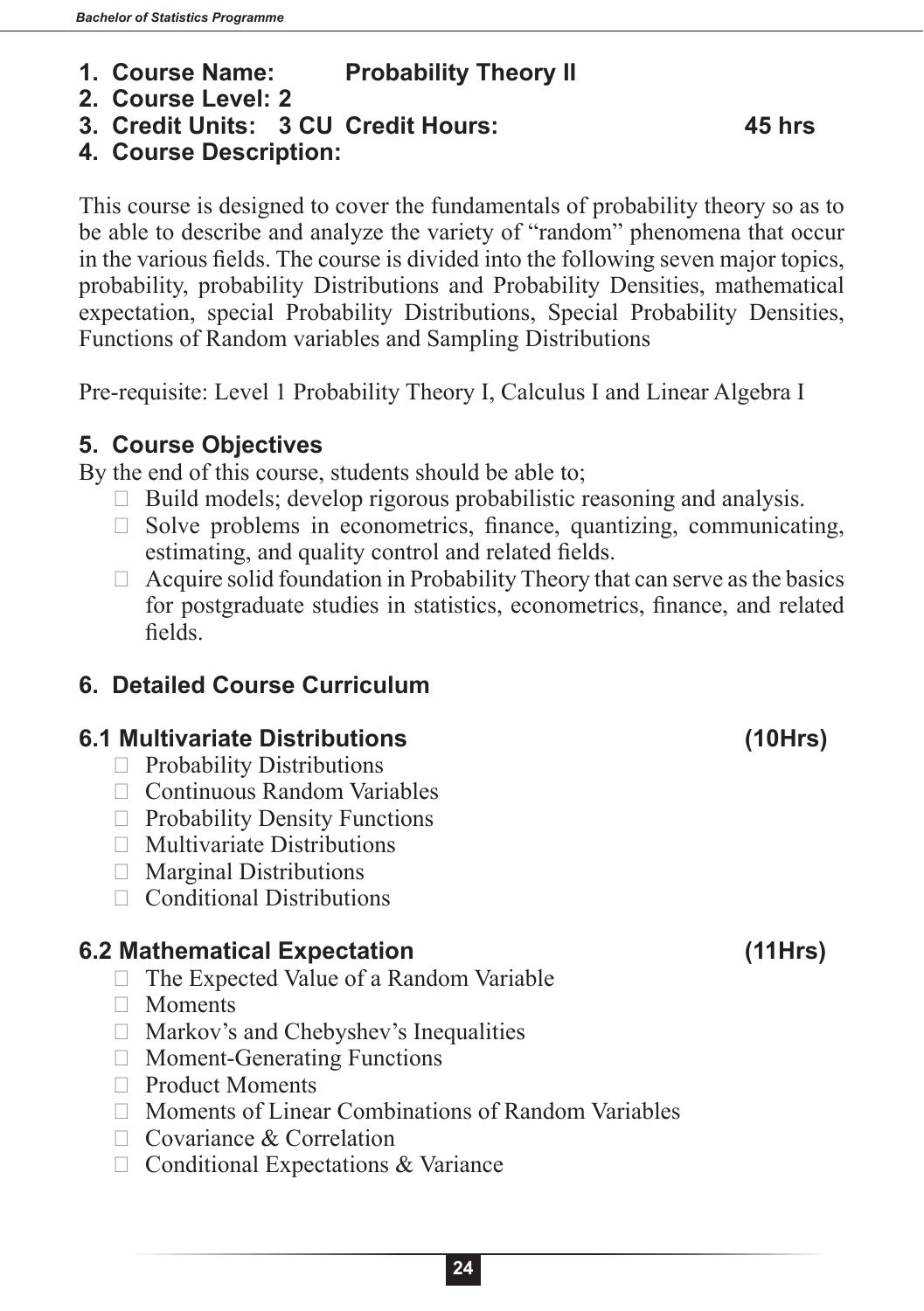1. **Course Name:** **Probability Theory II**
2. **Course Level: 2**
3. **Credit Units: 3 CU Credit Hours: 45 hrs**
4. **Course Description:**

This course is designed to cover the fundamentals of probability theory so as to be able to describe and analyze the variety of "random" phenomena that occur in the various fields. The course is divided into the following seven major topics, probability, probability Distributions and Probability Densities, mathematical expectation, special Probability Distributions, Special Probability Densities, Functions of Random variables and Sampling Distributions

Pre-requisite: Level 1 Probability Theory I, Calculus I and Linear Algebra I

## 5. Course Objectives

By the end of this course, students should be able to;

- Build models; develop rigorous probabilistic reasoning and analysis.
- Solve problems in econometrics, finance, quantizing, communicating, estimating, and quality control and related fields.
- Acquire solid foundation in Probability Theory that can serve as the basics for postgraduate studies in statistics, econometrics, finance, and related fields.

## 6. Detailed Course Curriculum

### 6.1 Multivariate Distributions (10Hrs)

- Probability Distributions
- Continuous Random Variables
- Probability Density Functions
- Multivariate Distributions
- Marginal Distributions
- Conditional Distributions

### 6.2 Mathematical Expectation (11Hrs)

- The Expected Value of a Random Variable
- Moments
- Markov's and Chebyshev's Inequalities
- Moment-Generating Functions
- Product Moments
- Moments of Linear Combinations of Random Variables
- Covariance & Correlation
- Conditional Expectations & Variance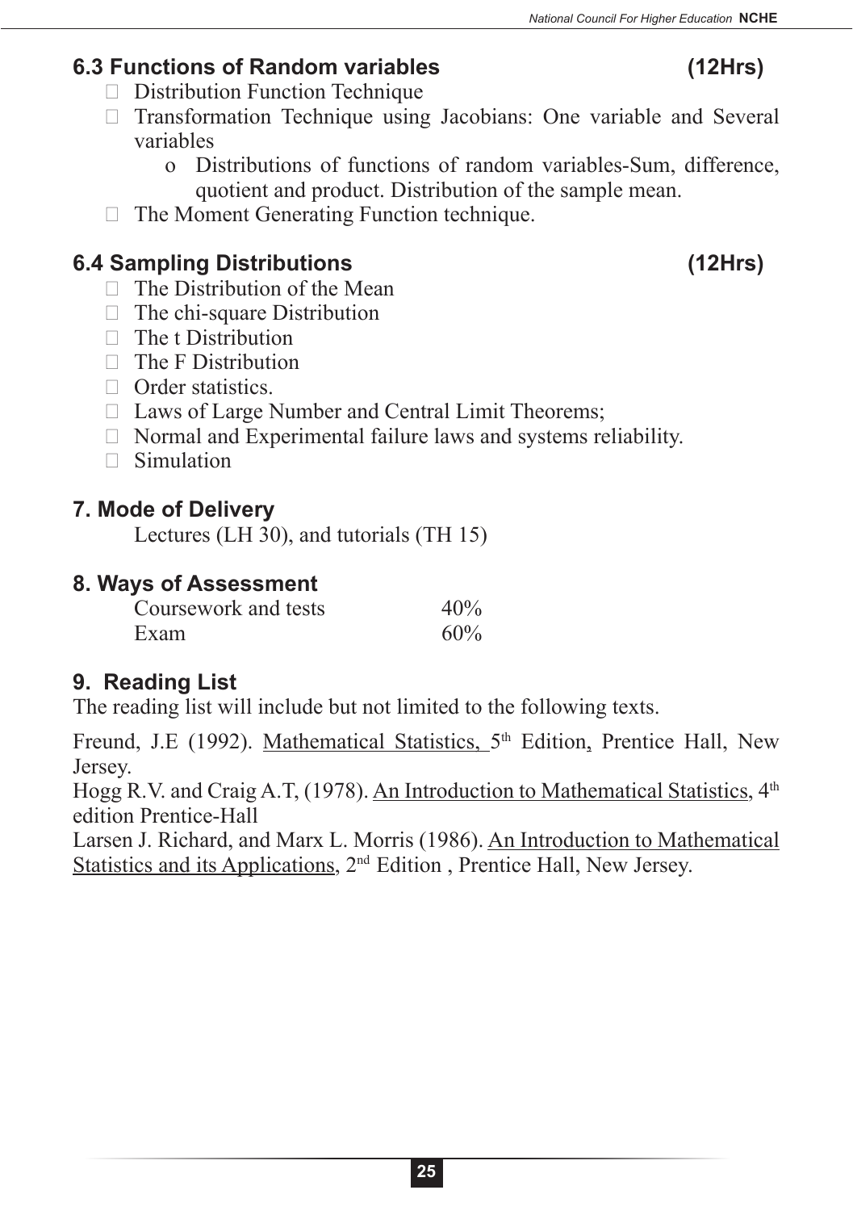## 6.3 Functions of Random variables (12Hrs)

- Distribution Function Technique
- Transformation Technique using Jacobians: One variable and Several variables
  - o Distributions of functions of random variables-Sum, difference, quotient and product. Distribution of the sample mean.
- The Moment Generating Function technique.

## 6.4 Sampling Distributions (12Hrs)

- The Distribution of the Mean
- The chi-square Distribution
- The t Distribution
- The F Distribution
- Order statistics.
- Laws of Large Number and Central Limit Theorems;
- Normal and Experimental failure laws and systems reliability.
- Simulation

## 7. Mode of Delivery

Lectures (LH 30), and tutorials (TH 15)

## 8. Ways of Assessment

| | |
|---|---|
| Coursework and tests | 40% |
| Exam | 60% |

## 9. Reading List

The reading list will include but not limited to the following texts.

Freund, J.E (1992). Mathematical Statistics, 5th Edition, Prentice Hall, New Jersey.

Hogg R.V. and Craig A.T, (1978). An Introduction to Mathematical Statistics, 4th edition Prentice-Hall

Larsen J. Richard, and Marx L. Morris (1986). An Introduction to Mathematical Statistics and its Applications, 2nd Edition , Prentice Hall, New Jersey.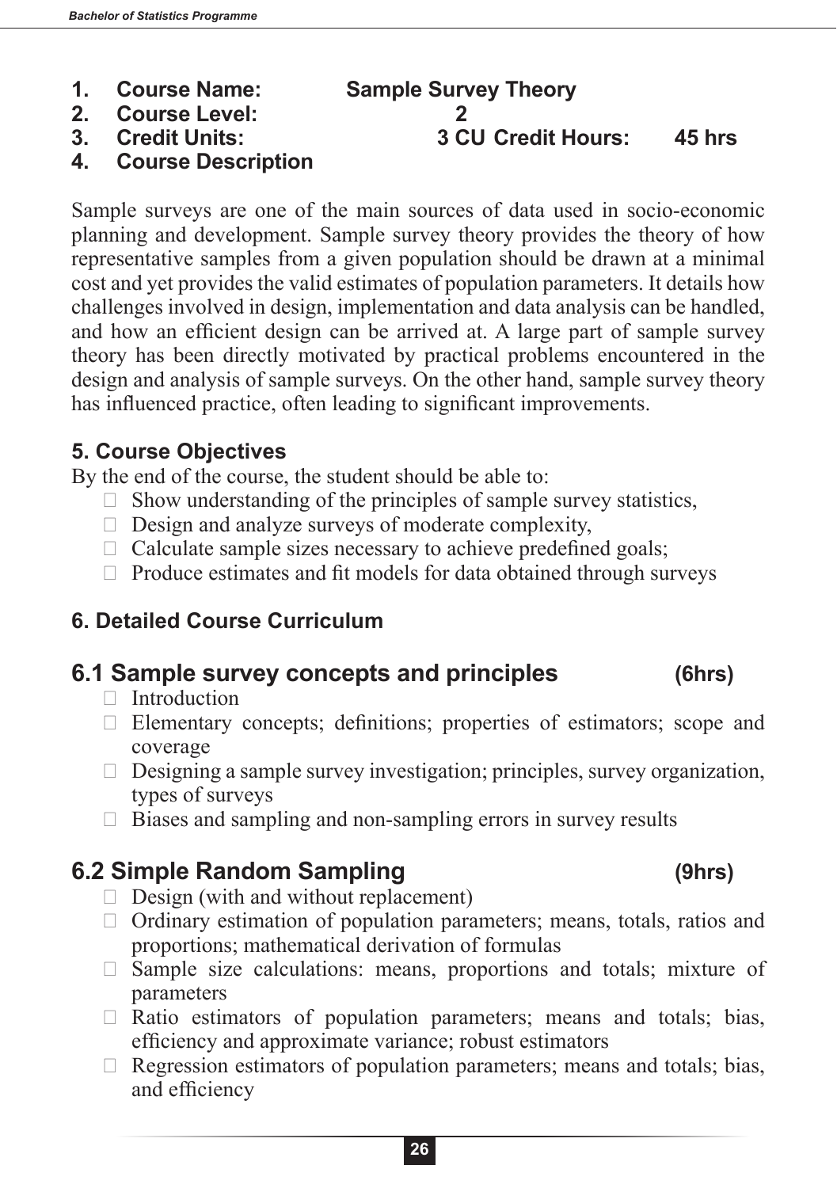1. **Course Name:** **Sample Survey Theory**
2. **Course Level:** **2**
3. **Credit Units:** **3 CU** **Credit Hours:** **45 hrs**
4. **Course Description**

Sample surveys are one of the main sources of data used in socio-economic planning and development. Sample survey theory provides the theory of how representative samples from a given population should be drawn at a minimal cost and yet provides the valid estimates of population parameters. It details how challenges involved in design, implementation and data analysis can be handled, and how an efficient design can be arrived at. A large part of sample survey theory has been directly motivated by practical problems encountered in the design and analysis of sample surveys. On the other hand, sample survey theory has influenced practice, often leading to significant improvements.

### 5. Course Objectives

By the end of the course, the student should be able to:

- Show understanding of the principles of sample survey statistics,
- Design and analyze surveys of moderate complexity,
- Calculate sample sizes necessary to achieve predefined goals;
- Produce estimates and fit models for data obtained through surveys

### 6. Detailed Course Curriculum

## 6.1 Sample survey concepts and principles (6hrs)

- Introduction
- Elementary concepts; definitions; properties of estimators; scope and coverage
- Designing a sample survey investigation; principles, survey organization, types of surveys
- Biases and sampling and non-sampling errors in survey results

## 6.2 Simple Random Sampling (9hrs)

- Design (with and without replacement)
- Ordinary estimation of population parameters; means, totals, ratios and proportions; mathematical derivation of formulas
- Sample size calculations: means, proportions and totals; mixture of parameters
- Ratio estimators of population parameters; means and totals; bias, efficiency and approximate variance; robust estimators
- Regression estimators of population parameters; means and totals; bias, and efficiency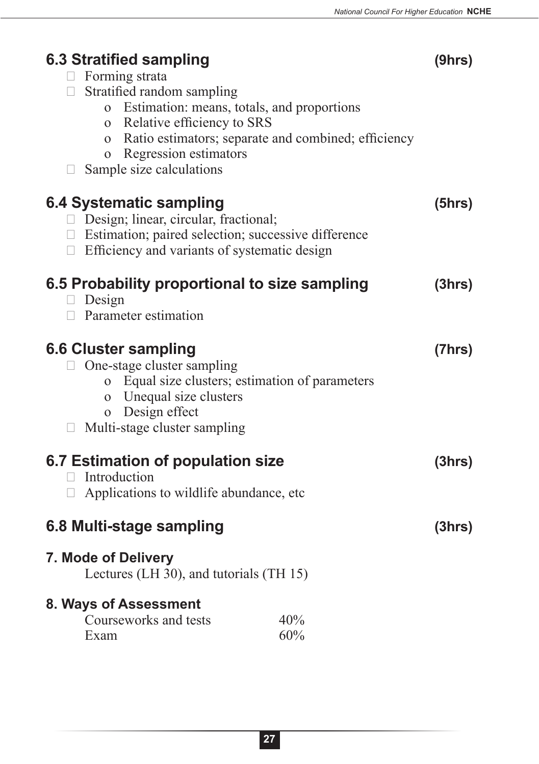### 6.3 Stratified sampling (9hrs)

- Forming strata
- Stratified random sampling
  - Estimation: means, totals, and proportions
  - Relative efficiency to SRS
  - Ratio estimators; separate and combined; efficiency
  - Regression estimators
- Sample size calculations

### 6.4 Systematic sampling (5hrs)

- Design; linear, circular, fractional;
- Estimation; paired selection; successive difference
- Efficiency and variants of systematic design

### 6.5 Probability proportional to size sampling (3hrs)

- Design
- Parameter estimation

### 6.6 Cluster sampling (7hrs)

- One-stage cluster sampling
  - Equal size clusters; estimation of parameters
  - Unequal size clusters
  - Design effect
- Multi-stage cluster sampling

### 6.7 Estimation of population size (3hrs)

- Introduction
- Applications to wildlife abundance, etc

### 6.8 Multi-stage sampling (3hrs)

## 7. Mode of Delivery

Lectures (LH 30), and tutorials (TH 15)

## 8. Ways of Assessment

| | |
|---|---|
| Courseworks and tests | 40% |
| Exam | 60% |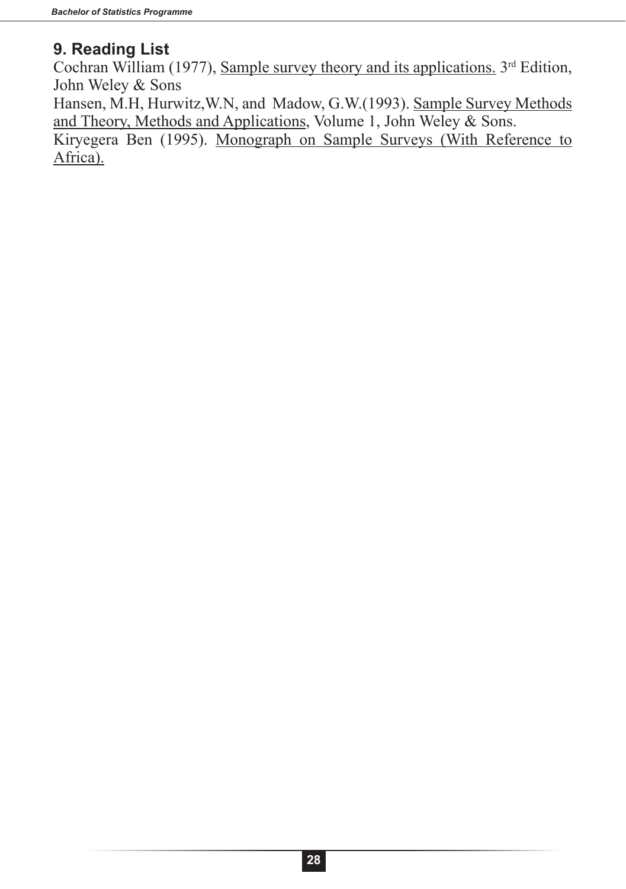## 9. Reading List

Cochran William (1977), Sample survey theory and its applications. 3rd Edition, John Weley & Sons

Hansen, M.H, Hurwitz,W.N, and Madow, G.W.(1993). Sample Survey Methods and Theory, Methods and Applications, Volume 1, John Weley & Sons.

Kiryegera Ben (1995). Monograph on Sample Surveys (With Reference to Africa).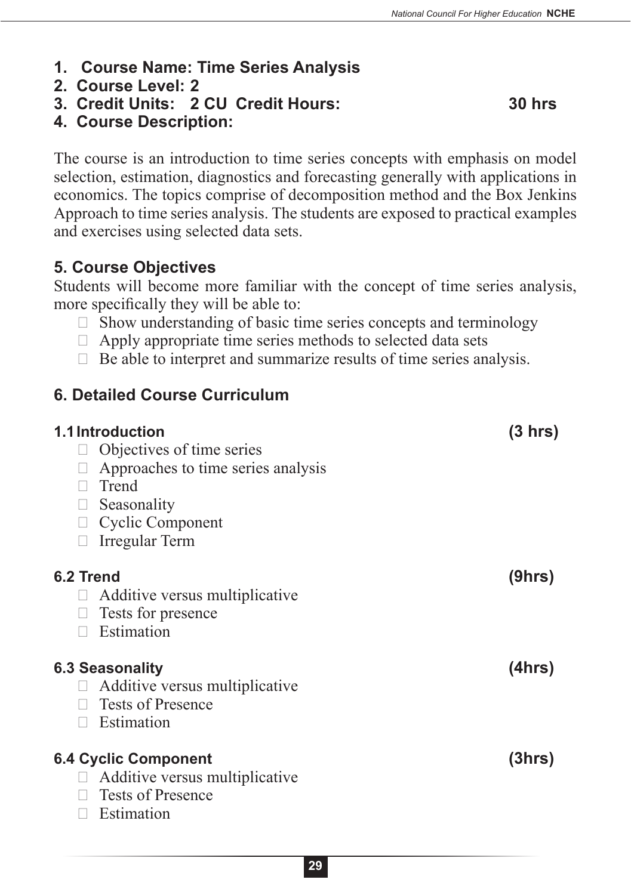1. **Course Name: Time Series Analysis**
2. **Course Level: 2**
3. **Credit Units: 2 CU Credit Hours: 30 hrs**
4. **Course Description:**

The course is an introduction to time series concepts with emphasis on model selection, estimation, diagnostics and forecasting generally with applications in economics. The topics comprise of decomposition method and the Box Jenkins Approach to time series analysis. The students are exposed to practical examples and exercises using selected data sets.

### 5. Course Objectives

Students will become more familiar with the concept of time series analysis, more specifically they will be able to:

- Show understanding of basic time series concepts and terminology
- Apply appropriate time series methods to selected data sets
- Be able to interpret and summarize results of time series analysis.

### 6. Detailed Course Curriculum

**1.1 Introduction (3 hrs)**

- Objectives of time series
- Approaches to time series analysis
- Trend
- Seasonality
- Cyclic Component
- Irregular Term

**6.2 Trend (9hrs)**

- Additive versus multiplicative
- Tests for presence
- Estimation

**6.3 Seasonality (4hrs)**

- Additive versus multiplicative
- Tests of Presence
- Estimation

**6.4 Cyclic Component (3hrs)**

- Additive versus multiplicative
- Tests of Presence
- Estimation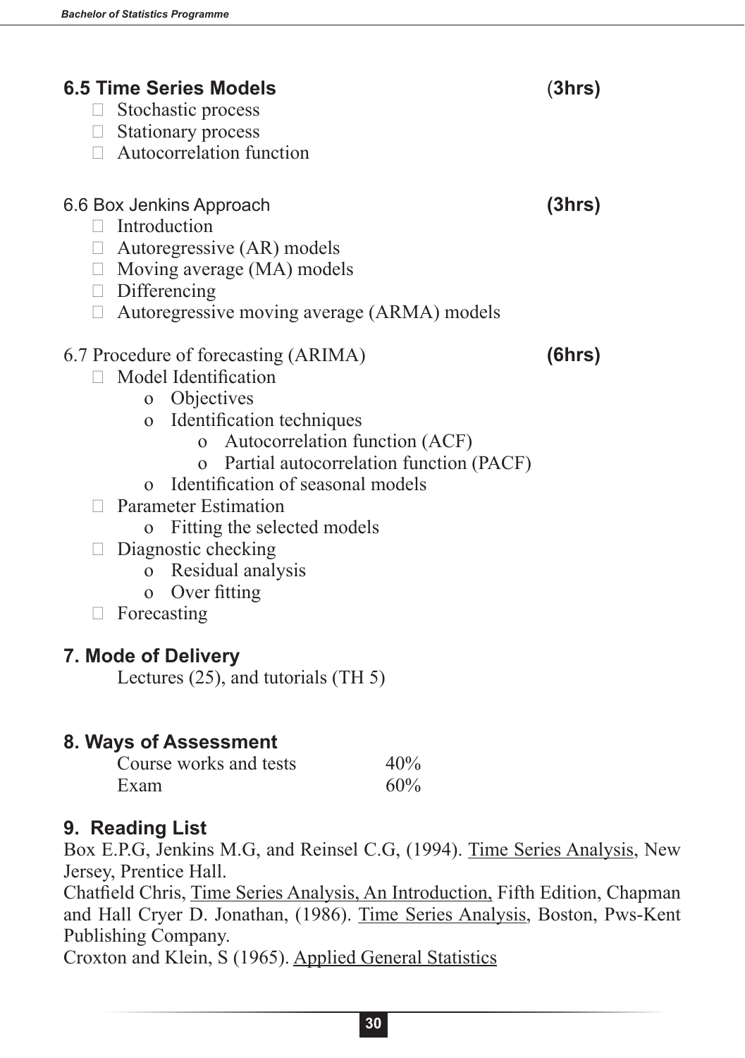### 6.5 Time Series Models (3hrs)

- Stochastic process
- Stationary process
- Autocorrelation function

### 6.6 Box Jenkins Approach (3hrs)

- Introduction
- Autoregressive (AR) models
- Moving average (MA) models
- Differencing
- Autoregressive moving average (ARMA) models

### 6.7 Procedure of forecasting (ARIMA) (6hrs)

- Model Identification
    - Objectives
    - Identification techniques
        - Autocorrelation function (ACF)
        - Partial autocorrelation function (PACF)
    - Identification of seasonal models
- Parameter Estimation
    - Fitting the selected models
- Diagnostic checking
    - Residual analysis
    - Over fitting
- Forecasting

## 7. Mode of Delivery

Lectures (25), and tutorials (TH 5)

## 8. Ways of Assessment

| | |
|---|---|
| Course works and tests | 40% |
| Exam | 60% |

## 9. Reading List

Box E.P.G, Jenkins M.G, and Reinsel C.G, (1994). Time Series Analysis, New Jersey, Prentice Hall.

Chatfield Chris, Time Series Analysis, An Introduction, Fifth Edition, Chapman and Hall Cryer D. Jonathan, (1986). Time Series Analysis, Boston, Pws-Kent Publishing Company.

Croxton and Klein, S (1965). Applied General Statistics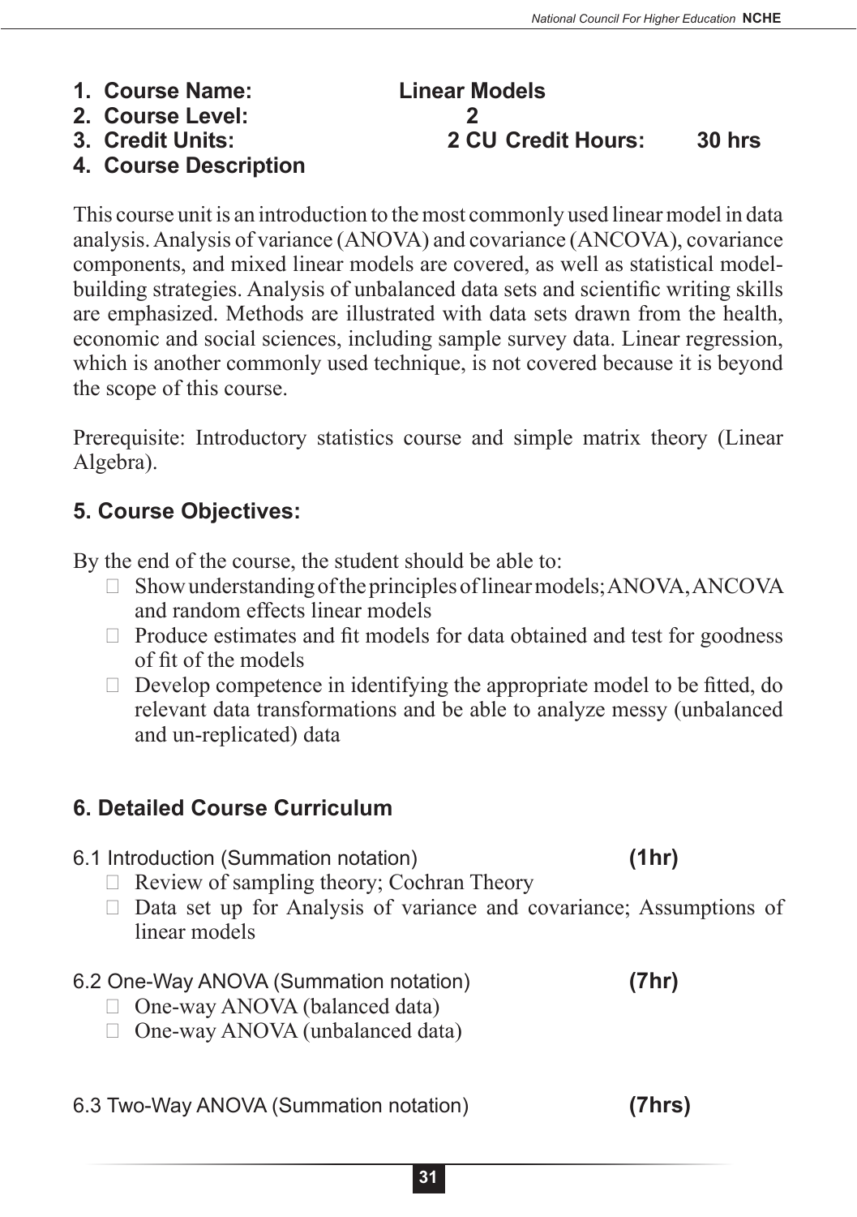1. **Course Name:** **Linear Models**
2. **Course Level:** **2**
3. **Credit Units:** **2 CU** **Credit Hours:** **30 hrs**
4. **Course Description**

This course unit is an introduction to the most commonly used linear model in data analysis. Analysis of variance (ANOVA) and covariance (ANCOVA), covariance components, and mixed linear models are covered, as well as statistical model-building strategies. Analysis of unbalanced data sets and scientific writing skills are emphasized. Methods are illustrated with data sets drawn from the health, economic and social sciences, including sample survey data. Linear regression, which is another commonly used technique, is not covered because it is beyond the scope of this course.

Prerequisite: Introductory statistics course and simple matrix theory (Linear Algebra).

## 5. Course Objectives:

By the end of the course, the student should be able to:

- Show understanding of the principles of linear models; ANOVA, ANCOVA and random effects linear models
- Produce estimates and fit models for data obtained and test for goodness of fit of the models
- Develop competence in identifying the appropriate model to be fitted, do relevant data transformations and be able to analyze messy (unbalanced and un-replicated) data

## 6. Detailed Course Curriculum

6.1 Introduction (Summation notation) **(1hr)**

- Review of sampling theory; Cochran Theory
- Data set up for Analysis of variance and covariance; Assumptions of linear models

6.2 One-Way ANOVA (Summation notation) **(7hr)**

- One-way ANOVA (balanced data)
- One-way ANOVA (unbalanced data)

6.3 Two-Way ANOVA (Summation notation) **(7hrs)**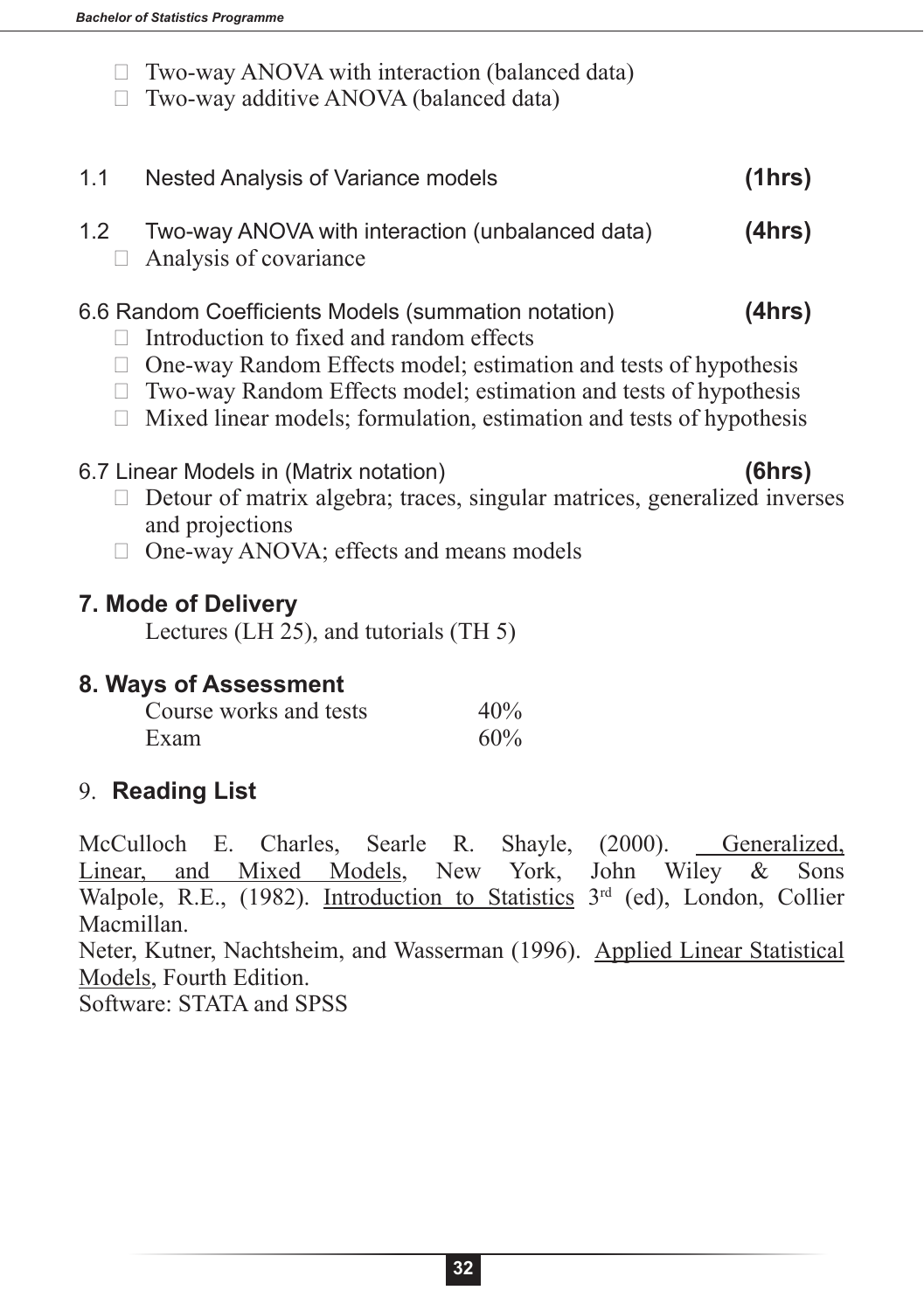- Two-way ANOVA with interaction (balanced data)
- Two-way additive ANOVA (balanced data)

1.1 Nested Analysis of Variance models **(1hrs)**

1.2 Two-way ANOVA with interaction (unbalanced data) **(4hrs)**

- Analysis of covariance

6.6 Random Coefficients Models (summation notation) **(4hrs)**

- Introduction to fixed and random effects
- One-way Random Effects model; estimation and tests of hypothesis
- Two-way Random Effects model; estimation and tests of hypothesis
- Mixed linear models; formulation, estimation and tests of hypothesis

6.7 Linear Models in (Matrix notation) **(6hrs)**

- Detour of matrix algebra; traces, singular matrices, generalized inverses and projections
- One-way ANOVA; effects and means models

## 7. Mode of Delivery

Lectures (LH 25), and tutorials (TH 5)

## 8. Ways of Assessment

| | |
|---|---|
| Course works and tests | 40% |
| Exam | 60% |

## 9. Reading List

McCulloch E. Charles, Searle R. Shayle, (2000). Generalized, Linear, and Mixed Models, New York, John Wiley & Sons

Walpole, R.E., (1982). Introduction to Statistics 3rd (ed), London, Collier Macmillan.

Neter, Kutner, Nachtsheim, and Wasserman (1996). Applied Linear Statistical Models, Fourth Edition.

Software: STATA and SPSS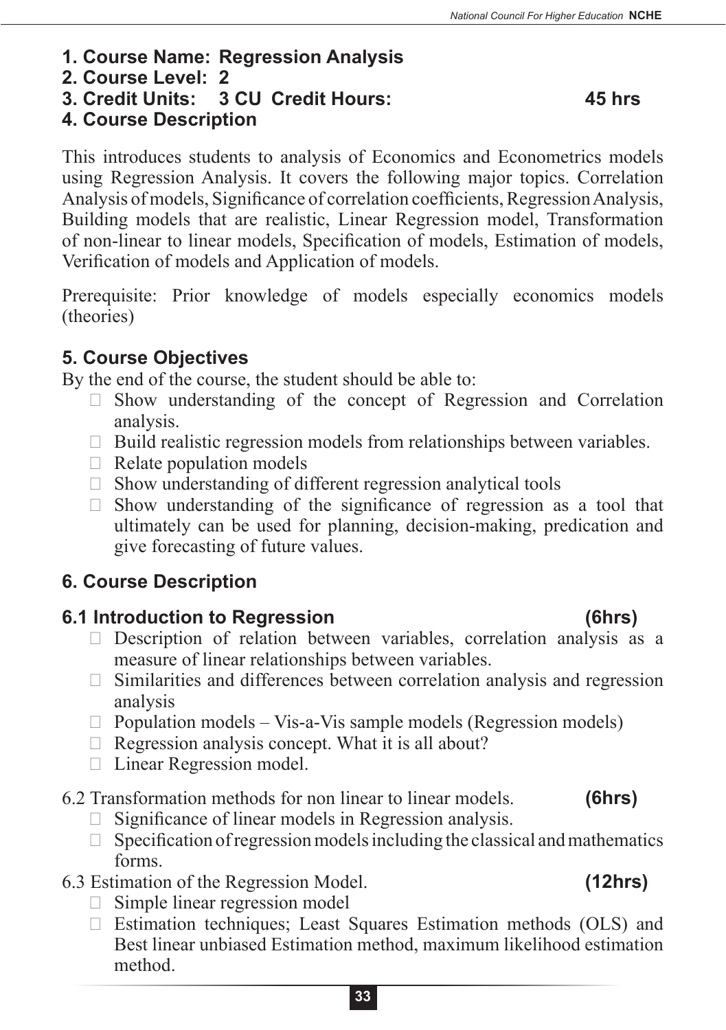**1. Course Name: Regression Analysis**

**2. Course Level: 2**

**3. Credit Units: 3 CU Credit Hours: 45 hrs**

**4. Course Description**

This introduces students to analysis of Economics and Econometrics models using Regression Analysis. It covers the following major topics. Correlation Analysis of models, Significance of correlation coefficients, Regression Analysis, Building models that are realistic, Linear Regression model, Transformation of non-linear to linear models, Specification of models, Estimation of models, Verification of models and Application of models.

Prerequisite: Prior knowledge of models especially economics models (theories)

## 5. Course Objectives

By the end of the course, the student should be able to:

- Show understanding of the concept of Regression and Correlation analysis.
- Build realistic regression models from relationships between variables.
- Relate population models
- Show understanding of different regression analytical tools
- Show understanding of the significance of regression as a tool that ultimately can be used for planning, decision-making, predication and give forecasting of future values.

## 6. Course Description

### 6.1 Introduction to Regression (6hrs)

- Description of relation between variables, correlation analysis as a measure of linear relationships between variables.
- Similarities and differences between correlation analysis and regression analysis
- Population models – Vis-a-Vis sample models (Regression models)
- Regression analysis concept. What it is all about?
- Linear Regression model.

6.2 Transformation methods for non linear to linear models. **(6hrs)**

- Significance of linear models in Regression analysis.
- Specification of regression models including the classical and mathematics forms.

6.3 Estimation of the Regression Model. **(12hrs)**

- Simple linear regression model
- Estimation techniques; Least Squares Estimation methods (OLS) and Best linear unbiased Estimation method, maximum likelihood estimation method.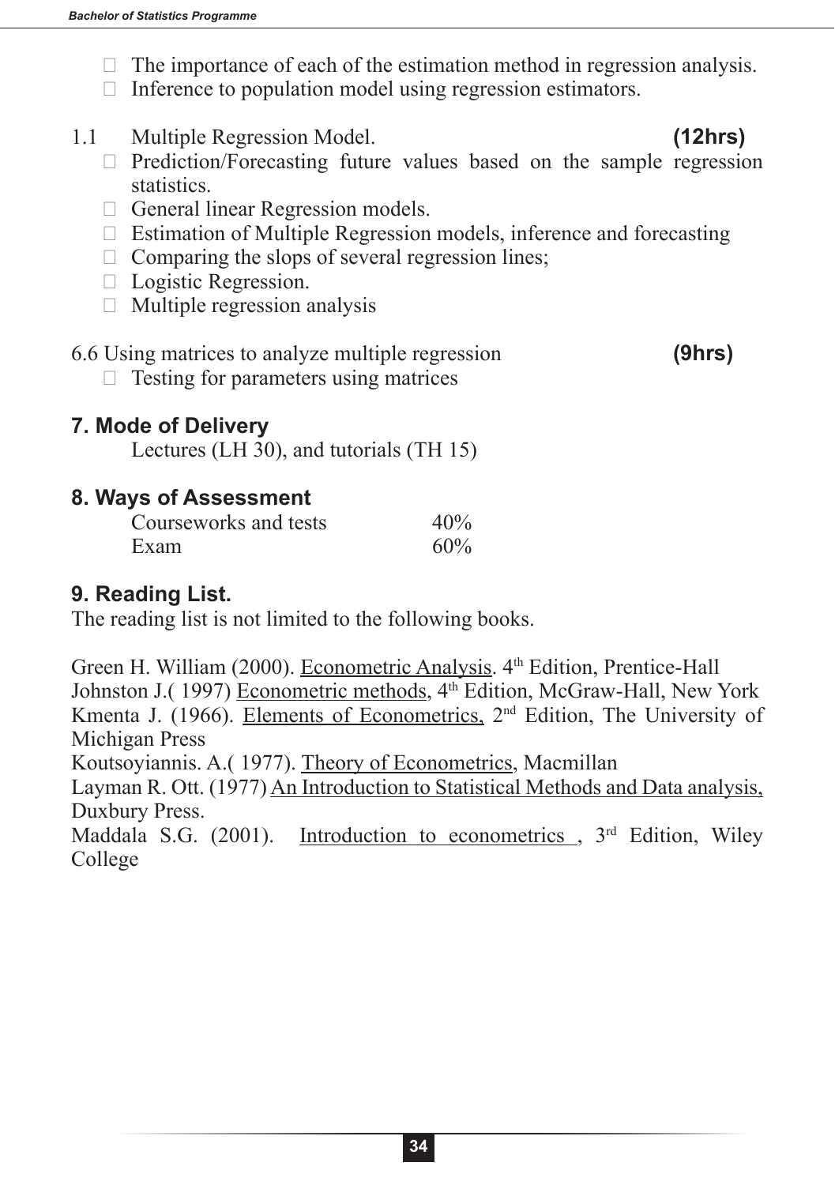- The importance of each of the estimation method in regression analysis.
- Inference to population model using regression estimators.

1.1 Multiple Regression Model. **(12hrs)**

- Prediction/Forecasting future values based on the sample regression statistics.
- General linear Regression models.
- Estimation of Multiple Regression models, inference and forecasting
- Comparing the slops of several regression lines;
- Logistic Regression.
- Multiple regression analysis

6.6 Using matrices to analyze multiple regression **(9hrs)**

- Testing for parameters using matrices

## 7. Mode of Delivery

Lectures (LH 30), and tutorials (TH 15)

## 8. Ways of Assessment

| | |
|---|---|
| Courseworks and tests | 40% |
| Exam | 60% |

## 9. Reading List.

The reading list is not limited to the following books.

Green H. William (2000). Econometric Analysis. 4th Edition, Prentice-Hall
Johnston J.( 1997) Econometric methods, 4th Edition, McGraw-Hall, New York
Kmenta J. (1966). Elements of Econometrics, 2nd Edition, The University of Michigan Press
Koutsoyiannis. A.( 1977). Theory of Econometrics, Macmillan
Layman R. Ott. (1977) An Introduction to Statistical Methods and Data analysis, Duxbury Press.
Maddala S.G. (2001). Introduction to econometrics , 3rd Edition, Wiley College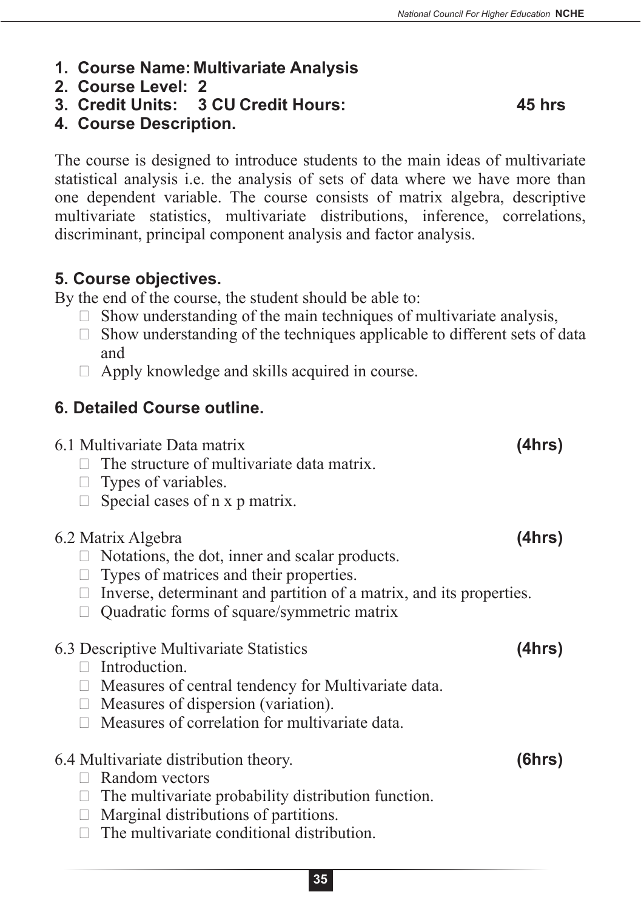1. **Course Name: Multivariate Analysis**
2. **Course Level: 2**
3. **Credit Units: 3 CU Credit Hours: 45 hrs**
4. **Course Description.**

The course is designed to introduce students to the main ideas of multivariate statistical analysis i.e. the analysis of sets of data where we have more than one dependent variable. The course consists of matrix algebra, descriptive multivariate statistics, multivariate distributions, inference, correlations, discriminant, principal component analysis and factor analysis.

## 5. Course objectives.

By the end of the course, the student should be able to:

- Show understanding of the main techniques of multivariate analysis,
- Show understanding of the techniques applicable to different sets of data and
- Apply knowledge and skills acquired in course.

## 6. Detailed Course outline.

6.1 Multivariate Data matrix **(4hrs)**

- The structure of multivariate data matrix.
- Types of variables.
- Special cases of n x p matrix.

6.2 Matrix Algebra **(4hrs)**

- Notations, the dot, inner and scalar products.
- Types of matrices and their properties.
- Inverse, determinant and partition of a matrix, and its properties.
- Quadratic forms of square/symmetric matrix

6.3 Descriptive Multivariate Statistics **(4hrs)**

- Introduction.
- Measures of central tendency for Multivariate data.
- Measures of dispersion (variation).
- Measures of correlation for multivariate data.

6.4 Multivariate distribution theory. **(6hrs)**

- Random vectors
- The multivariate probability distribution function.
- Marginal distributions of partitions.
- The multivariate conditional distribution.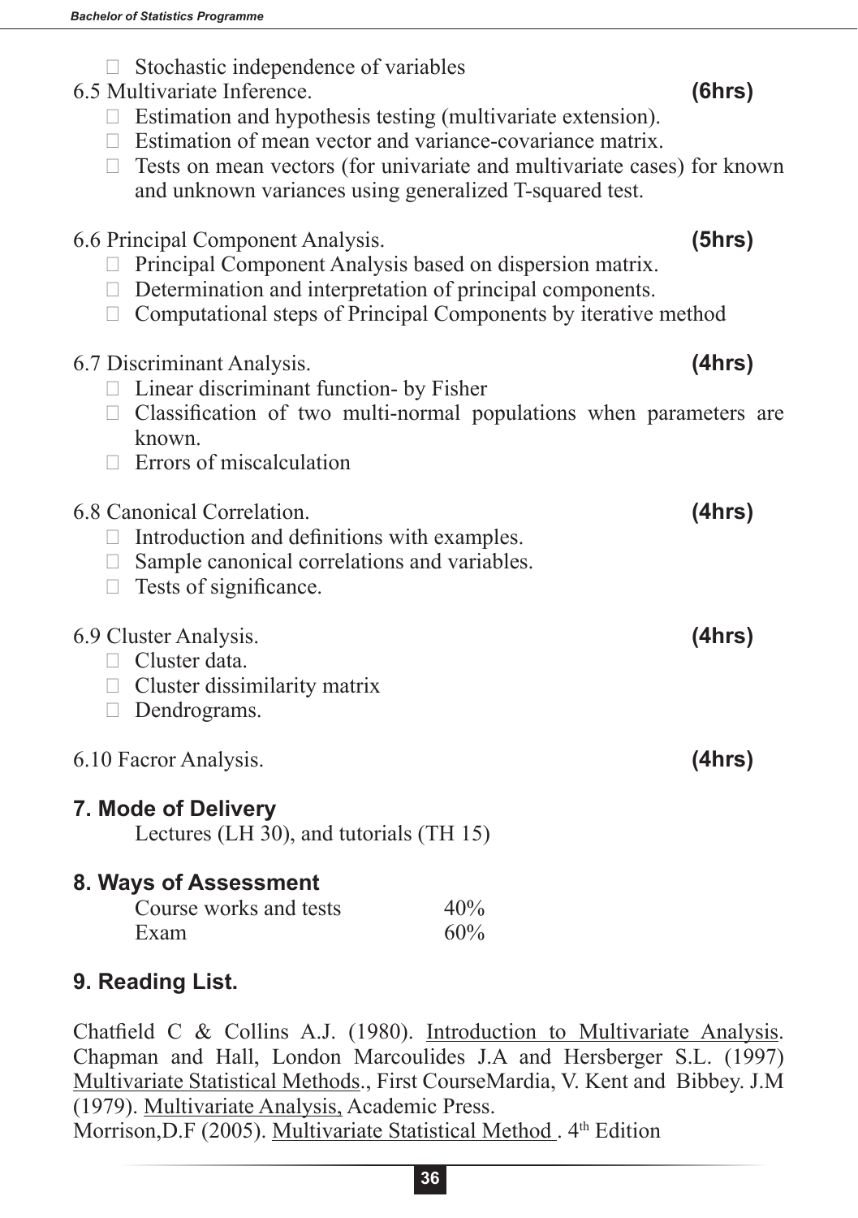- Stochastic independence of variables

6.5 Multivariate Inference. **(6hrs)**

- Estimation and hypothesis testing (multivariate extension).
- Estimation of mean vector and variance-covariance matrix.
- Tests on mean vectors (for univariate and multivariate cases) for known and unknown variances using generalized T-squared test.

6.6 Principal Component Analysis. **(5hrs)**

- Principal Component Analysis based on dispersion matrix.
- Determination and interpretation of principal components.
- Computational steps of Principal Components by iterative method

6.7 Discriminant Analysis. **(4hrs)**

- Linear discriminant function- by Fisher
- Classification of two multi-normal populations when parameters are known.
- Errors of miscalculation

6.8 Canonical Correlation. **(4hrs)**

- Introduction and definitions with examples.
- Sample canonical correlations and variables.
- Tests of significance.

6.9 Cluster Analysis. **(4hrs)**

- Cluster data.
- Cluster dissimilarity matrix
- Dendrograms.

6.10 Facror Analysis. **(4hrs)**

## 7. Mode of Delivery

Lectures (LH 30), and tutorials (TH 15)

## 8. Ways of Assessment

| | |
|---|---|
| Course works and tests | 40% |
| Exam | 60% |

## 9. Reading List.

Chatfield C & Collins A.J. (1980). Introduction to Multivariate Analysis. Chapman and Hall, London Marcoulides J.A and Hersberger S.L. (1997) Multivariate Statistical Methods., First CourseMardia, V. Kent and Bibbey. J.M (1979). Multivariate Analysis, Academic Press.

Morrison,D.F (2005). Multivariate Statistical Method . 4th Edition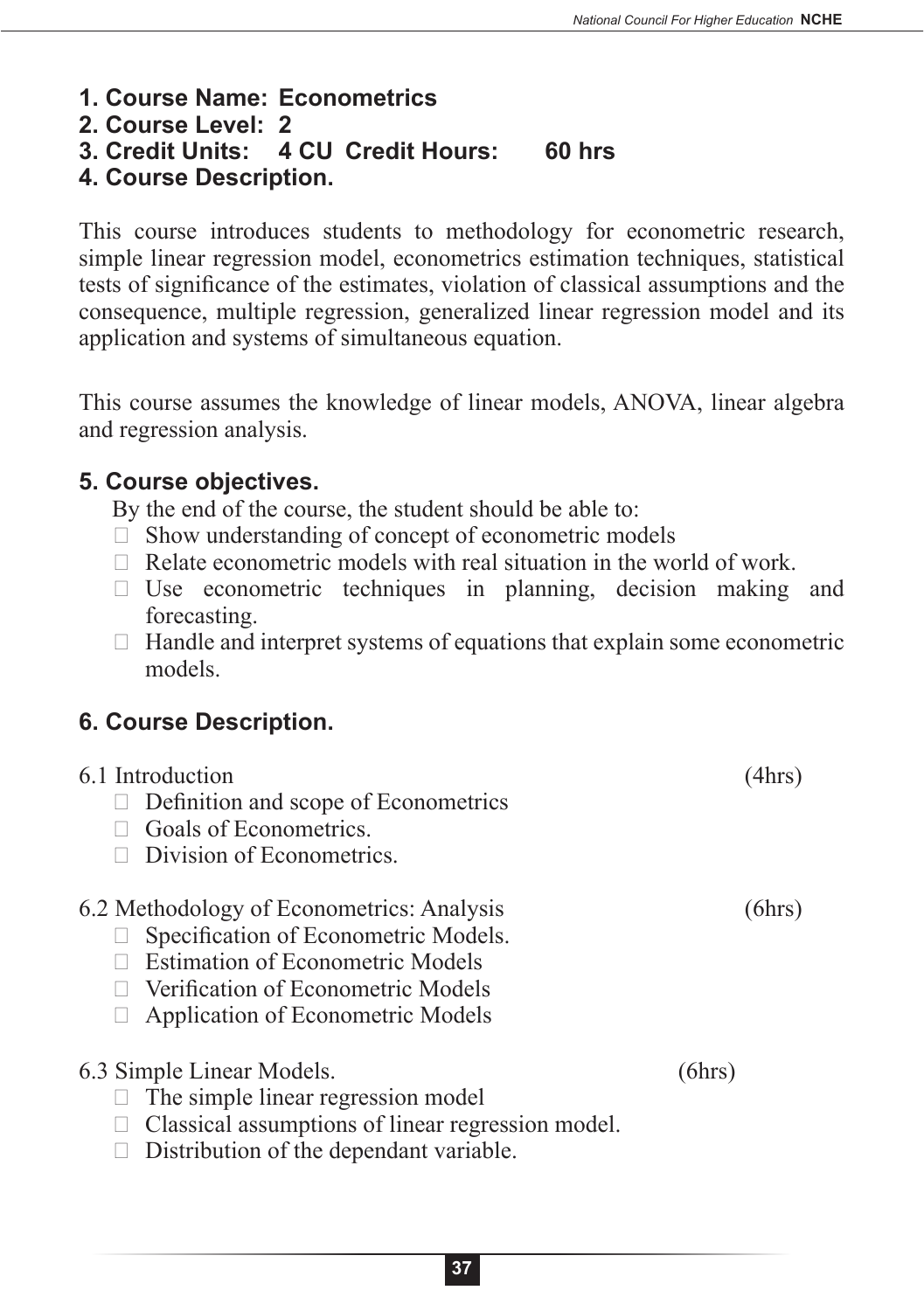**1. Course Name: Econometrics**
**2. Course Level: 2**
**3. Credit Units: 4 CU Credit Hours: 60 hrs**
**4. Course Description.**

This course introduces students to methodology for econometric research, simple linear regression model, econometrics estimation techniques, statistical tests of significance of the estimates, violation of classical assumptions and the consequence, multiple regression, generalized linear regression model and its application and systems of simultaneous equation.

This course assumes the knowledge of linear models, ANOVA, linear algebra and regression analysis.

## 5. Course objectives.

By the end of the course, the student should be able to:

- Show understanding of concept of econometric models
- Relate econometric models with real situation in the world of work.
- Use econometric techniques in planning, decision making and forecasting.
- Handle and interpret systems of equations that explain some econometric models.

## 6. Course Description.

6.1 Introduction (4hrs)

- Definition and scope of Econometrics
- Goals of Econometrics.
- Division of Econometrics.

6.2 Methodology of Econometrics: Analysis (6hrs)

- Specification of Econometric Models.
- Estimation of Econometric Models
- Verification of Econometric Models
- Application of Econometric Models

6.3 Simple Linear Models. (6hrs)

- The simple linear regression model
- Classical assumptions of linear regression model.
- Distribution of the dependant variable.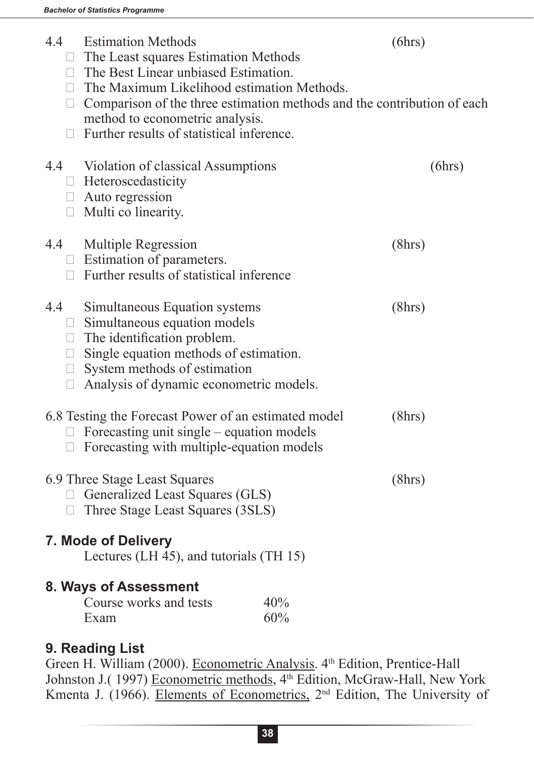4.4 Estimation Methods (6hrs)

- The Least squares Estimation Methods
- The Best Linear unbiased Estimation.
- The Maximum Likelihood estimation Methods.
- Comparison of the three estimation methods and the contribution of each method to econometric analysis.
- Further results of statistical inference.

4.4 Violation of classical Assumptions (6hrs)

- Heteroscedasticity
- Auto regression
- Multi co linearity.

4.4 Multiple Regression (8hrs)

- Estimation of parameters.
- Further results of statistical inference

4.4 Simultaneous Equation systems (8hrs)

- Simultaneous equation models
- The identification problem.
- Single equation methods of estimation.
- System methods of estimation
- Analysis of dynamic econometric models.

6.8 Testing the Forecast Power of an estimated model (8hrs)

- Forecasting unit single – equation models
- Forecasting with multiple-equation models

6.9 Three Stage Least Squares (8hrs)

- Generalized Least Squares (GLS)
- Three Stage Least Squares (3SLS)

## 7. Mode of Delivery

Lectures (LH 45), and tutorials (TH 15)

## 8. Ways of Assessment

| | |
|---|---|
| Course works and tests | 40% |
| Exam | 60% |

## 9. Reading List

Green H. William (2000). Econometric Analysis. 4th Edition, Prentice-Hall

Johnston J.( 1997) Econometric methods, 4th Edition, McGraw-Hall, New York

Kmenta J. (1966). Elements of Econometrics, 2nd Edition, The University of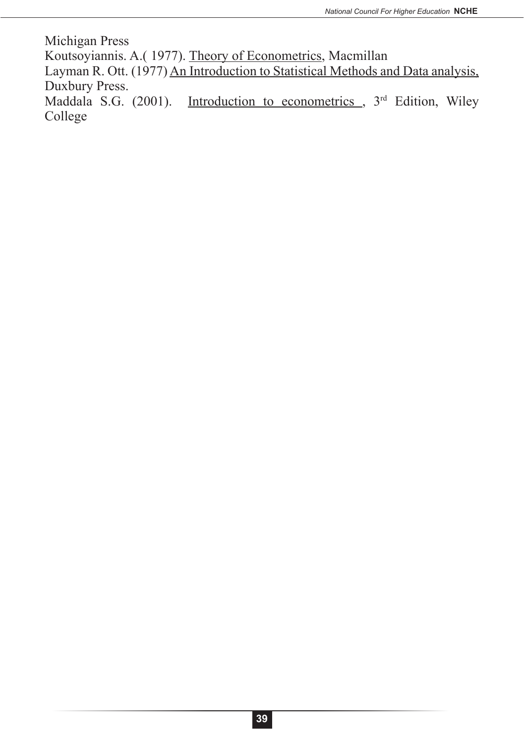Michigan Press

Koutsoyiannis. A.( 1977). Theory of Econometrics, Macmillan

Layman R. Ott. (1977) An Introduction to Statistical Methods and Data analysis, Duxbury Press.

Maddala S.G. (2001). Introduction to econometrics , 3rd Edition, Wiley College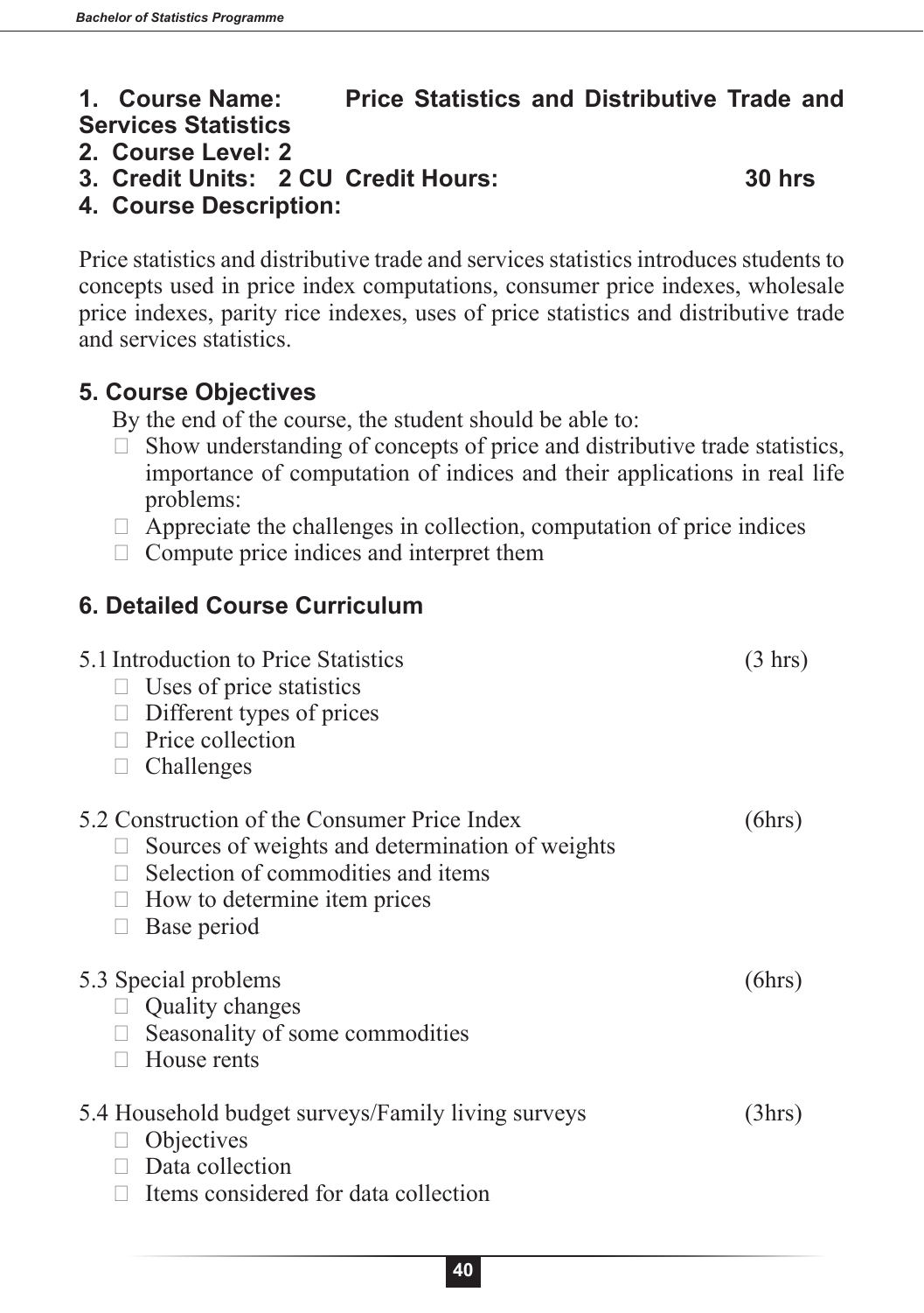**1. Course Name: Price Statistics and Distributive Trade and Services Statistics**

**2. Course Level: 2**

**3. Credit Units: 2 CU Credit Hours: 30 hrs**

**4. Course Description:**

Price statistics and distributive trade and services statistics introduces students to concepts used in price index computations, consumer price indexes, wholesale price indexes, parity rice indexes, uses of price statistics and distributive trade and services statistics.

## 5. Course Objectives

By the end of the course, the student should be able to:

- Show understanding of concepts of price and distributive trade statistics, importance of computation of indices and their applications in real life problems:
- Appreciate the challenges in collection, computation of price indices
- Compute price indices and interpret them

## 6. Detailed Course Curriculum

5.1 Introduction to Price Statistics (3 hrs)

- Uses of price statistics
- Different types of prices
- Price collection
- Challenges

5.2 Construction of the Consumer Price Index (6hrs)

- Sources of weights and determination of weights
- Selection of commodities and items
- How to determine item prices
- Base period

5.3 Special problems (6hrs)

- Quality changes
- Seasonality of some commodities
- House rents

5.4 Household budget surveys/Family living surveys (3hrs)

- Objectives
- Data collection
- Items considered for data collection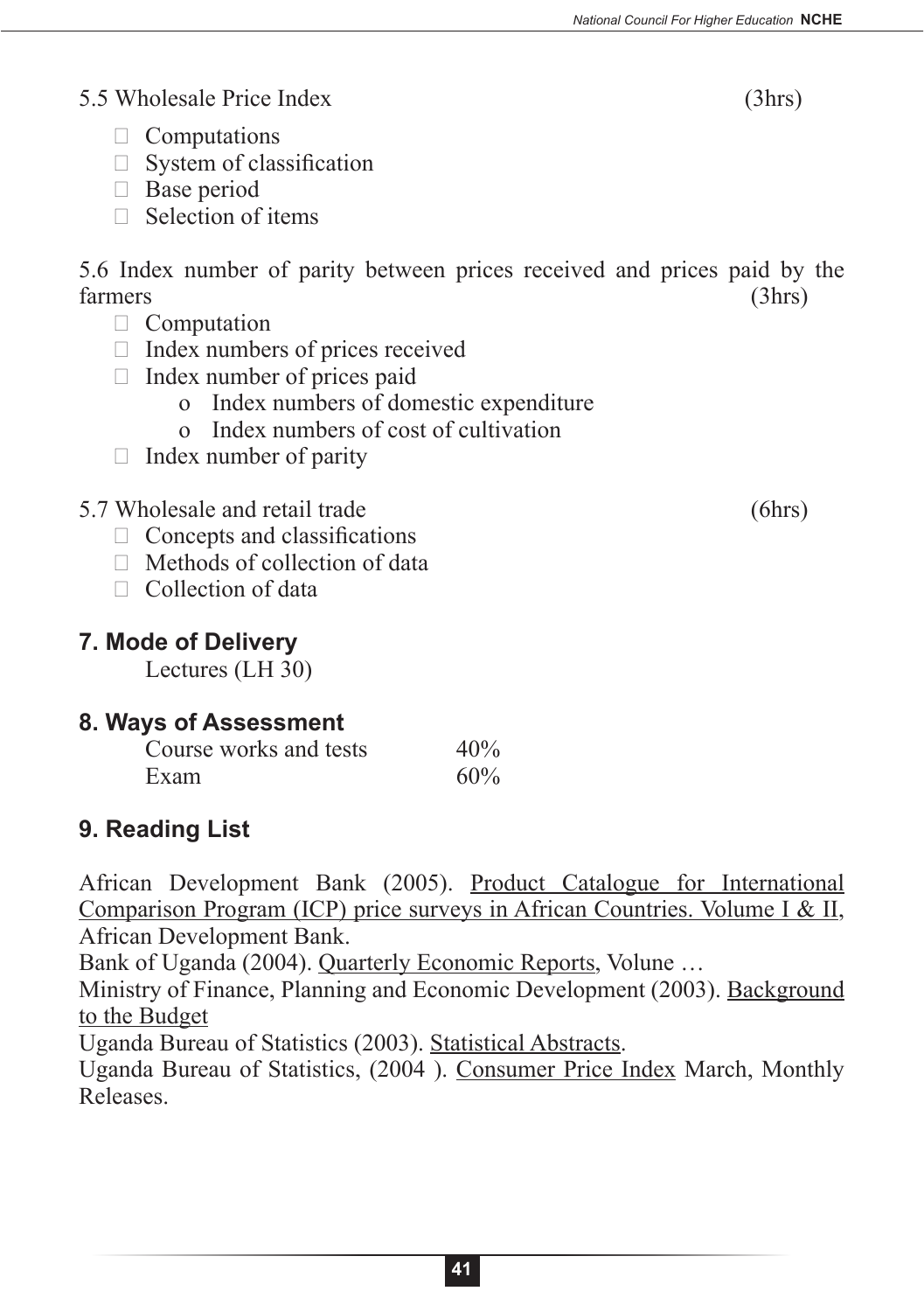5.5 Wholesale Price Index (3hrs)

- Computations
- System of classification
- Base period
- Selection of items

5.6 Index number of parity between prices received and prices paid by the farmers (3hrs)

- Computation
- Index numbers of prices received
- Index number of prices paid
  - o Index numbers of domestic expenditure
  - o Index numbers of cost of cultivation
- Index number of parity

5.7 Wholesale and retail trade (6hrs)

- Concepts and classifications
- Methods of collection of data
- Collection of data

## 7. Mode of Delivery

Lectures (LH 30)

## 8. Ways of Assessment

| | |
|---|---|
| Course works and tests | 40% |
| Exam | 60% |

## 9. Reading List

African Development Bank (2005). Product Catalogue for International Comparison Program (ICP) price surveys in African Countries. Volume I & II, African Development Bank.

Bank of Uganda (2004). Quarterly Economic Reports, Volune …

Ministry of Finance, Planning and Economic Development (2003). Background to the Budget

Uganda Bureau of Statistics (2003). Statistical Abstracts.

Uganda Bureau of Statistics, (2004 ). Consumer Price Index March, Monthly Releases.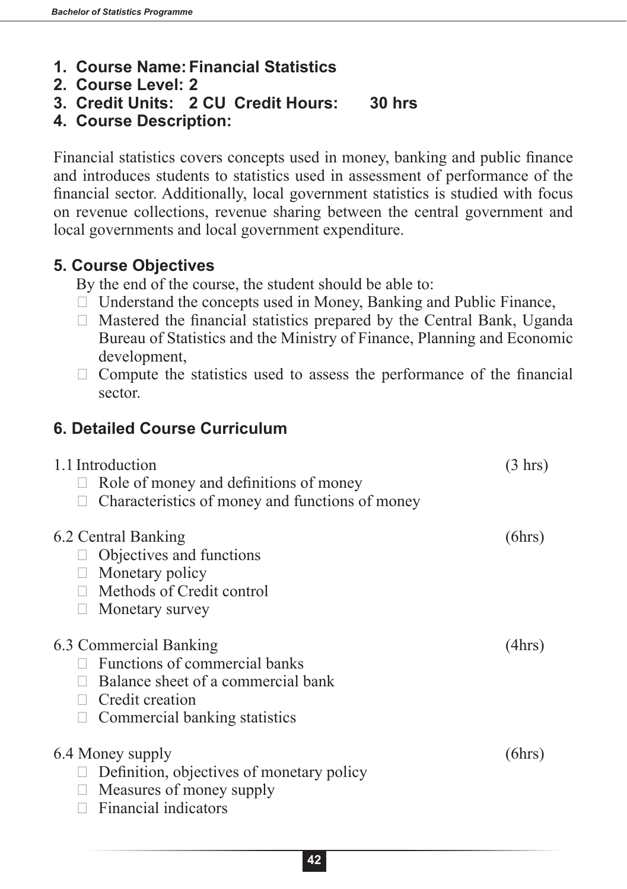1. **Course Name: Financial Statistics**
2. **Course Level: 2**
3. **Credit Units: 2 CU Credit Hours: 30 hrs**
4. **Course Description:**

Financial statistics covers concepts used in money, banking and public finance and introduces students to statistics used in assessment of performance of the financial sector. Additionally, local government statistics is studied with focus on revenue collections, revenue sharing between the central government and local governments and local government expenditure.

## 5. Course Objectives

By the end of the course, the student should be able to:

- Understand the concepts used in Money, Banking and Public Finance,
- Mastered the financial statistics prepared by the Central Bank, Uganda Bureau of Statistics and the Ministry of Finance, Planning and Economic development,
- Compute the statistics used to assess the performance of the financial sector.

## 6. Detailed Course Curriculum

1.1 Introduction (3 hrs)

- Role of money and definitions of money
- Characteristics of money and functions of money

6.2 Central Banking (6hrs)

- Objectives and functions
- Monetary policy
- Methods of Credit control
- Monetary survey

6.3 Commercial Banking (4hrs)

- Functions of commercial banks
- Balance sheet of a commercial bank
- Credit creation
- Commercial banking statistics

6.4 Money supply (6hrs)

- Definition, objectives of monetary policy
- Measures of money supply
- Financial indicators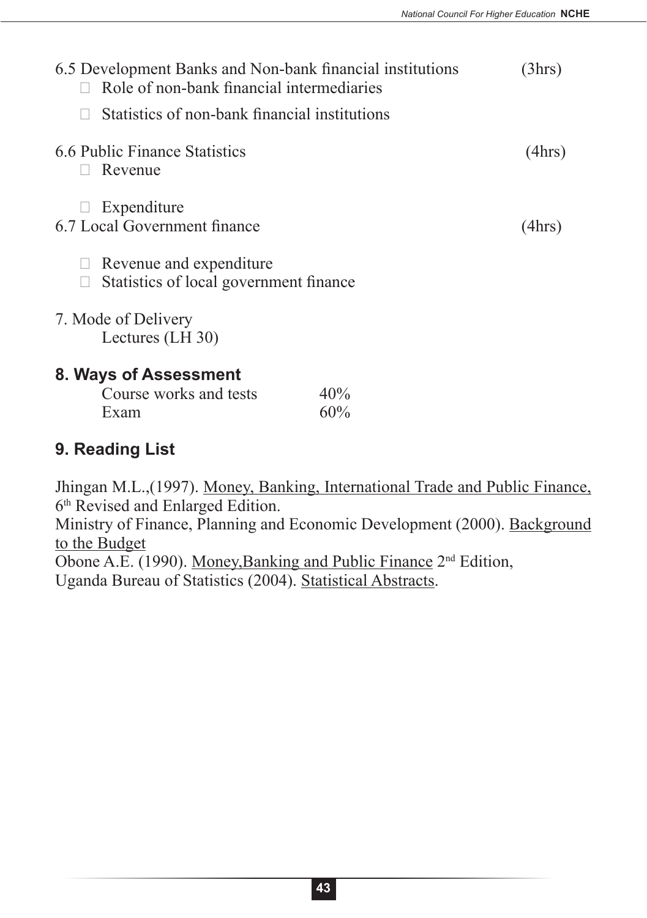6.5 Development Banks and Non-bank financial institutions (3hrs)

- Role of non-bank financial intermediaries
- Statistics of non-bank financial institutions

6.6 Public Finance Statistics (4hrs)

- Revenue
- Expenditure

6.7 Local Government finance (4hrs)

- Revenue and expenditure
- Statistics of local government finance

7. Mode of Delivery

   Lectures (LH 30)

## 8. Ways of Assessment

| | |
|---|---|
| Course works and tests | 40% |
| Exam | 60% |

## 9. Reading List

Jhingan M.L.,(1997). Money, Banking, International Trade and Public Finance, 6th Revised and Enlarged Edition.

Ministry of Finance, Planning and Economic Development (2000). Background to the Budget

Obone A.E. (1990). Money,Banking and Public Finance 2nd Edition,

Uganda Bureau of Statistics (2004). Statistical Abstracts.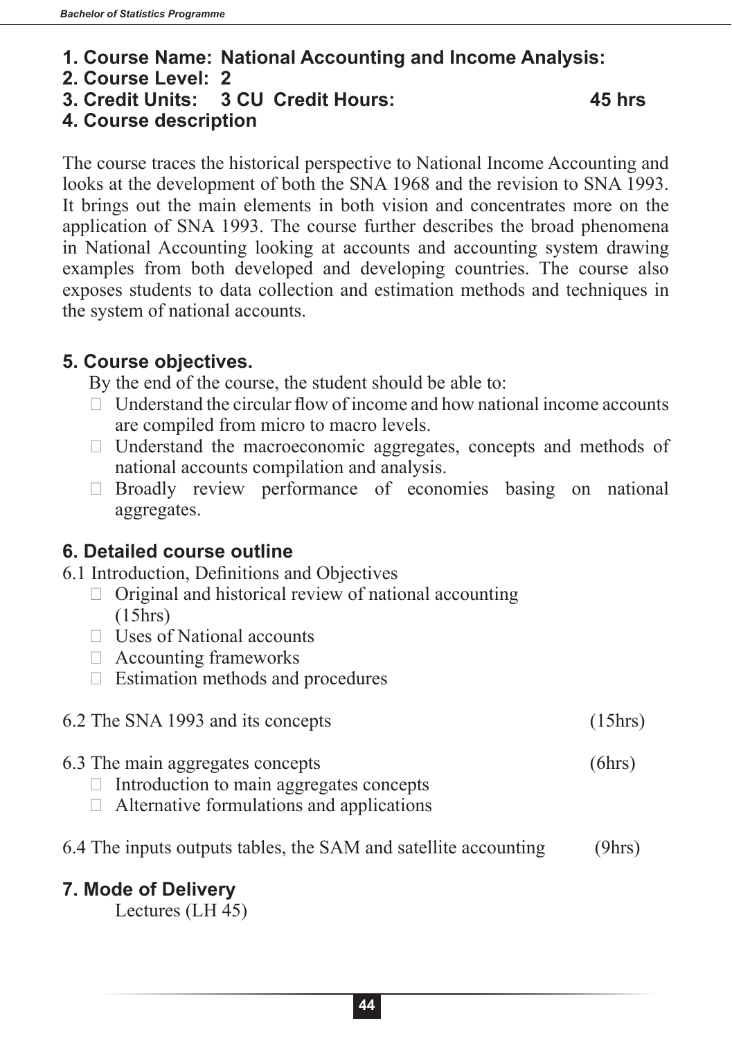**1. Course Name: National Accounting and Income Analysis:**

**2. Course Level: 2**

**3. Credit Units: 3 CU Credit Hours: 45 hrs**

**4. Course description**

The course traces the historical perspective to National Income Accounting and looks at the development of both the SNA 1968 and the revision to SNA 1993. It brings out the main elements in both vision and concentrates more on the application of SNA 1993. The course further describes the broad phenomena in National Accounting looking at accounts and accounting system drawing examples from both developed and developing countries. The course also exposes students to data collection and estimation methods and techniques in the system of national accounts.

**5. Course objectives.**

By the end of the course, the student should be able to:

- Understand the circular flow of income and how national income accounts are compiled from micro to macro levels.
- Understand the macroeconomic aggregates, concepts and methods of national accounts compilation and analysis.
- Broadly review performance of economies basing on national aggregates.

**6. Detailed course outline**

6.1 Introduction, Definitions and Objectives

- Original and historical review of national accounting (15hrs)
- Uses of National accounts
- Accounting frameworks
- Estimation methods and procedures

6.2 The SNA 1993 and its concepts (15hrs)

6.3 The main aggregates concepts (6hrs)

- Introduction to main aggregates concepts
- Alternative formulations and applications

6.4 The inputs outputs tables, the SAM and satellite accounting (9hrs)

**7. Mode of Delivery**

Lectures (LH 45)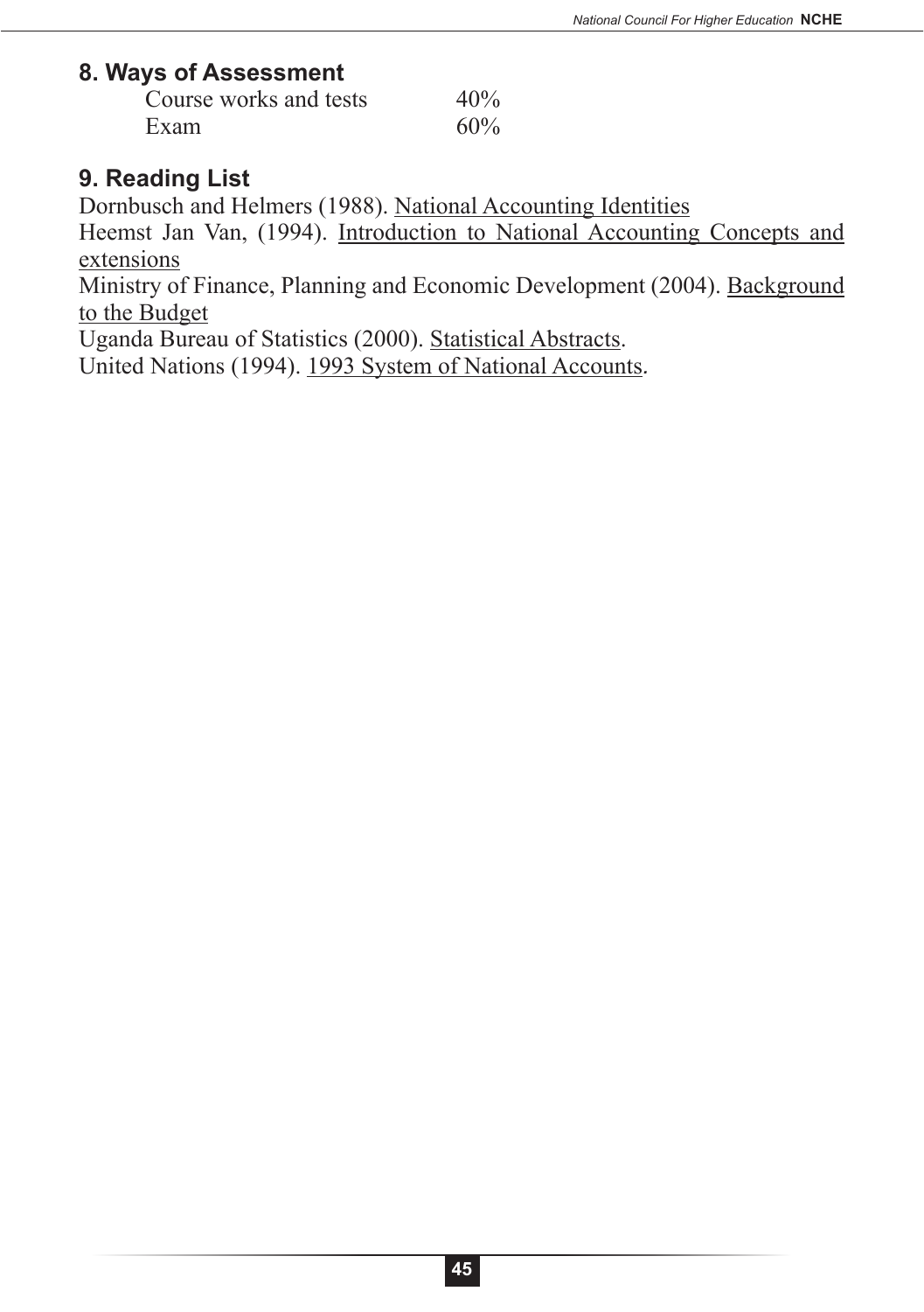## 8. Ways of Assessment

| | |
|---|---|
| Course works and tests | 40% |
| Exam | 60% |

## 9. Reading List

Dornbusch and Helmers (1988). National Accounting Identities

Heemst Jan Van, (1994). Introduction to National Accounting Concepts and extensions

Ministry of Finance, Planning and Economic Development (2004). Background to the Budget

Uganda Bureau of Statistics (2000). Statistical Abstracts.

United Nations (1994). 1993 System of National Accounts.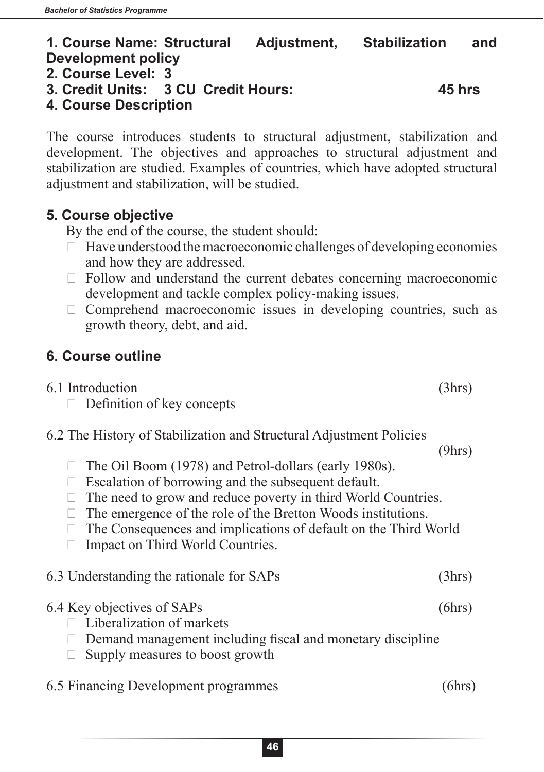**1. Course Name: Structural Adjustment, Stabilization and Development policy**

**2. Course Level: 3**

**3. Credit Units: 3 CU Credit Hours: 45 hrs**

**4. Course Description**

The course introduces students to structural adjustment, stabilization and development. The objectives and approaches to structural adjustment and stabilization are studied. Examples of countries, which have adopted structural adjustment and stabilization, will be studied.

## 5. Course objective

By the end of the course, the student should:

- Have understood the macroeconomic challenges of developing economies and how they are addressed.
- Follow and understand the current debates concerning macroeconomic development and tackle complex policy-making issues.
- Comprehend macroeconomic issues in developing countries, such as growth theory, debt, and aid.

## 6. Course outline

6.1 Introduction (3hrs)

- Definition of key concepts

6.2 The History of Stabilization and Structural Adjustment Policies (9hrs)

- The Oil Boom (1978) and Petrol-dollars (early 1980s).
- Escalation of borrowing and the subsequent default.
- The need to grow and reduce poverty in third World Countries.
- The emergence of the role of the Bretton Woods institutions.
- The Consequences and implications of default on the Third World
- Impact on Third World Countries.

6.3 Understanding the rationale for SAPs (3hrs)

6.4 Key objectives of SAPs (6hrs)

- Liberalization of markets
- Demand management including fiscal and monetary discipline
- Supply measures to boost growth

6.5 Financing Development programmes (6hrs)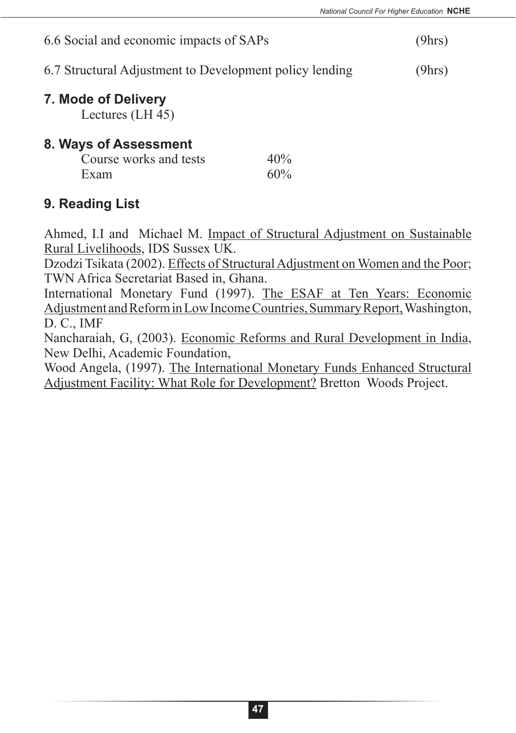6.6 Social and economic impacts of SAPs (9hrs)

6.7 Structural Adjustment to Development policy lending (9hrs)

## 7. Mode of Delivery

Lectures (LH 45)

## 8. Ways of Assessment

| | |
|---|---|
| Course works and tests | 40% |
| Exam | 60% |

## 9. Reading List

Ahmed, I.I and Michael M. Impact of Structural Adjustment on Sustainable Rural Livelihoods, IDS Sussex UK.

Dzodzi Tsikata (2002). Effects of Structural Adjustment on Women and the Poor; TWN Africa Secretariat Based in, Ghana.

International Monetary Fund (1997). The ESAF at Ten Years: Economic Adjustment and Reform in Low Income Countries, Summary Report, Washington, D. C., IMF

Nancharaiah, G, (2003). Economic Reforms and Rural Development in India, New Delhi, Academic Foundation,

Wood Angela, (1997). The International Monetary Funds Enhanced Structural Adjustment Facility: What Role for Development? Bretton Woods Project.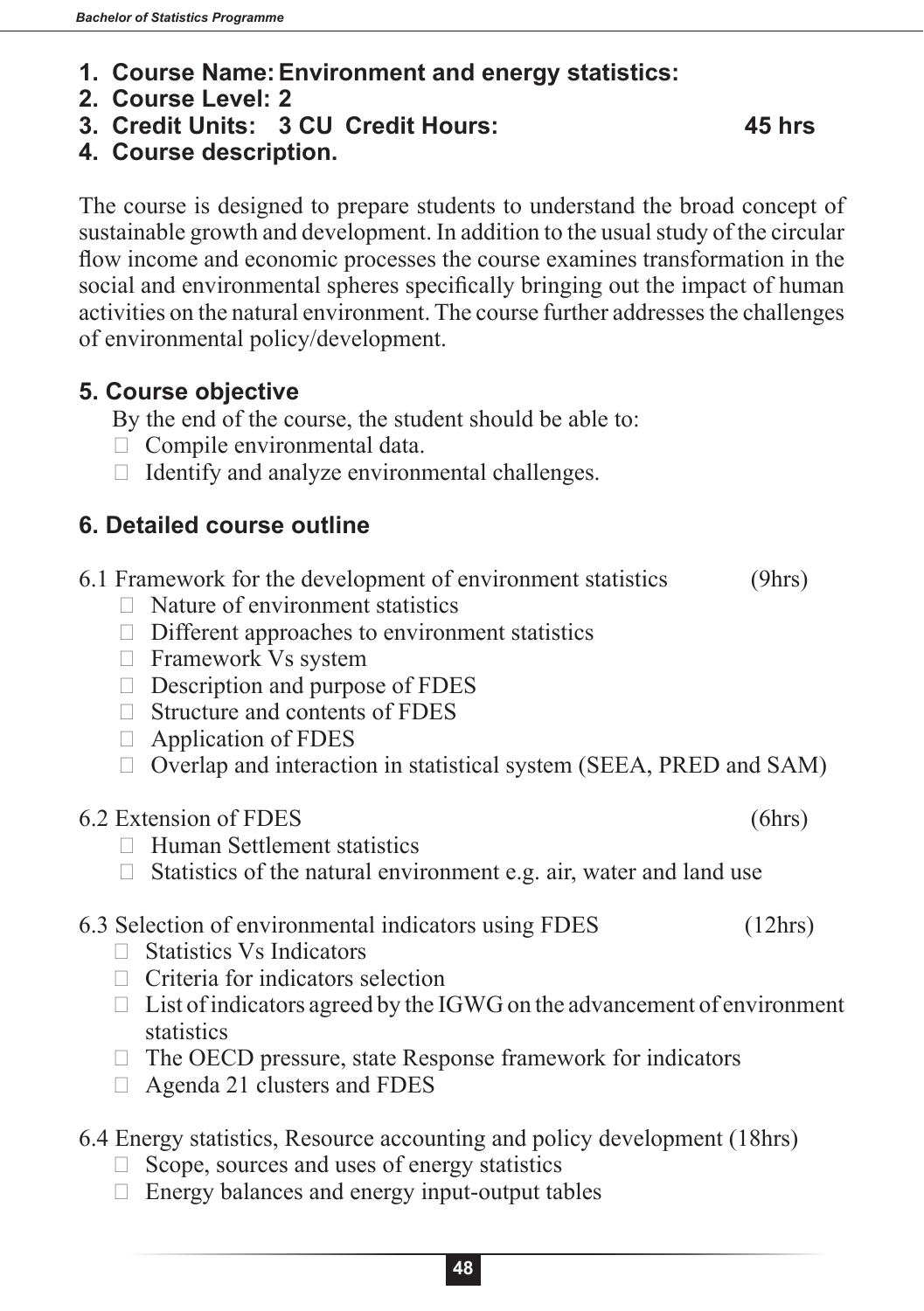1. **Course Name: Environment and energy statistics:**
2. **Course Level: 2**
3. **Credit Units: 3 CU Credit Hours: 45 hrs**
4. **Course description.**

The course is designed to prepare students to understand the broad concept of sustainable growth and development. In addition to the usual study of the circular flow income and economic processes the course examines transformation in the social and environmental spheres specifically bringing out the impact of human activities on the natural environment. The course further addresses the challenges of environmental policy/development.

## 5. Course objective

By the end of the course, the student should be able to:

- Compile environmental data.
- Identify and analyze environmental challenges.

## 6. Detailed course outline

6.1 Framework for the development of environment statistics (9hrs)

- Nature of environment statistics
- Different approaches to environment statistics
- Framework Vs system
- Description and purpose of FDES
- Structure and contents of FDES
- Application of FDES
- Overlap and interaction in statistical system (SEEA, PRED and SAM)

6.2 Extension of FDES (6hrs)

- Human Settlement statistics
- Statistics of the natural environment e.g. air, water and land use

6.3 Selection of environmental indicators using FDES (12hrs)

- Statistics Vs Indicators
- Criteria for indicators selection
- List of indicators agreed by the IGWG on the advancement of environment statistics
- The OECD pressure, state Response framework for indicators
- Agenda 21 clusters and FDES

6.4 Energy statistics, Resource accounting and policy development (18hrs)

- Scope, sources and uses of energy statistics
- Energy balances and energy input-output tables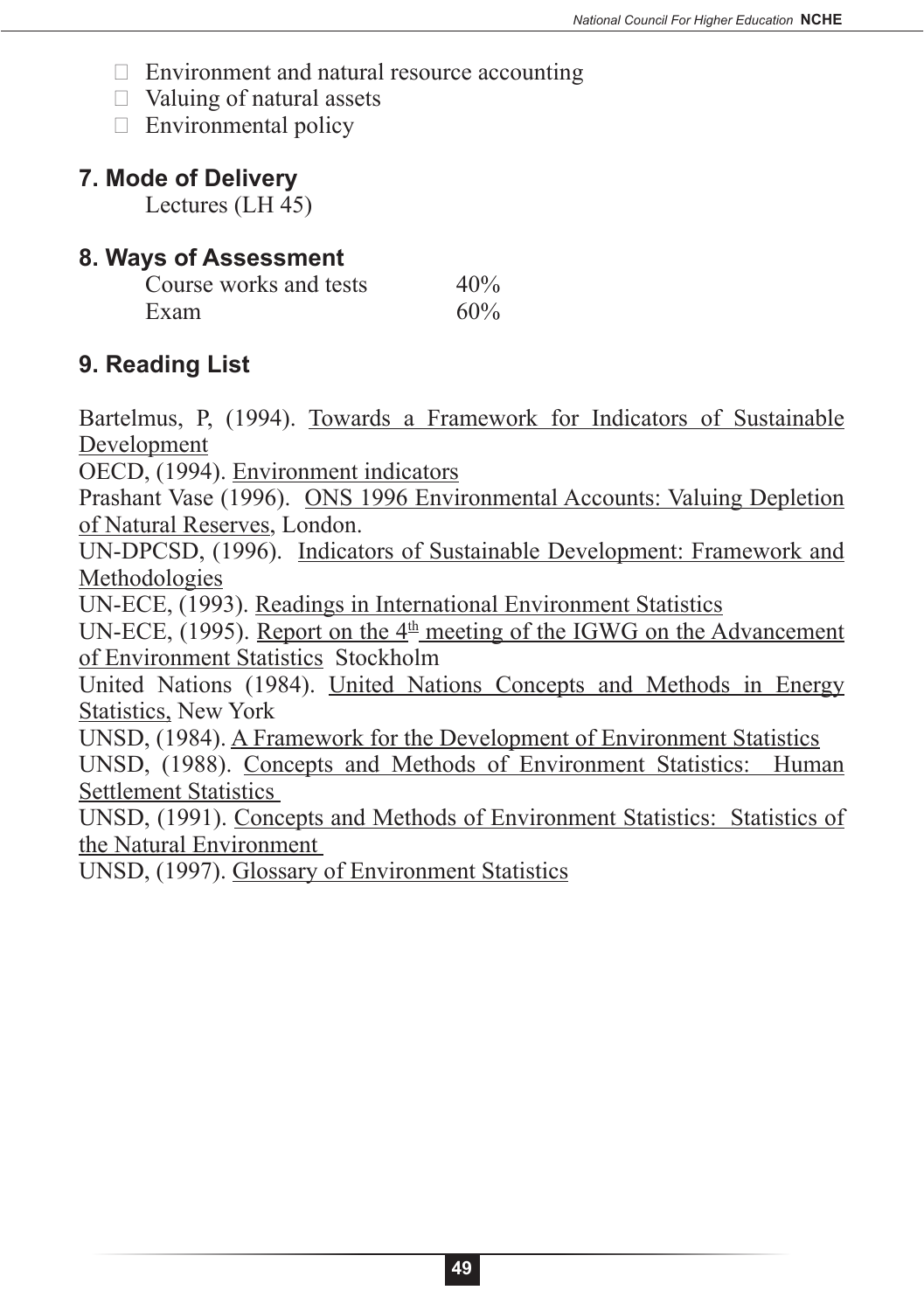- Environment and natural resource accounting
- Valuing of natural assets
- Environmental policy

## 7. Mode of Delivery

Lectures (LH 45)

## 8. Ways of Assessment

| | |
|---|---|
| Course works and tests | 40% |
| Exam | 60% |

## 9. Reading List

Bartelmus, P, (1994). Towards a Framework for Indicators of Sustainable Development

OECD, (1994). Environment indicators

Prashant Vase (1996). ONS 1996 Environmental Accounts: Valuing Depletion of Natural Reserves, London.

UN-DPCSD, (1996). Indicators of Sustainable Development: Framework and Methodologies

UN-ECE, (1993). Readings in International Environment Statistics

UN-ECE, (1995). Report on the 4th meeting of the IGWG on the Advancement of Environment Statistics Stockholm

United Nations (1984). United Nations Concepts and Methods in Energy Statistics, New York

UNSD, (1984). A Framework for the Development of Environment Statistics

UNSD, (1988). Concepts and Methods of Environment Statistics: Human Settlement Statistics

UNSD, (1991). Concepts and Methods of Environment Statistics: Statistics of the Natural Environment

UNSD, (1997). Glossary of Environment Statistics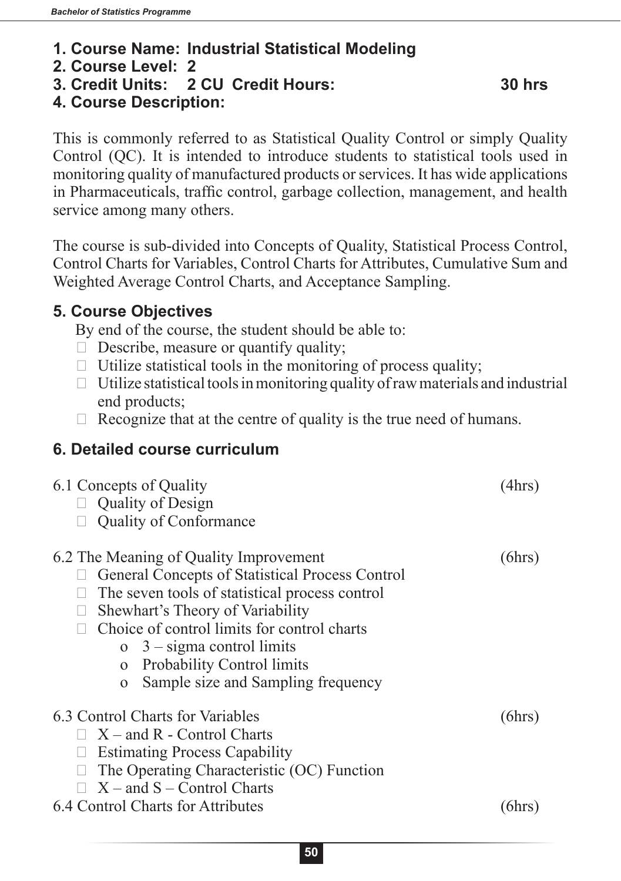## 1. Course Name: Industrial Statistical Modeling

## 2. Course Level: 2

## 3. Credit Units: 2 CU Credit Hours: 30 hrs

## 4. Course Description:

This is commonly referred to as Statistical Quality Control or simply Quality Control (QC). It is intended to introduce students to statistical tools used in monitoring quality of manufactured products or services. It has wide applications in Pharmaceuticals, traffic control, garbage collection, management, and health service among many others.

The course is sub-divided into Concepts of Quality, Statistical Process Control, Control Charts for Variables, Control Charts for Attributes, Cumulative Sum and Weighted Average Control Charts, and Acceptance Sampling.

## 5. Course Objectives

By end of the course, the student should be able to:

- Describe, measure or quantify quality;
- Utilize statistical tools in the monitoring of process quality;
- Utilize statistical tools in monitoring quality of raw materials and industrial end products;
- Recognize that at the centre of quality is the true need of humans.

## 6. Detailed course curriculum

6.1 Concepts of Quality (4hrs)

- Quality of Design
- Quality of Conformance

6.2 The Meaning of Quality Improvement (6hrs)

- General Concepts of Statistical Process Control
- The seven tools of statistical process control
- Shewhart's Theory of Variability
- Choice of control limits for control charts
    - 3 – sigma control limits
    - Probability Control limits
    - Sample size and Sampling frequency

6.3 Control Charts for Variables (6hrs)

- X – and R - Control Charts
- Estimating Process Capability
- The Operating Characteristic (OC) Function
- X – and S – Control Charts

6.4 Control Charts for Attributes (6hrs)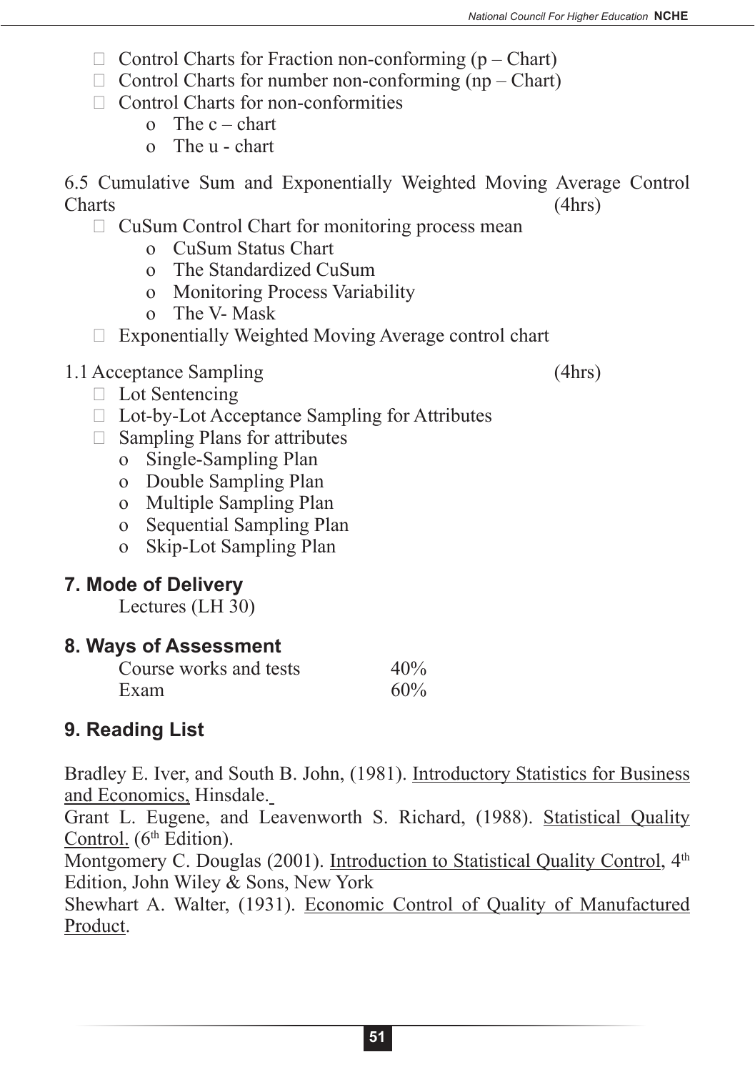- Control Charts for Fraction non-conforming (p – Chart)
- Control Charts for number non-conforming (np – Chart)
- Control Charts for non-conformities
  - o The c – chart
  - o The u - chart

6.5 Cumulative Sum and Exponentially Weighted Moving Average Control Charts (4hrs)

- CuSum Control Chart for monitoring process mean
  - o CuSum Status Chart
  - o The Standardized CuSum
  - o Monitoring Process Variability
  - o The V- Mask
- Exponentially Weighted Moving Average control chart

1.1 Acceptance Sampling (4hrs)

- Lot Sentencing
- Lot-by-Lot Acceptance Sampling for Attributes
- Sampling Plans for attributes
  - o Single-Sampling Plan
  - o Double Sampling Plan
  - o Multiple Sampling Plan
  - o Sequential Sampling Plan
  - o Skip-Lot Sampling Plan

## 7. Mode of Delivery

Lectures (LH 30)

## 8. Ways of Assessment

| | |
|---|---|
| Course works and tests | 40% |
| Exam | 60% |

## 9. Reading List

Bradley E. Iver, and South B. John, (1981). Introductory Statistics for Business and Economics, Hinsdale.

Grant L. Eugene, and Leavenworth S. Richard, (1988). Statistical Quality Control. (6th Edition).

Montgomery C. Douglas (2001). Introduction to Statistical Quality Control, 4th Edition, John Wiley & Sons, New York

Shewhart A. Walter, (1931). Economic Control of Quality of Manufactured Product.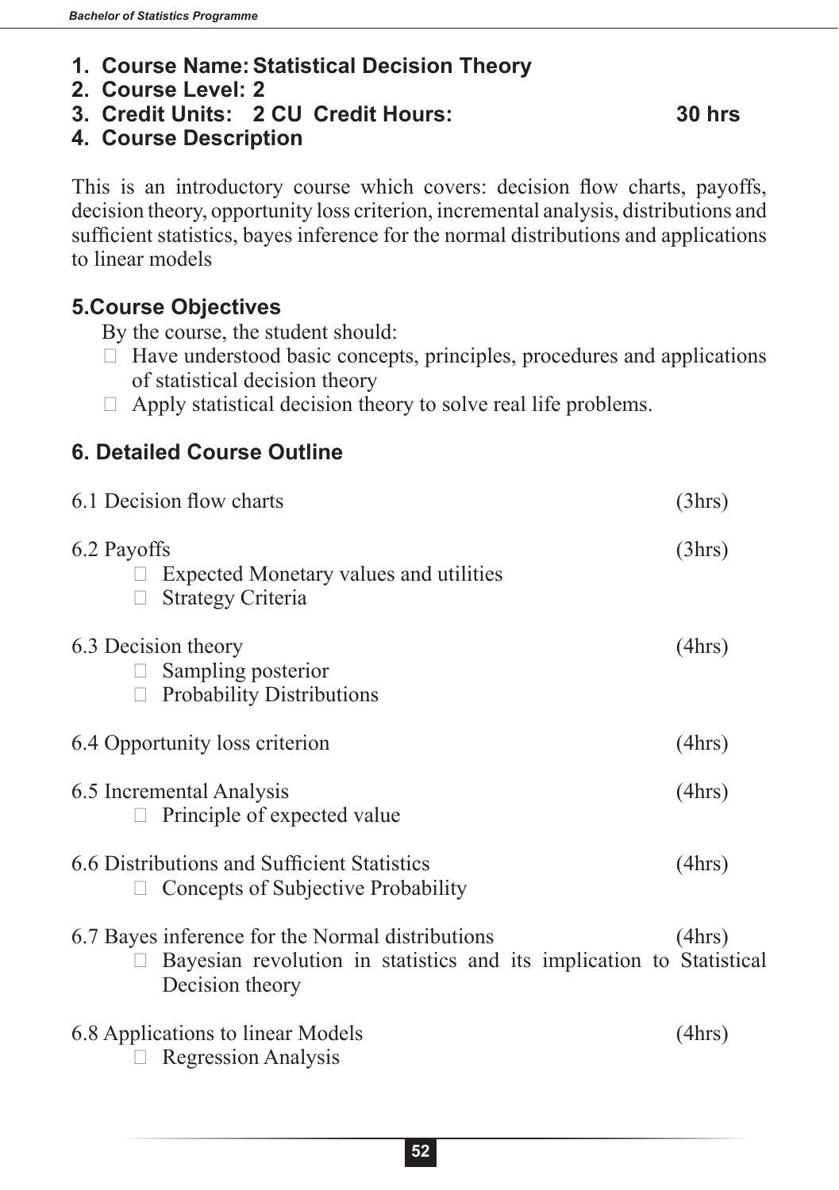1. **Course Name: Statistical Decision Theory**
2. **Course Level: 2**
3. **Credit Units: 2 CU Credit Hours: 30 hrs**
4. **Course Description**

This is an introductory course which covers: decision flow charts, payoffs, decision theory, opportunity loss criterion, incremental analysis, distributions and sufficient statistics, bayes inference for the normal distributions and applications to linear models

### 5.Course Objectives

By the course, the student should:

- Have understood basic concepts, principles, procedures and applications of statistical decision theory
- Apply statistical decision theory to solve real life problems.

### 6. Detailed Course Outline

6.1 Decision flow charts (3hrs)

6.2 Payoffs (3hrs)
- Expected Monetary values and utilities
- Strategy Criteria

6.3 Decision theory (4hrs)
- Sampling posterior
- Probability Distributions

6.4 Opportunity loss criterion (4hrs)

6.5 Incremental Analysis (4hrs)
- Principle of expected value

6.6 Distributions and Sufficient Statistics (4hrs)
- Concepts of Subjective Probability

6.7 Bayes inference for the Normal distributions (4hrs)
- Bayesian revolution in statistics and its implication to Statistical Decision theory

6.8 Applications to linear Models (4hrs)
- Regression Analysis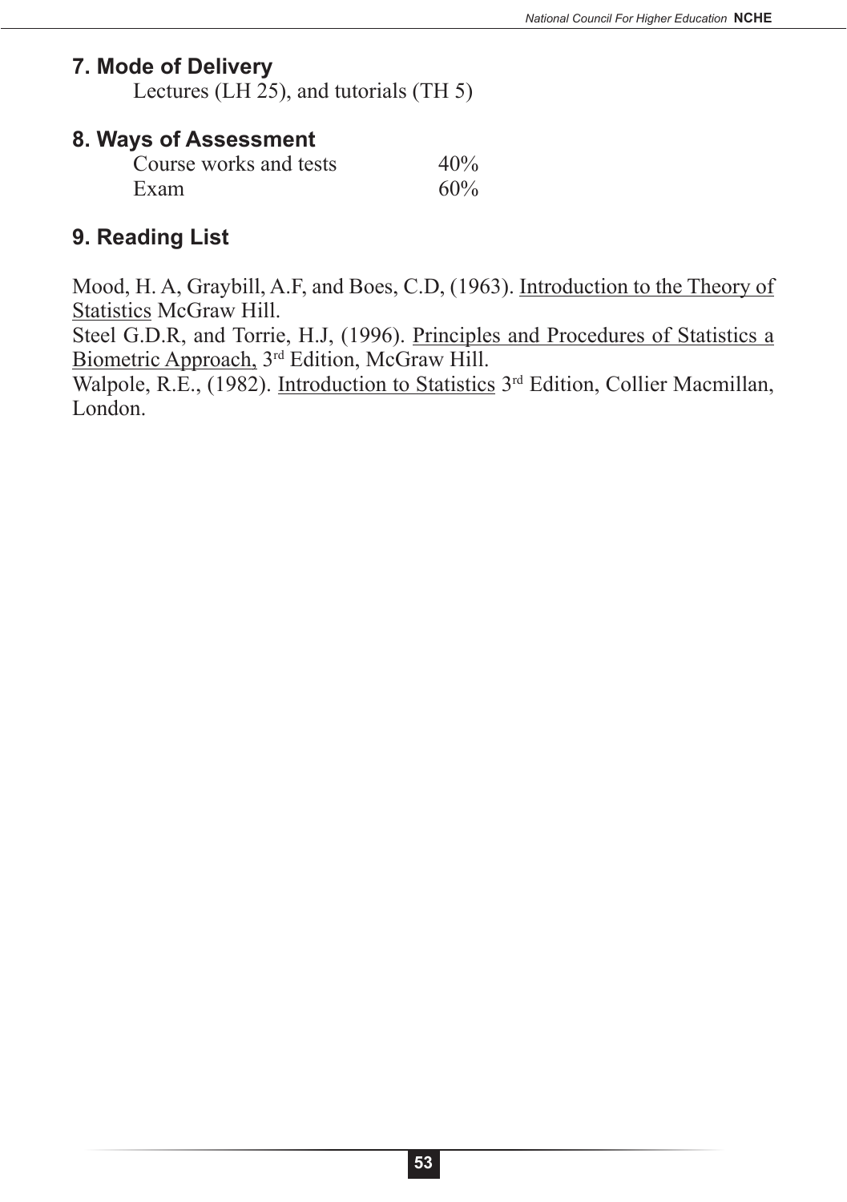## 7. Mode of Delivery

Lectures (LH 25), and tutorials (TH 5)

## 8. Ways of Assessment

| | |
|---|---|
| Course works and tests | 40% |
| Exam | 60% |

## 9. Reading List

Mood, H. A, Graybill, A.F, and Boes, C.D, (1963). Introduction to the Theory of Statistics McGraw Hill.

Steel G.D.R, and Torrie, H.J, (1996). Principles and Procedures of Statistics a Biometric Approach, 3rd Edition, McGraw Hill.

Walpole, R.E., (1982). Introduction to Statistics 3rd Edition, Collier Macmillan, London.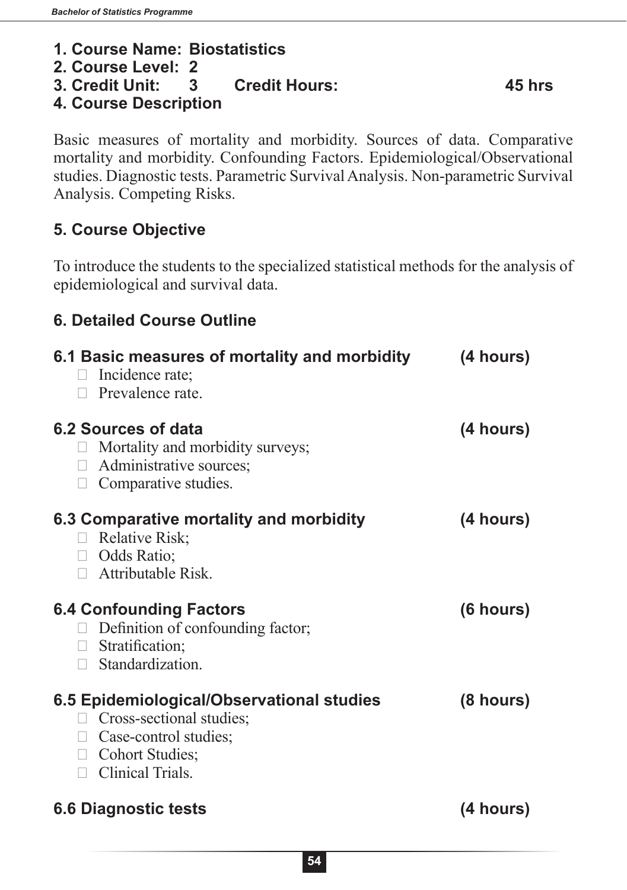**1. Course Name: Biostatistics**
**2. Course Level: 2**
**3. Credit Unit: 3 Credit Hours: 45 hrs**
**4. Course Description**

Basic measures of mortality and morbidity. Sources of data. Comparative mortality and morbidity. Confounding Factors. Epidemiological/Observational studies. Diagnostic tests. Parametric Survival Analysis. Non-parametric Survival Analysis. Competing Risks.

## 5. Course Objective

To introduce the students to the specialized statistical methods for the analysis of epidemiological and survival data.

## 6. Detailed Course Outline

### 6.1 Basic measures of mortality and morbidity (4 hours)

- Incidence rate;
- Prevalence rate.

### 6.2 Sources of data (4 hours)

- Mortality and morbidity surveys;
- Administrative sources;
- Comparative studies.

### 6.3 Comparative mortality and morbidity (4 hours)

- Relative Risk;
- Odds Ratio;
- Attributable Risk.

### 6.4 Confounding Factors (6 hours)

- Definition of confounding factor;
- Stratification;
- Standardization.

### 6.5 Epidemiological/Observational studies (8 hours)

- Cross-sectional studies;
- Case-control studies;
- Cohort Studies;
- Clinical Trials.

### 6.6 Diagnostic tests (4 hours)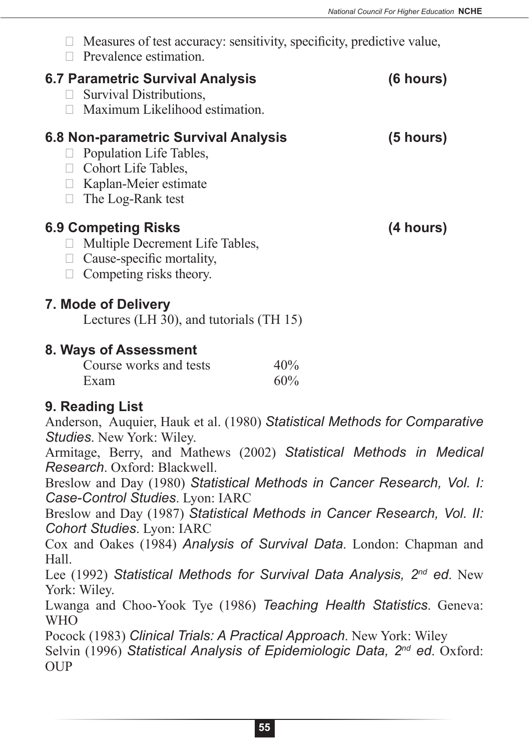- Measures of test accuracy: sensitivity, specificity, predictive value,
- Prevalence estimation.

### 6.7 Parametric Survival Analysis (6 hours)

- Survival Distributions,
- Maximum Likelihood estimation.

### 6.8 Non-parametric Survival Analysis (5 hours)

- Population Life Tables,
- Cohort Life Tables,
- Kaplan-Meier estimate
- The Log-Rank test

### 6.9 Competing Risks (4 hours)

- Multiple Decrement Life Tables,
- Cause-specific mortality,
- Competing risks theory.

## 7. Mode of Delivery

Lectures (LH 30), and tutorials (TH 15)

## 8. Ways of Assessment

| | |
|---|---|
| Course works and tests | 40% |
| Exam | 60% |

## 9. Reading List

Anderson, Auquier, Hauk et al. (1980) *Statistical Methods for Comparative Studies*. New York: Wiley.

Armitage, Berry, and Mathews (2002) *Statistical Methods in Medical Research*. Oxford: Blackwell.

Breslow and Day (1980) *Statistical Methods in Cancer Research, Vol. I: Case-Control Studies*. Lyon: IARC

Breslow and Day (1987) *Statistical Methods in Cancer Research, Vol. II: Cohort Studies*. Lyon: IARC

Cox and Oakes (1984) *Analysis of Survival Data*. London: Chapman and Hall.

Lee (1992) *Statistical Methods for Survival Data Analysis, 2nd ed*. New York: Wiley.

Lwanga and Choo-Yook Tye (1986) *Teaching Health Statistics*. Geneva: WHO

Pocock (1983) *Clinical Trials: A Practical Approach*. New York: Wiley

Selvin (1996) *Statistical Analysis of Epidemiologic Data, 2nd ed*. Oxford: OUP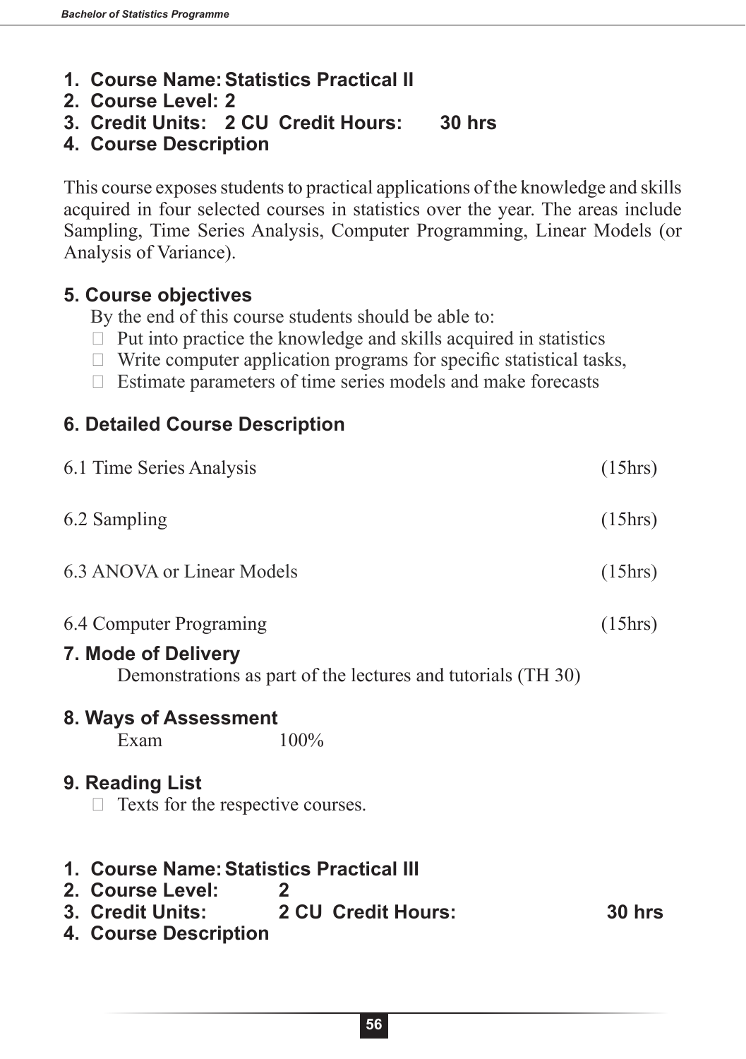1. **Course Name: Statistics Practical II**
2. **Course Level: 2**
3. **Credit Units: 2 CU Credit Hours: 30 hrs**
4. **Course Description**

This course exposes students to practical applications of the knowledge and skills acquired in four selected courses in statistics over the year. The areas include Sampling, Time Series Analysis, Computer Programming, Linear Models (or Analysis of Variance).

### 5. Course objectives

By the end of this course students should be able to:

- Put into practice the knowledge and skills acquired in statistics
- Write computer application programs for specific statistical tasks,
- Estimate parameters of time series models and make forecasts

### 6. Detailed Course Description

| | |
|---|---|
| 6.1 Time Series Analysis | (15hrs) |
| 6.2 Sampling | (15hrs) |
| 6.3 ANOVA or Linear Models | (15hrs) |
| 6.4 Computer Programing | (15hrs) |

### 7. Mode of Delivery

Demonstrations as part of the lectures and tutorials (TH 30)

### 8. Ways of Assessment

Exam 100%

### 9. Reading List

- Texts for the respective courses.

1. **Course Name: Statistics Practical III**
2. **Course Level: 2**
3. **Credit Units: 2 CU Credit Hours: 30 hrs**
4. **Course Description**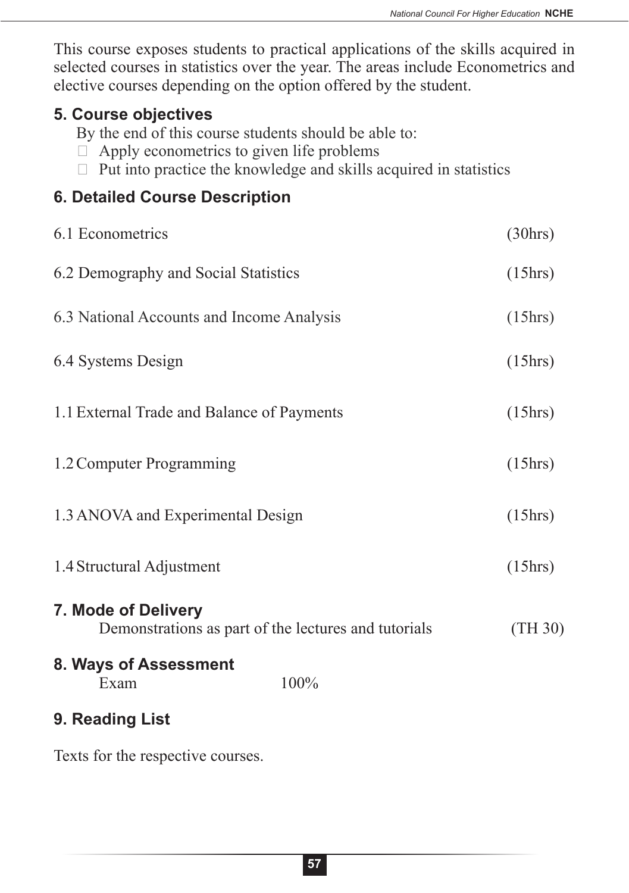This course exposes students to practical applications of the skills acquired in selected courses in statistics over the year. The areas include Econometrics and elective courses depending on the option offered by the student.

## 5. Course objectives

By the end of this course students should be able to:

- Apply econometrics to given life problems
- Put into practice the knowledge and skills acquired in statistics

## 6. Detailed Course Description

6.1 Econometrics (30hrs)

6.2 Demography and Social Statistics (15hrs)

6.3 National Accounts and Income Analysis (15hrs)

6.4 Systems Design (15hrs)

1.1 External Trade and Balance of Payments (15hrs)

1.2 Computer Programming (15hrs)

1.3 ANOVA and Experimental Design (15hrs)

1.4 Structural Adjustment (15hrs)

## 7. Mode of Delivery

Demonstrations as part of the lectures and tutorials (TH 30)

## 8. Ways of Assessment

Exam 100%

## 9. Reading List

Texts for the respective courses.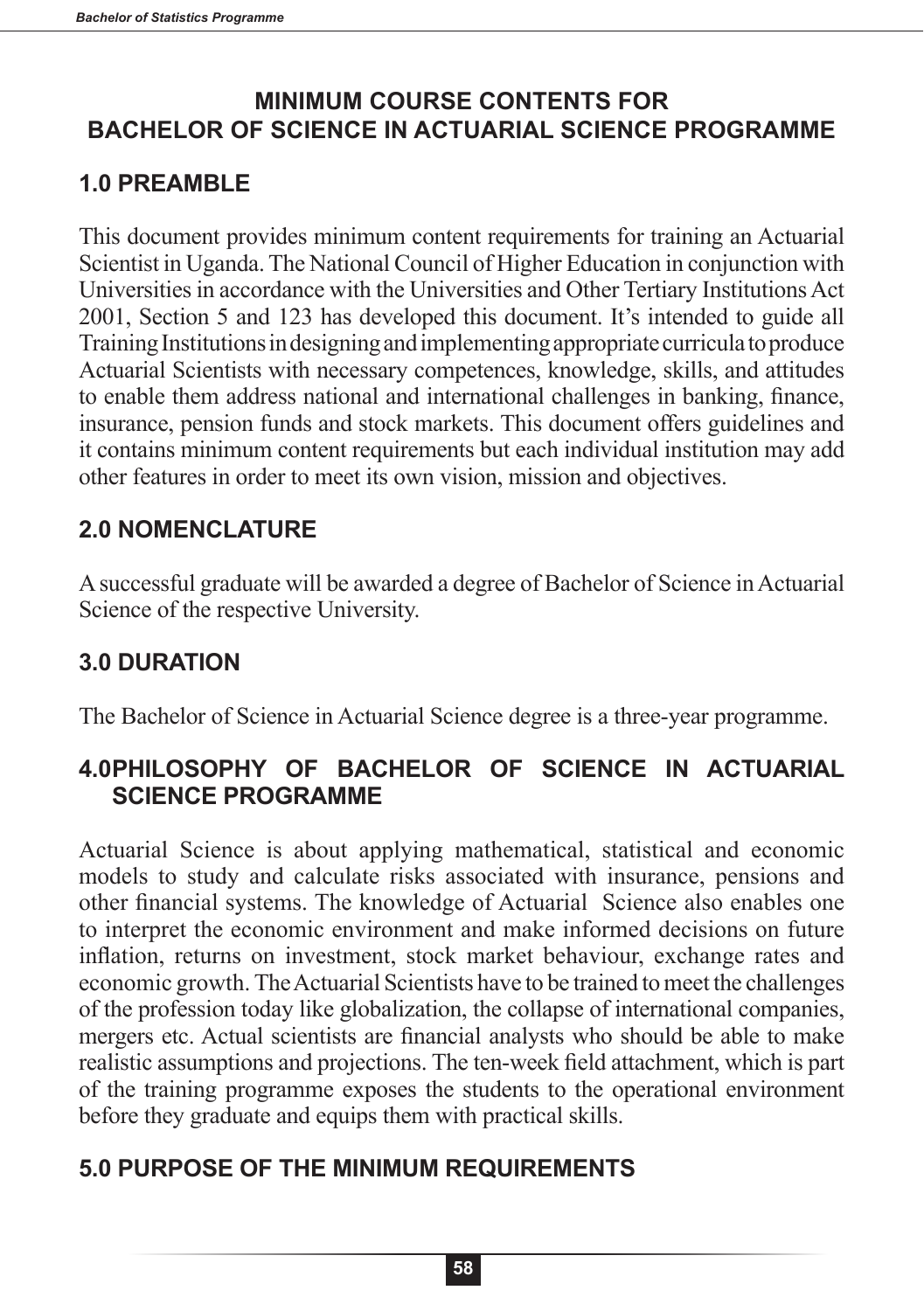# MINIMUM COURSE CONTENTS FOR BACHELOR OF SCIENCE IN ACTUARIAL SCIENCE PROGRAMME

## 1.0 PREAMBLE

This document provides minimum content requirements for training an Actuarial Scientist in Uganda. The National Council of Higher Education in conjunction with Universities in accordance with the Universities and Other Tertiary Institutions Act 2001, Section 5 and 123 has developed this document. It's intended to guide all Training Institutions in designing and implementing appropriate curricula to produce Actuarial Scientists with necessary competences, knowledge, skills, and attitudes to enable them address national and international challenges in banking, finance, insurance, pension funds and stock markets. This document offers guidelines and it contains minimum content requirements but each individual institution may add other features in order to meet its own vision, mission and objectives.

## 2.0 NOMENCLATURE

A successful graduate will be awarded a degree of Bachelor of Science in Actuarial Science of the respective University.

## 3.0 DURATION

The Bachelor of Science in Actuarial Science degree is a three-year programme.

## 4.0 PHILOSOPHY OF BACHELOR OF SCIENCE IN ACTUARIAL SCIENCE PROGRAMME

Actuarial Science is about applying mathematical, statistical and economic models to study and calculate risks associated with insurance, pensions and other financial systems. The knowledge of Actuarial Science also enables one to interpret the economic environment and make informed decisions on future inflation, returns on investment, stock market behaviour, exchange rates and economic growth. The Actuarial Scientists have to be trained to meet the challenges of the profession today like globalization, the collapse of international companies, mergers etc. Actual scientists are financial analysts who should be able to make realistic assumptions and projections. The ten-week field attachment, which is part of the training programme exposes the students to the operational environment before they graduate and equips them with practical skills.

## 5.0 PURPOSE OF THE MINIMUM REQUIREMENTS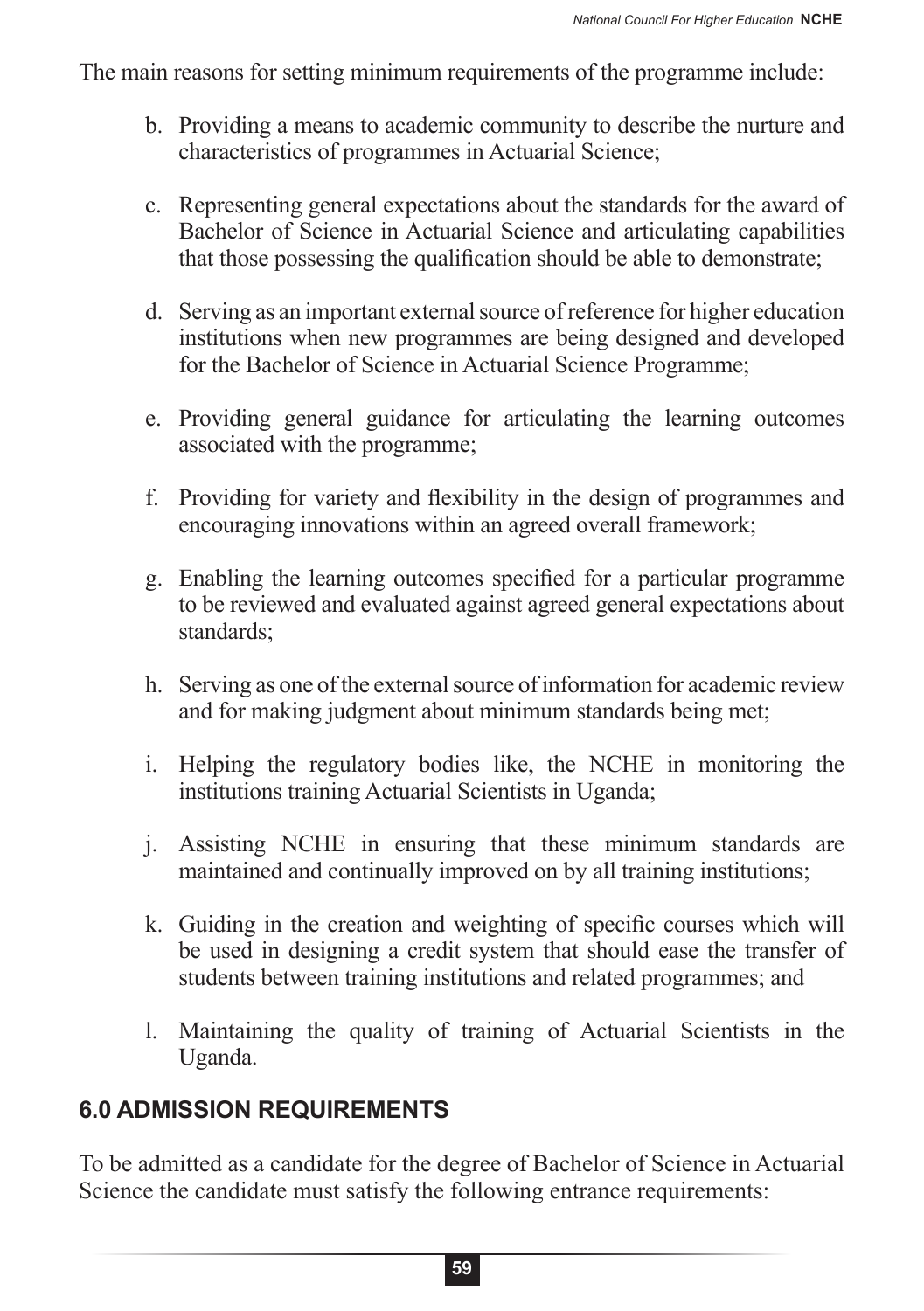The main reasons for setting minimum requirements of the programme include:

b. Providing a means to academic community to describe the nurture and characteristics of programmes in Actuarial Science;

c. Representing general expectations about the standards for the award of Bachelor of Science in Actuarial Science and articulating capabilities that those possessing the qualification should be able to demonstrate;

d. Serving as an important external source of reference for higher education institutions when new programmes are being designed and developed for the Bachelor of Science in Actuarial Science Programme;

e. Providing general guidance for articulating the learning outcomes associated with the programme;

f. Providing for variety and flexibility in the design of programmes and encouraging innovations within an agreed overall framework;

g. Enabling the learning outcomes specified for a particular programme to be reviewed and evaluated against agreed general expectations about standards;

h. Serving as one of the external source of information for academic review and for making judgment about minimum standards being met;

i. Helping the regulatory bodies like, the NCHE in monitoring the institutions training Actuarial Scientists in Uganda;

j. Assisting NCHE in ensuring that these minimum standards are maintained and continually improved on by all training institutions;

k. Guiding in the creation and weighting of specific courses which will be used in designing a credit system that should ease the transfer of students between training institutions and related programmes; and

l. Maintaining the quality of training of Actuarial Scientists in the Uganda.

## 6.0 ADMISSION REQUIREMENTS

To be admitted as a candidate for the degree of Bachelor of Science in Actuarial Science the candidate must satisfy the following entrance requirements: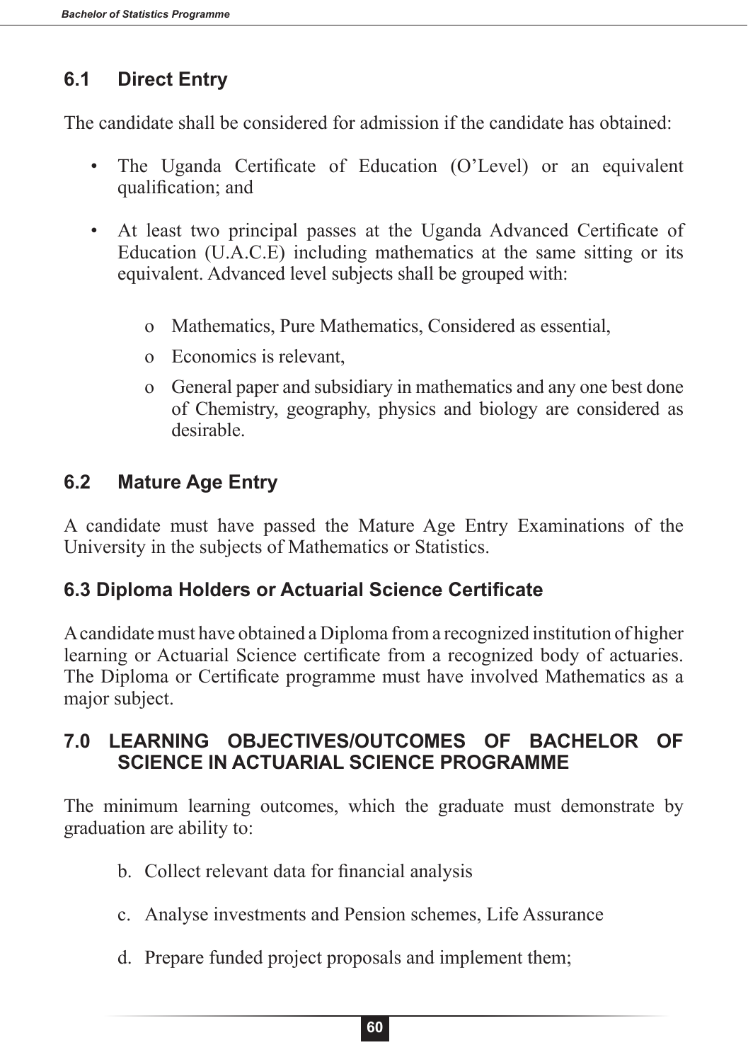## 6.1 Direct Entry

The candidate shall be considered for admission if the candidate has obtained:

- The Uganda Certificate of Education (O'Level) or an equivalent qualification; and
- At least two principal passes at the Uganda Advanced Certificate of Education (U.A.C.E) including mathematics at the same sitting or its equivalent. Advanced level subjects shall be grouped with:
  - o Mathematics, Pure Mathematics, Considered as essential,
  - o Economics is relevant,
  - o General paper and subsidiary in mathematics and any one best done of Chemistry, geography, physics and biology are considered as desirable.

## 6.2 Mature Age Entry

A candidate must have passed the Mature Age Entry Examinations of the University in the subjects of Mathematics or Statistics.

## 6.3 Diploma Holders or Actuarial Science Certificate

A candidate must have obtained a Diploma from a recognized institution of higher learning or Actuarial Science certificate from a recognized body of actuaries. The Diploma or Certificate programme must have involved Mathematics as a major subject.

## 7.0 LEARNING OBJECTIVES/OUTCOMES OF BACHELOR OF SCIENCE IN ACTUARIAL SCIENCE PROGRAMME

The minimum learning outcomes, which the graduate must demonstrate by graduation are ability to:

b. Collect relevant data for financial analysis

c. Analyse investments and Pension schemes, Life Assurance

d. Prepare funded project proposals and implement them;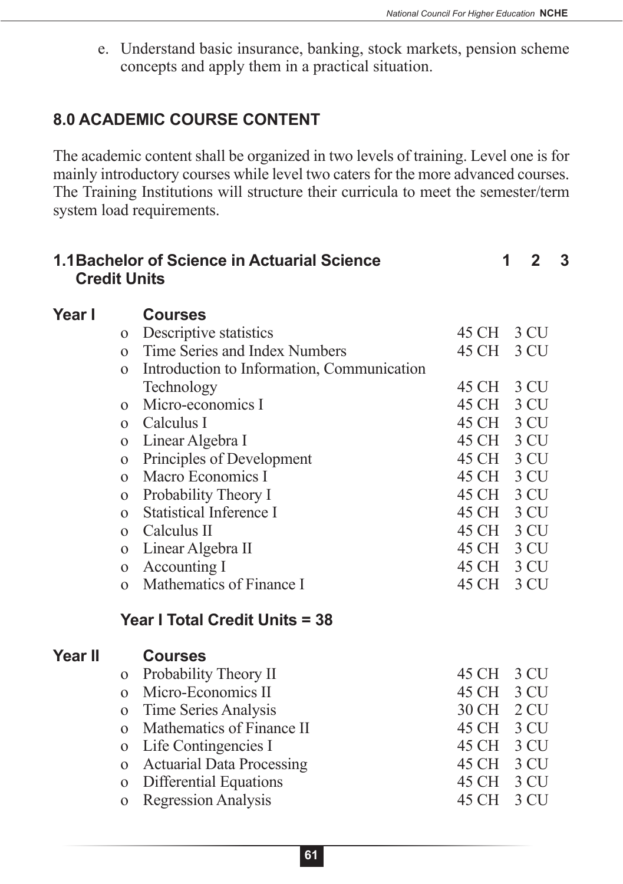e. Understand basic insurance, banking, stock markets, pension scheme concepts and apply them in a practical situation.

## 8.0 ACADEMIC COURSE CONTENT

The academic content shall be organized in two levels of training. Level one is for mainly introductory courses while level two caters for the more advanced courses. The Training Institutions will structure their curricula to meet the semester/term system load requirements.

### 1.1 Bachelor of Science in Actuarial Science 1 2 3 Credit Units

**Year I**

| Courses | | |
|---|---|---|
| Descriptive statistics | 45 CH | 3 CU |
| Time Series and Index Numbers | 45 CH | 3 CU |
| Introduction to Information, Communication Technology | 45 CH | 3 CU |
| Micro-economics I | 45 CH | 3 CU |
| Calculus I | 45 CH | 3 CU |
| Linear Algebra I | 45 CH | 3 CU |
| Principles of Development | 45 CH | 3 CU |
| Macro Economics I | 45 CH | 3 CU |
| Probability Theory I | 45 CH | 3 CU |
| Statistical Inference I | 45 CH | 3 CU |
| Calculus II | 45 CH | 3 CU |
| Linear Algebra II | 45 CH | 3 CU |
| Accounting I | 45 CH | 3 CU |
| Mathematics of Finance I | 45 CH | 3 CU |

**Year I Total Credit Units = 38**

**Year II**

| Courses | | |
|---|---|---|
| Probability Theory II | 45 CH | 3 CU |
| Micro-Economics II | 45 CH | 3 CU |
| Time Series Analysis | 30 CH | 2 CU |
| Mathematics of Finance II | 45 CH | 3 CU |
| Life Contingencies I | 45 CH | 3 CU |
| Actuarial Data Processing | 45 CH | 3 CU |
| Differential Equations | 45 CH | 3 CU |
| Regression Analysis | 45 CH | 3 CU |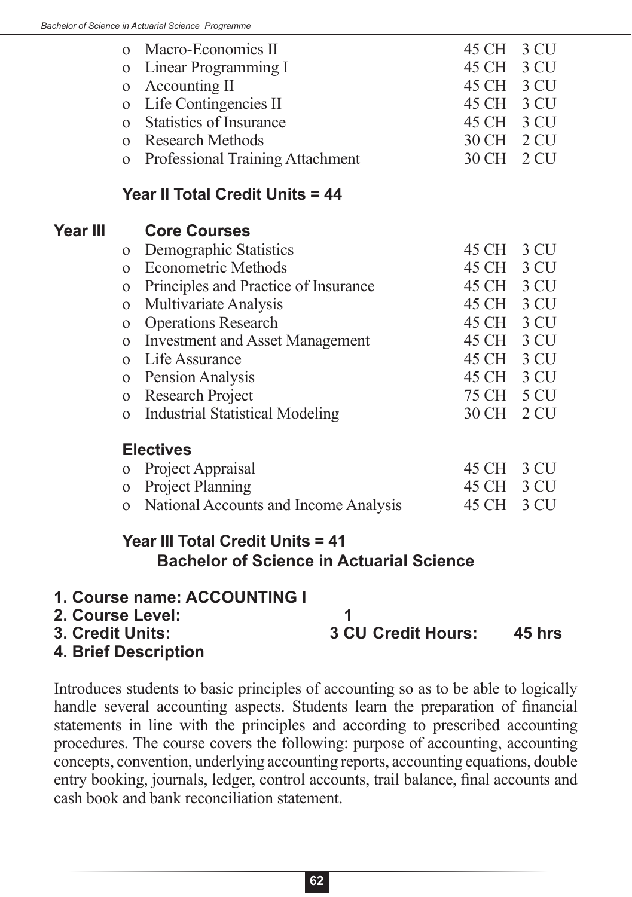- Macro-Economics II 45 CH 3 CU
- Linear Programming I 45 CH 3 CU
- Accounting II 45 CH 3 CU
- Life Contingencies II 45 CH 3 CU
- Statistics of Insurance 45 CH 3 CU
- Research Methods 30 CH 2 CU
- Professional Training Attachment 30 CH 2 CU

**Year II Total Credit Units = 44**

**Year III** **Core Courses**

- Demographic Statistics 45 CH 3 CU
- Econometric Methods 45 CH 3 CU
- Principles and Practice of Insurance 45 CH 3 CU
- Multivariate Analysis 45 CH 3 CU
- Operations Research 45 CH 3 CU
- Investment and Asset Management 45 CH 3 CU
- Life Assurance 45 CH 3 CU
- Pension Analysis 45 CH 3 CU
- Research Project 75 CH 5 CU
- Industrial Statistical Modeling 30 CH 2 CU

**Electives**

- Project Appraisal 45 CH 3 CU
- Project Planning 45 CH 3 CU
- National Accounts and Income Analysis 45 CH 3 CU

**Year III Total Credit Units = 41**

## Bachelor of Science in Actuarial Science

**1. Course name: ACCOUNTING I**
**2. Course Level: 1**
**3. Credit Units: 3 CU Credit Hours: 45 hrs**
**4. Brief Description**

Introduces students to basic principles of accounting so as to be able to logically handle several accounting aspects. Students learn the preparation of financial statements in line with the principles and according to prescribed accounting procedures. The course covers the following: purpose of accounting, accounting concepts, convention, underlying accounting reports, accounting equations, double entry booking, journals, ledger, control accounts, trail balance, final accounts and cash book and bank reconciliation statement.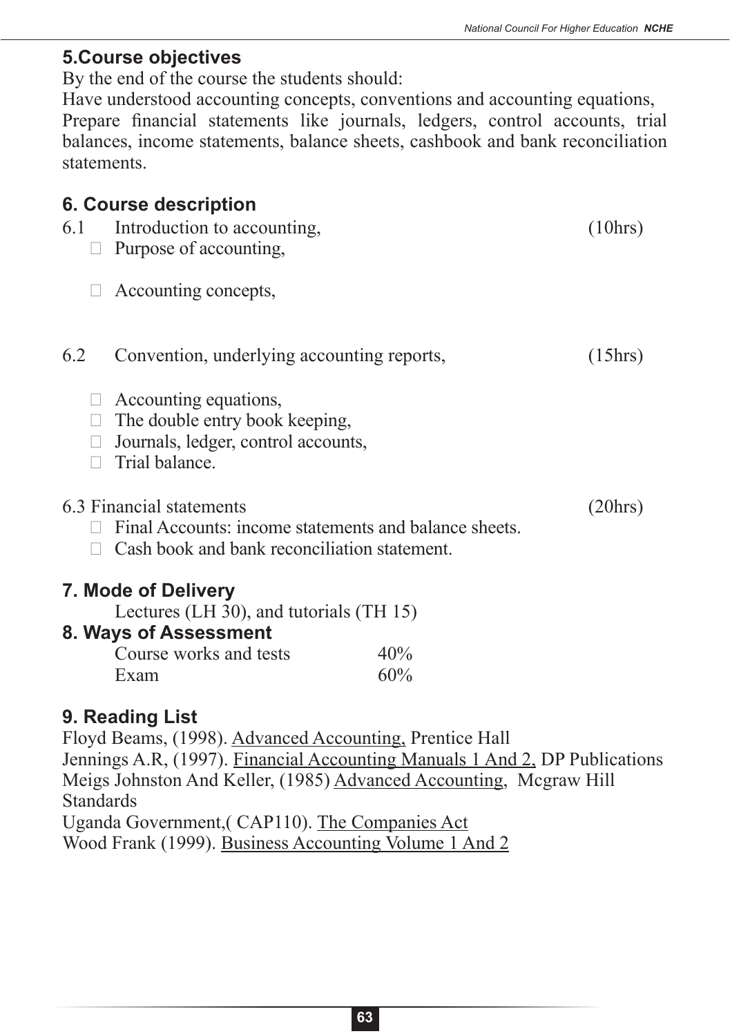## 5.Course objectives

By the end of the course the students should:

Have understood accounting concepts, conventions and accounting equations,

Prepare financial statements like journals, ledgers, control accounts, trial balances, income statements, balance sheets, cashbook and bank reconciliation statements.

## 6. Course description

6.1 Introduction to accounting, (10hrs)

- Purpose of accounting,
- Accounting concepts,

6.2 Convention, underlying accounting reports, (15hrs)

- Accounting equations,
- The double entry book keeping,
- Journals, ledger, control accounts,
- Trial balance.

6.3 Financial statements (20hrs)

- Final Accounts: income statements and balance sheets.
- Cash book and bank reconciliation statement.

## 7. Mode of Delivery

Lectures (LH 30), and tutorials (TH 15)

## 8. Ways of Assessment

| | |
|---|---|
| Course works and tests | 40% |
| Exam | 60% |

## 9. Reading List

Floyd Beams, (1998). Advanced Accounting, Prentice Hall

Jennings A.R, (1997). Financial Accounting Manuals 1 And 2, DP Publications

Meigs Johnston And Keller, (1985) Advanced Accounting, Mcgraw Hill

Standards

Uganda Government,( CAP110). The Companies Act

Wood Frank (1999). Business Accounting Volume 1 And 2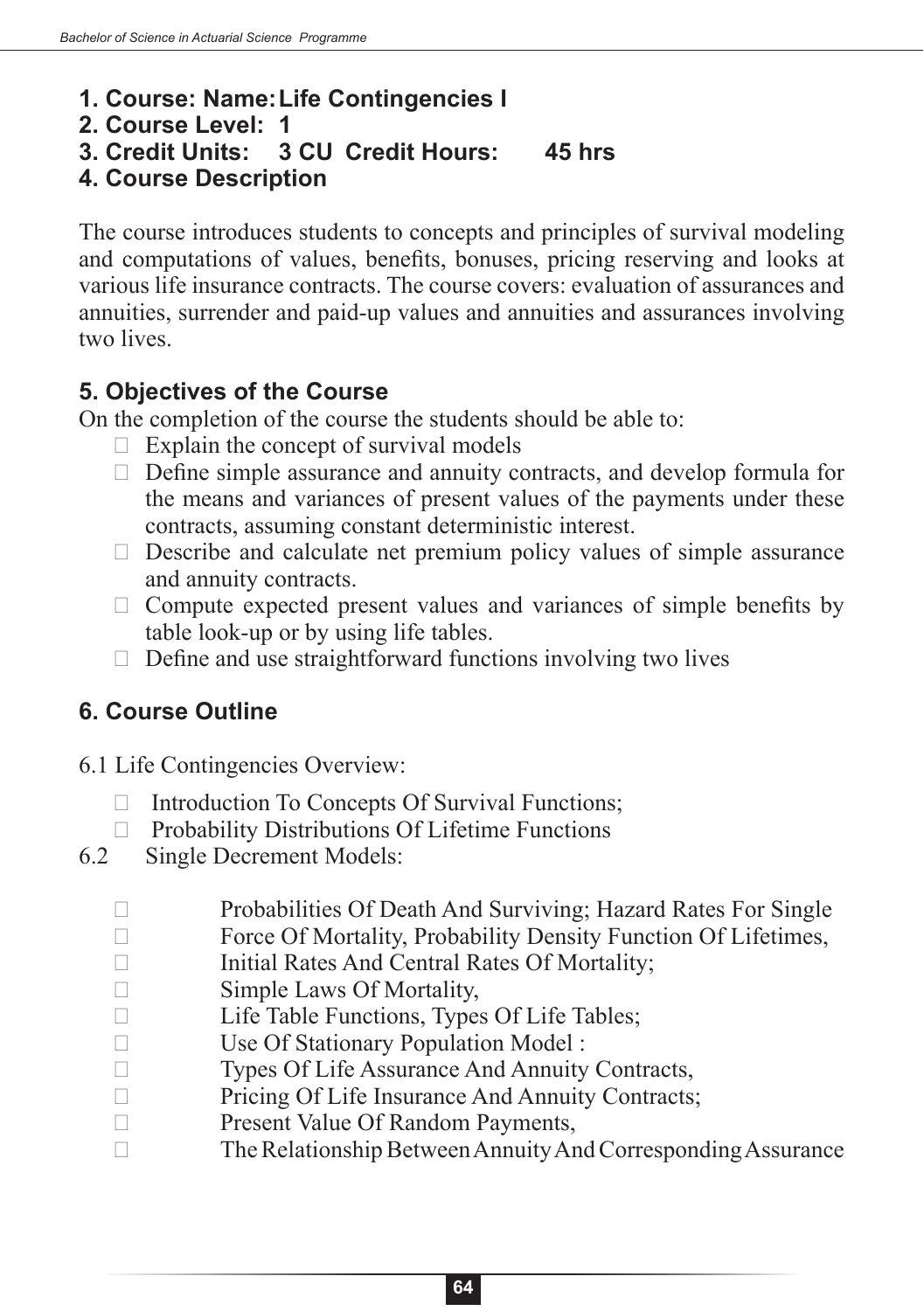**1. Course: Name: Life Contingencies I**
**2. Course Level: 1**
**3. Credit Units: 3 CU Credit Hours: 45 hrs**
**4. Course Description**

The course introduces students to concepts and principles of survival modeling and computations of values, benefits, bonuses, pricing reserving and looks at various life insurance contracts. The course covers: evaluation of assurances and annuities, surrender and paid-up values and annuities and assurances involving two lives.

## 5. Objectives of the Course

On the completion of the course the students should be able to:

- Explain the concept of survival models
- Define simple assurance and annuity contracts, and develop formula for the means and variances of present values of the payments under these contracts, assuming constant deterministic interest.
- Describe and calculate net premium policy values of simple assurance and annuity contracts.
- Compute expected present values and variances of simple benefits by table look-up or by using life tables.
- Define and use straightforward functions involving two lives

## 6. Course Outline

6.1 Life Contingencies Overview:

- Introduction To Concepts Of Survival Functions;
- Probability Distributions Of Lifetime Functions

6.2 Single Decrement Models:

- Probabilities Of Death And Surviving; Hazard Rates For Single
- Force Of Mortality, Probability Density Function Of Lifetimes,
- Initial Rates And Central Rates Of Mortality;
- Simple Laws Of Mortality,
- Life Table Functions, Types Of Life Tables;
- Use Of Stationary Population Model :
- Types Of Life Assurance And Annuity Contracts,
- Pricing Of Life Insurance And Annuity Contracts;
- Present Value Of Random Payments,
- The Relationship Between Annuity And Corresponding Assurance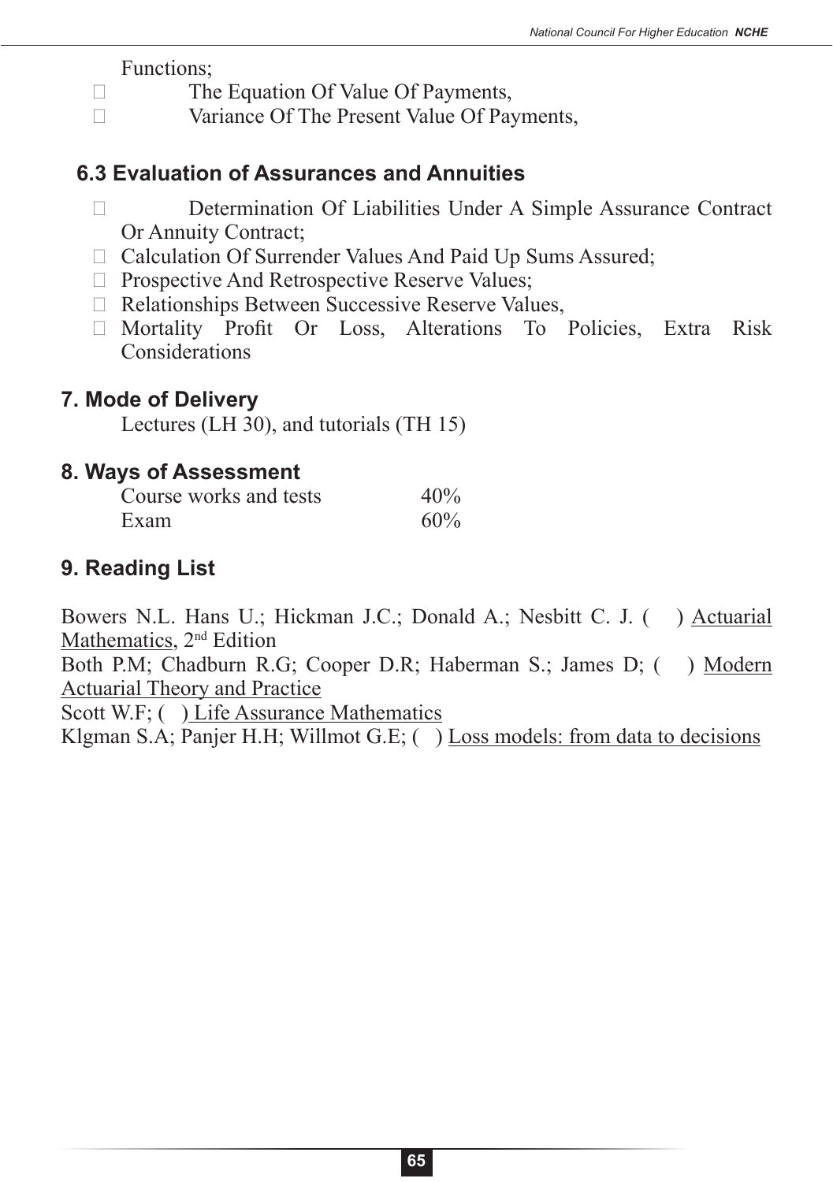Functions;

- The Equation Of Value Of Payments,
- Variance Of The Present Value Of Payments,

### 6.3 Evaluation of Assurances and Annuities

- Determination Of Liabilities Under A Simple Assurance Contract Or Annuity Contract;
- Calculation Of Surrender Values And Paid Up Sums Assured;
- Prospective And Retrospective Reserve Values;
- Relationships Between Successive Reserve Values,
- Mortality Profit Or Loss, Alterations To Policies, Extra Risk Considerations

## 7. Mode of Delivery

Lectures (LH 30), and tutorials (TH 15)

## 8. Ways of Assessment

| | |
|---|---|
| Course works and tests | 40% |
| Exam | 60% |

## 9. Reading List

Bowers N.L. Hans U.; Hickman J.C.; Donald A.; Nesbitt C. J. ( ) Actuarial Mathematics, 2nd Edition

Both P.M; Chadburn R.G; Cooper D.R; Haberman S.; James D; ( ) Modern Actuarial Theory and Practice

Scott W.F; ( ) Life Assurance Mathematics

Klgman S.A; Panjer H.H; Willmot G.E; ( ) Loss models: from data to decisions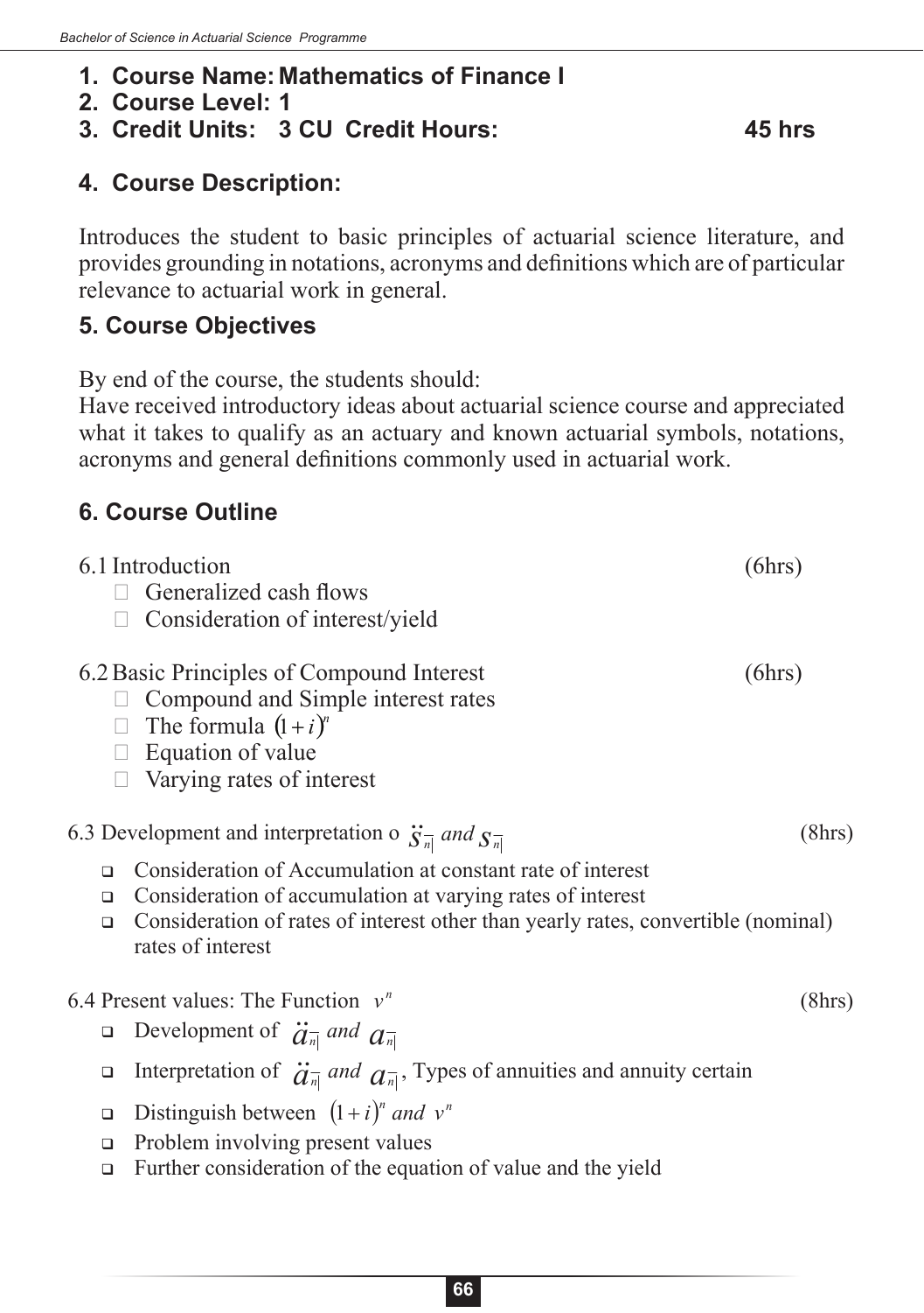1. **Course Name: Mathematics of Finance I**
2. **Course Level: 1**
3. **Credit Units: 3 CU Credit Hours: 45 hrs**

## 4. Course Description:

Introduces the student to basic principles of actuarial science literature, and provides grounding in notations, acronyms and definitions which are of particular relevance to actuarial work in general.

## 5. Course Objectives

By end of the course, the students should:
Have received introductory ideas about actuarial science course and appreciated what it takes to qualify as an actuary and known actuarial symbols, notations, acronyms and general definitions commonly used in actuarial work.

## 6. Course Outline

6.1 Introduction (6hrs)

- Generalized cash flows
- Consideration of interest/yield

6.2 Basic Principles of Compound Interest (6hrs)

- Compound and Simple interest rates
- The formula $(1+i)^n$
- Equation of value
- Varying rates of interest

6.3 Development and interpretation o $\ddot{s}_{\overline{n|}}$ *and* $s_{\overline{n|}}$ (8hrs)

- Consideration of Accumulation at constant rate of interest
- Consideration of accumulation at varying rates of interest
- Consideration of rates of interest other than yearly rates, convertible (nominal) rates of interest

6.4 Present values: The Function $v^n$ (8hrs)

- Development of $\ddot{a}_{\overline{n|}}$ *and* $a_{\overline{n|}}$
- Interpretation of $\ddot{a}_{\overline{n|}}$ *and* $a_{\overline{n|}}$, Types of annuities and annuity certain
- Distinguish between $(1+i)^n$ *and* $v^n$
- Problem involving present values
- Further consideration of the equation of value and the yield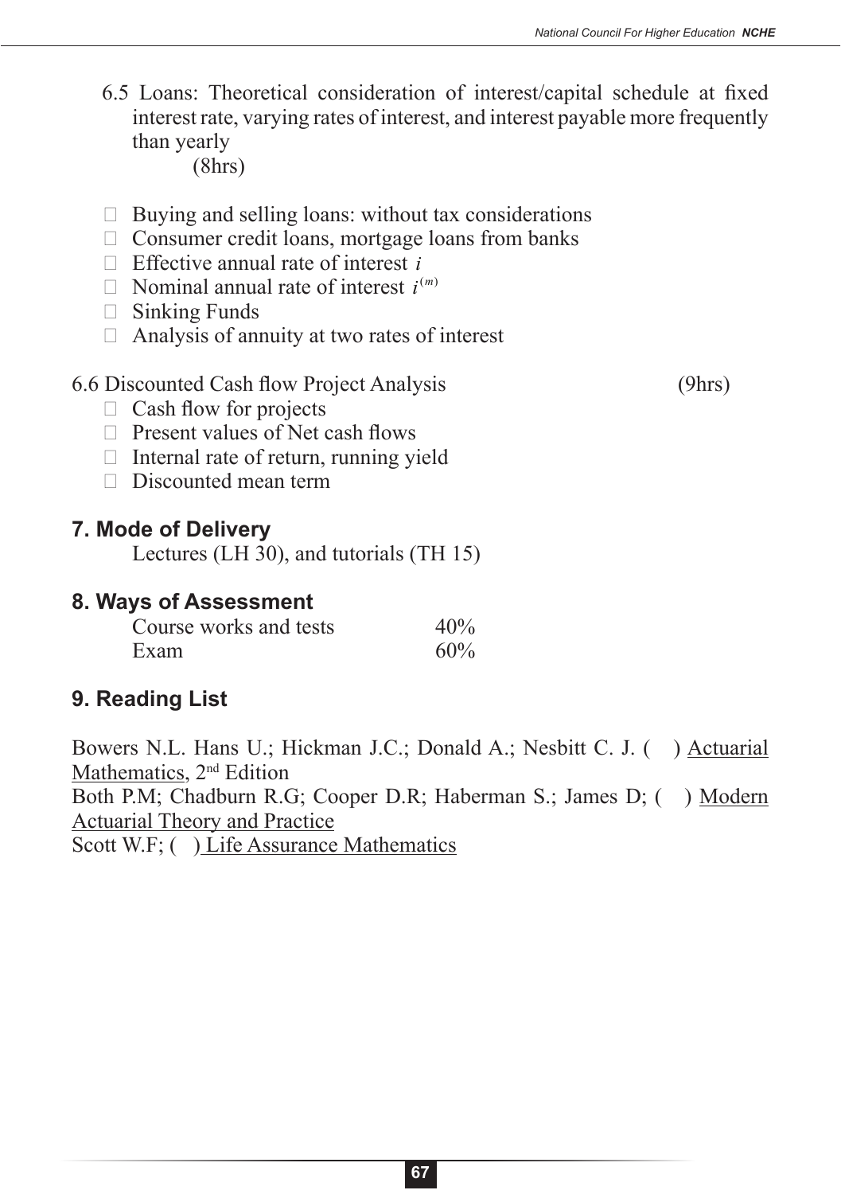6.5 Loans: Theoretical consideration of interest/capital schedule at fixed interest rate, varying rates of interest, and interest payable more frequently than yearly
(8hrs)

- Buying and selling loans: without tax considerations
- Consumer credit loans, mortgage loans from banks
- Effective annual rate of interest $i$
- Nominal annual rate of interest $i^{(m)}$
- Sinking Funds
- Analysis of annuity at two rates of interest

6.6 Discounted Cash flow Project Analysis (9hrs)

- Cash flow for projects
- Present values of Net cash flows
- Internal rate of return, running yield
- Discounted mean term

## 7. Mode of Delivery

Lectures (LH 30), and tutorials (TH 15)

## 8. Ways of Assessment

| | |
|---|---|
| Course works and tests | 40% |
| Exam | 60% |

## 9. Reading List

Bowers N.L. Hans U.; Hickman J.C.; Donald A.; Nesbitt C. J. ( ) Actuarial Mathematics, 2nd Edition

Both P.M; Chadburn R.G; Cooper D.R; Haberman S.; James D; ( ) Modern Actuarial Theory and Practice

Scott W.F; ( ) Life Assurance Mathematics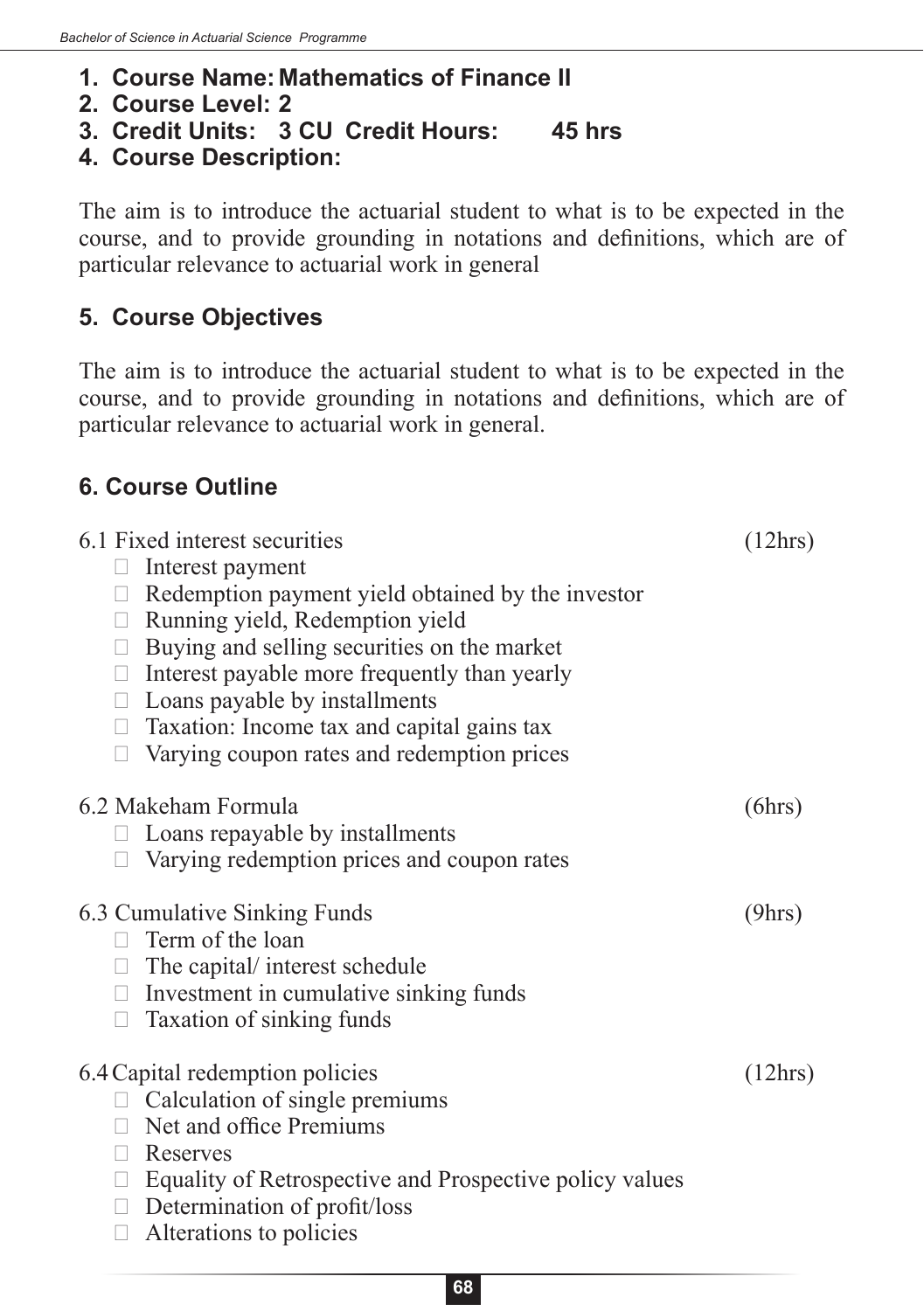1. **Course Name: Mathematics of Finance II**
2. **Course Level: 2**
3. **Credit Units: 3 CU Credit Hours: 45 hrs**
4. **Course Description:**

The aim is to introduce the actuarial student to what is to be expected in the course, and to provide grounding in notations and definitions, which are of particular relevance to actuarial work in general

## 5. Course Objectives

The aim is to introduce the actuarial student to what is to be expected in the course, and to provide grounding in notations and definitions, which are of particular relevance to actuarial work in general.

## 6. Course Outline

6.1 Fixed interest securities (12hrs)

- Interest payment
- Redemption payment yield obtained by the investor
- Running yield, Redemption yield
- Buying and selling securities on the market
- Interest payable more frequently than yearly
- Loans payable by installments
- Taxation: Income tax and capital gains tax
- Varying coupon rates and redemption prices

6.2 Makeham Formula (6hrs)

- Loans repayable by installments
- Varying redemption prices and coupon rates

6.3 Cumulative Sinking Funds (9hrs)

- Term of the loan
- The capital/ interest schedule
- Investment in cumulative sinking funds
- Taxation of sinking funds

6.4 Capital redemption policies (12hrs)

- Calculation of single premiums
- Net and office Premiums
- Reserves
- Equality of Retrospective and Prospective policy values
- Determination of profit/loss
- Alterations to policies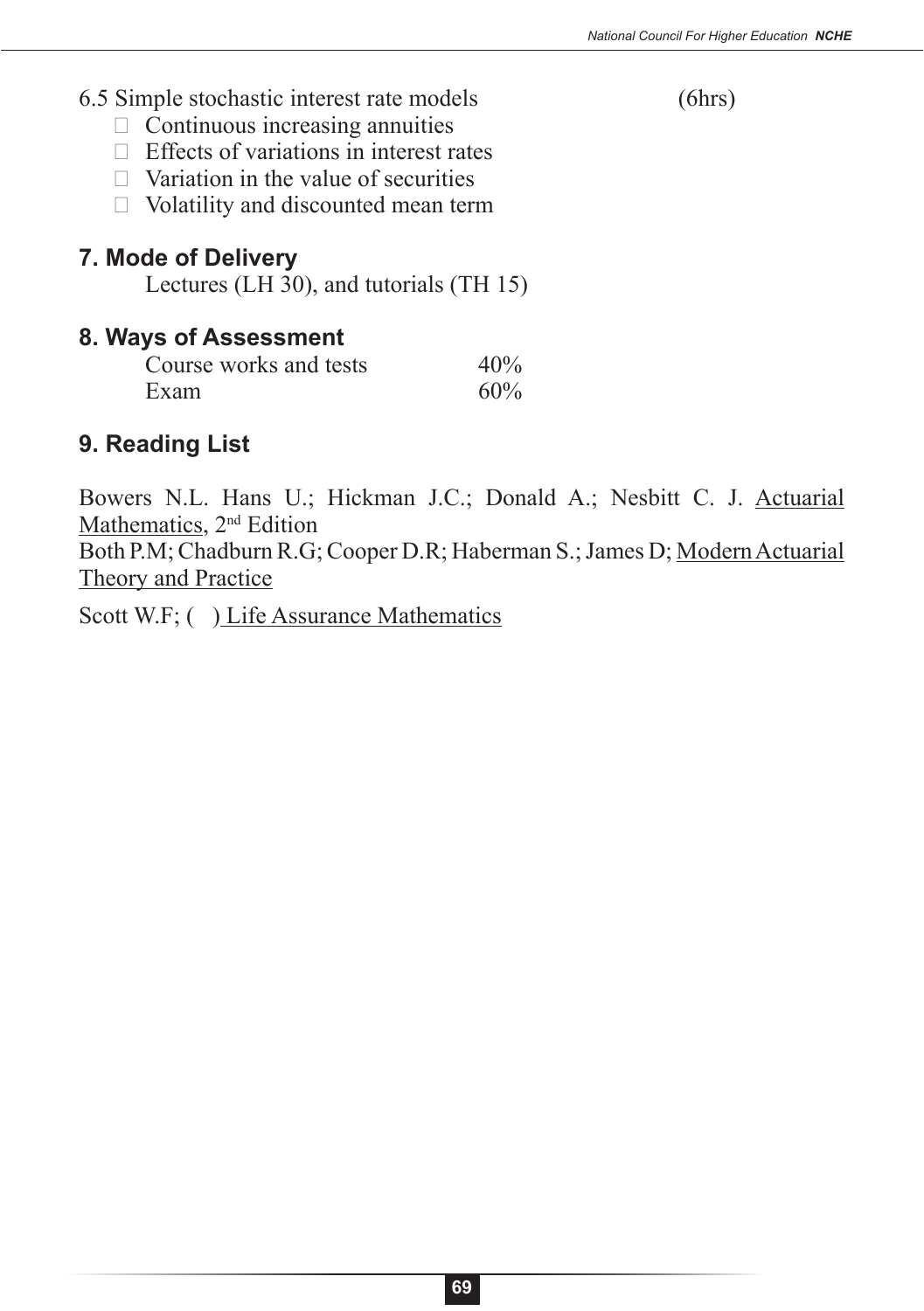6.5 Simple stochastic interest rate models (6hrs)

- Continuous increasing annuities
- Effects of variations in interest rates
- Variation in the value of securities
- Volatility and discounted mean term

## 7. Mode of Delivery

Lectures (LH 30), and tutorials (TH 15)

## 8. Ways of Assessment

| | |
|---|---|
| Course works and tests | 40% |
| Exam | 60% |

## 9. Reading List

Bowers N.L. Hans U.; Hickman J.C.; Donald A.; Nesbitt C. J. Actuarial Mathematics, 2nd Edition

Both P.M; Chadburn R.G; Cooper D.R; Haberman S.; James D; Modern Actuarial Theory and Practice

Scott W.F; ( ) Life Assurance Mathematics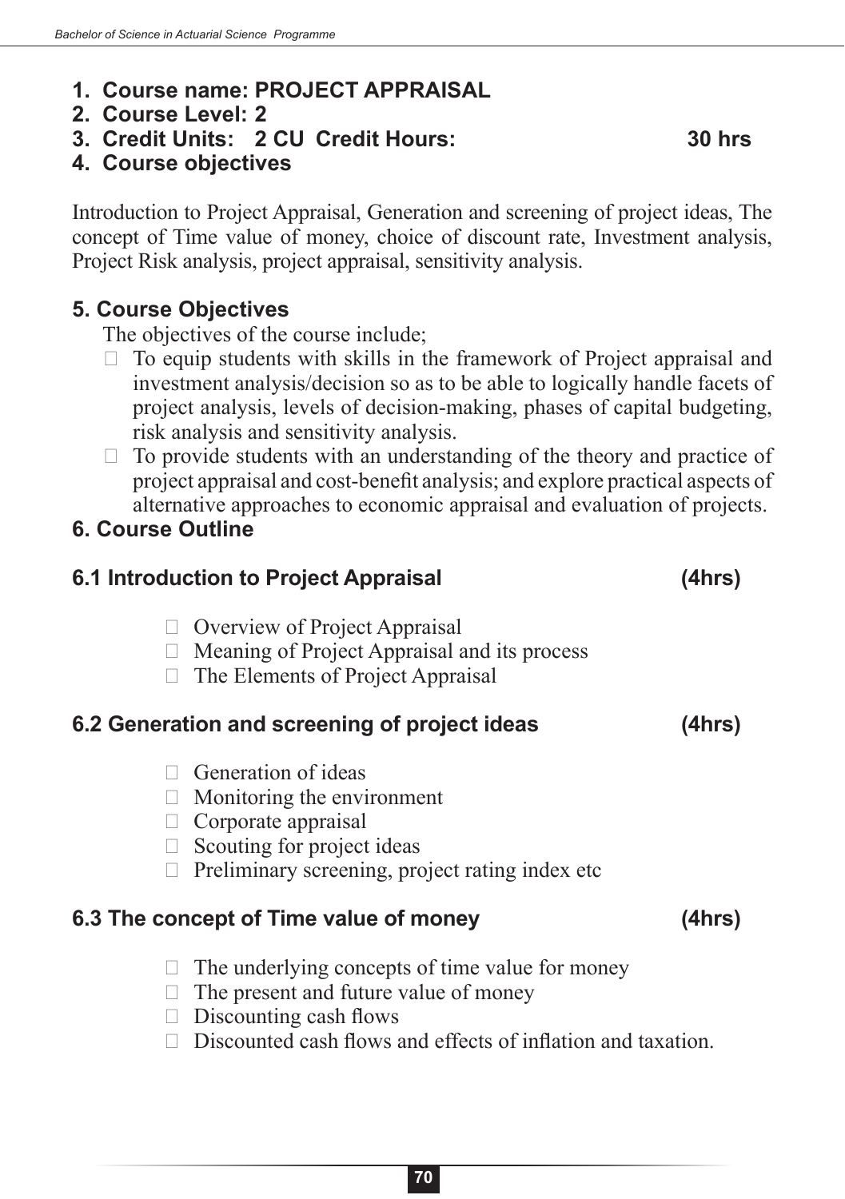1. **Course name: PROJECT APPRAISAL**
2. **Course Level: 2**
3. **Credit Units: 2 CU Credit Hours: 30 hrs**
4. **Course objectives**

Introduction to Project Appraisal, Generation and screening of project ideas, The concept of Time value of money, choice of discount rate, Investment analysis, Project Risk analysis, project appraisal, sensitivity analysis.

## 5. Course Objectives

The objectives of the course include;

- To equip students with skills in the framework of Project appraisal and investment analysis/decision so as to be able to logically handle facets of project analysis, levels of decision-making, phases of capital budgeting, risk analysis and sensitivity analysis.
- To provide students with an understanding of the theory and practice of project appraisal and cost-benefit analysis; and explore practical aspects of alternative approaches to economic appraisal and evaluation of projects.

## 6. Course Outline

### 6.1 Introduction to Project Appraisal (4hrs)

- Overview of Project Appraisal
- Meaning of Project Appraisal and its process
- The Elements of Project Appraisal

### 6.2 Generation and screening of project ideas (4hrs)

- Generation of ideas
- Monitoring the environment
- Corporate appraisal
- Scouting for project ideas
- Preliminary screening, project rating index etc

### 6.3 The concept of Time value of money (4hrs)

- The underlying concepts of time value for money
- The present and future value of money
- Discounting cash flows
- Discounted cash flows and effects of inflation and taxation.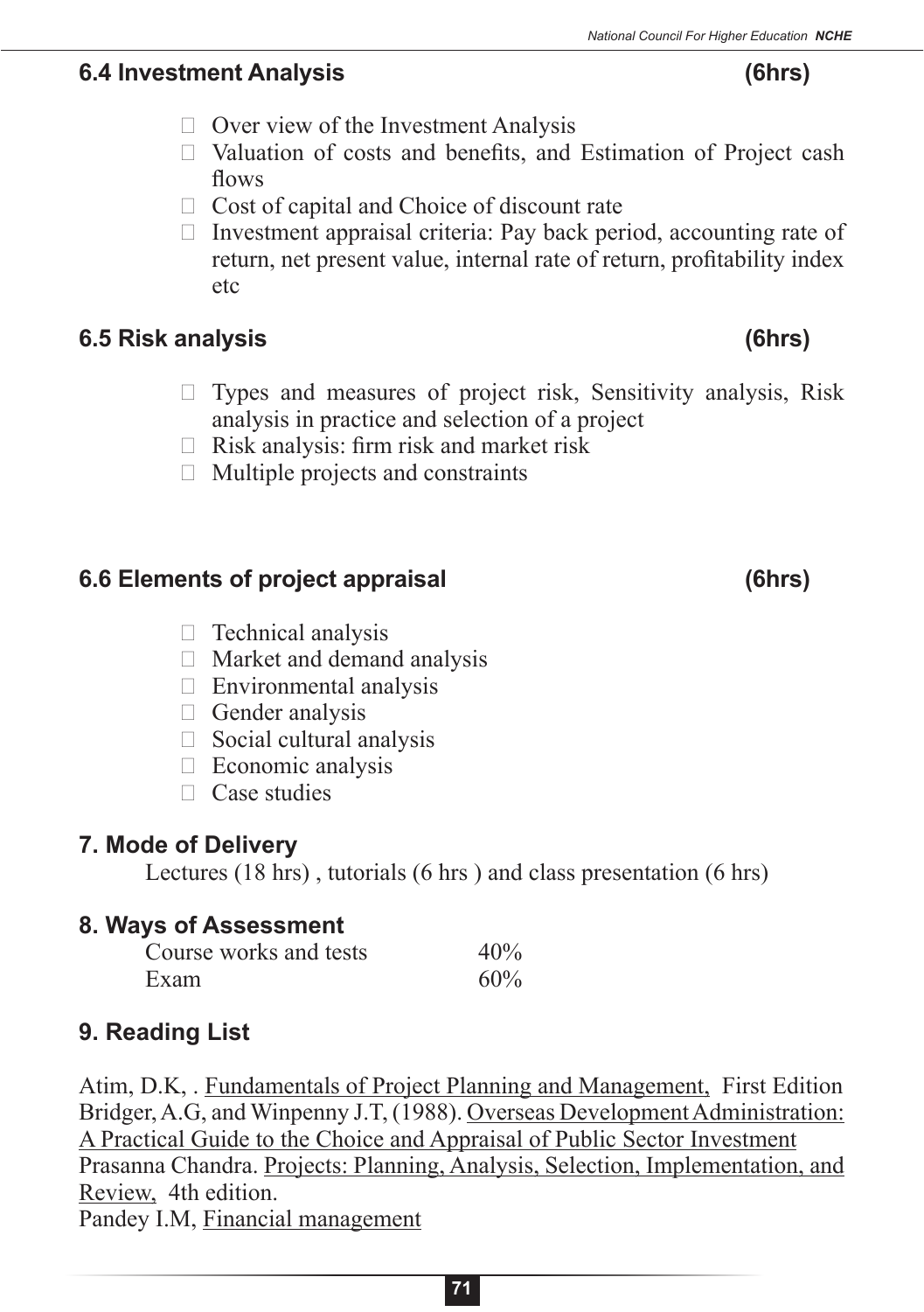## 6.4 Investment Analysis (6hrs)

- Over view of the Investment Analysis
- Valuation of costs and benefits, and Estimation of Project cash flows
- Cost of capital and Choice of discount rate
- Investment appraisal criteria: Pay back period, accounting rate of return, net present value, internal rate of return, profitability index etc

## 6.5 Risk analysis (6hrs)

- Types and measures of project risk, Sensitivity analysis, Risk analysis in practice and selection of a project
- Risk analysis: firm risk and market risk
- Multiple projects and constraints

## 6.6 Elements of project appraisal (6hrs)

- Technical analysis
- Market and demand analysis
- Environmental analysis
- Gender analysis
- Social cultural analysis
- Economic analysis
- Case studies

## 7. Mode of Delivery

Lectures (18 hrs) , tutorials (6 hrs ) and class presentation (6 hrs)

## 8. Ways of Assessment

| | |
|---|---|
| Course works and tests | 40% |
| Exam | 60% |

## 9. Reading List

Atim, D.K, . Fundamentals of Project Planning and Management, First Edition
Bridger, A.G, and Winpenny J.T, (1988). Overseas Development Administration: A Practical Guide to the Choice and Appraisal of Public Sector Investment
Prasanna Chandra. Projects: Planning, Analysis, Selection, Implementation, and Review, 4th edition.
Pandey I.M, Financial management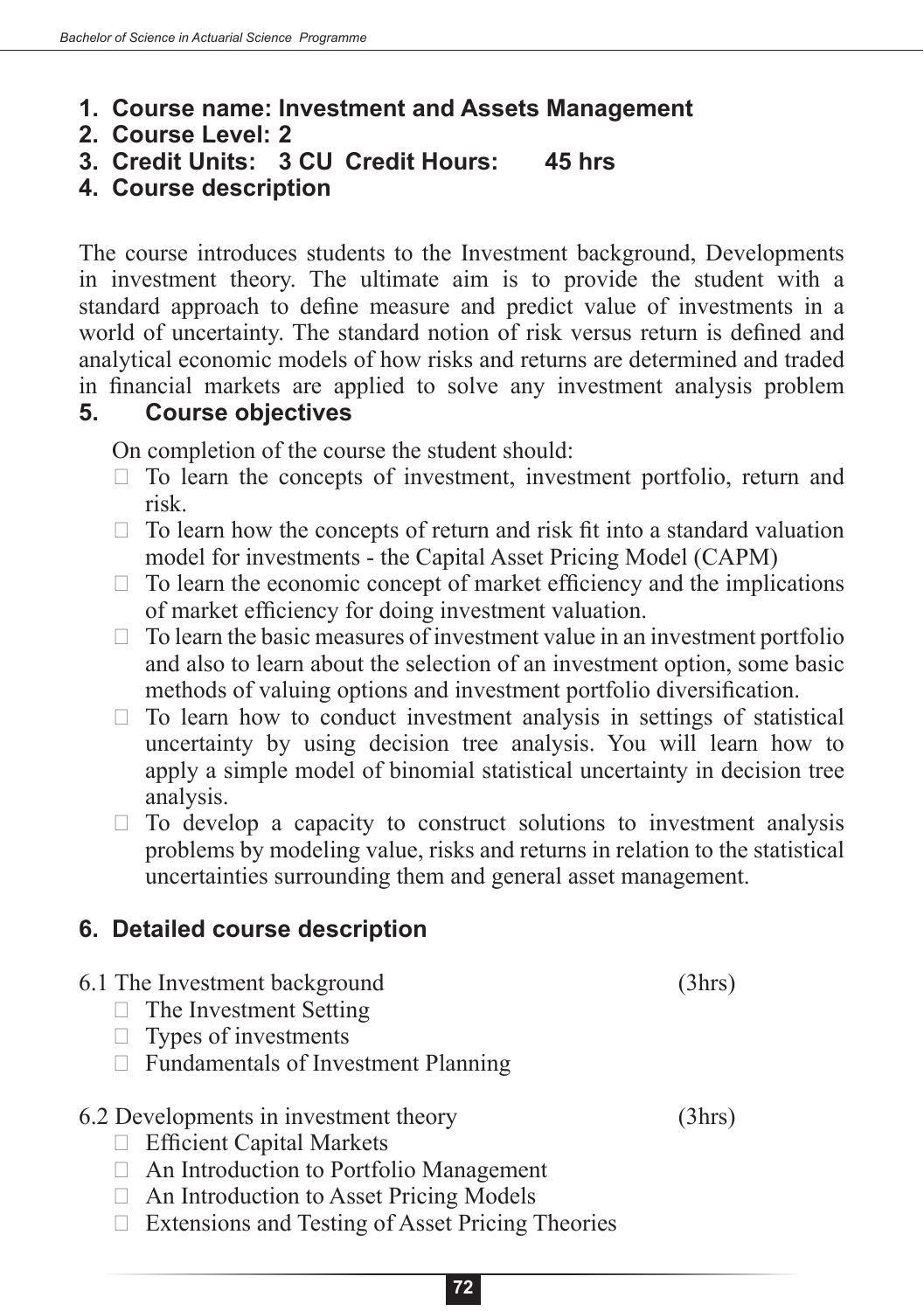1. **Course name: Investment and Assets Management**
2. **Course Level: 2**
3. **Credit Units: 3 CU Credit Hours: 45 hrs**
4. **Course description**

The course introduces students to the Investment background, Developments in investment theory. The ultimate aim is to provide the student with a standard approach to define measure and predict value of investments in a world of uncertainty. The standard notion of risk versus return is defined and analytical economic models of how risks and returns are determined and traded in financial markets are applied to solve any investment analysis problem

5. **Course objectives**

On completion of the course the student should:

- To learn the concepts of investment, investment portfolio, return and risk.
- To learn how the concepts of return and risk fit into a standard valuation model for investments - the Capital Asset Pricing Model (CAPM)
- To learn the economic concept of market efficiency and the implications of market efficiency for doing investment valuation.
- To learn the basic measures of investment value in an investment portfolio and also to learn about the selection of an investment option, some basic methods of valuing options and investment portfolio diversification.
- To learn how to conduct investment analysis in settings of statistical uncertainty by using decision tree analysis. You will learn how to apply a simple model of binomial statistical uncertainty in decision tree analysis.
- To develop a capacity to construct solutions to investment analysis problems by modeling value, risks and returns in relation to the statistical uncertainties surrounding them and general asset management.

6. **Detailed course description**

6.1 The Investment background (3hrs)

- The Investment Setting
- Types of investments
- Fundamentals of Investment Planning

6.2 Developments in investment theory (3hrs)

- Efficient Capital Markets
- An Introduction to Portfolio Management
- An Introduction to Asset Pricing Models
- Extensions and Testing of Asset Pricing Theories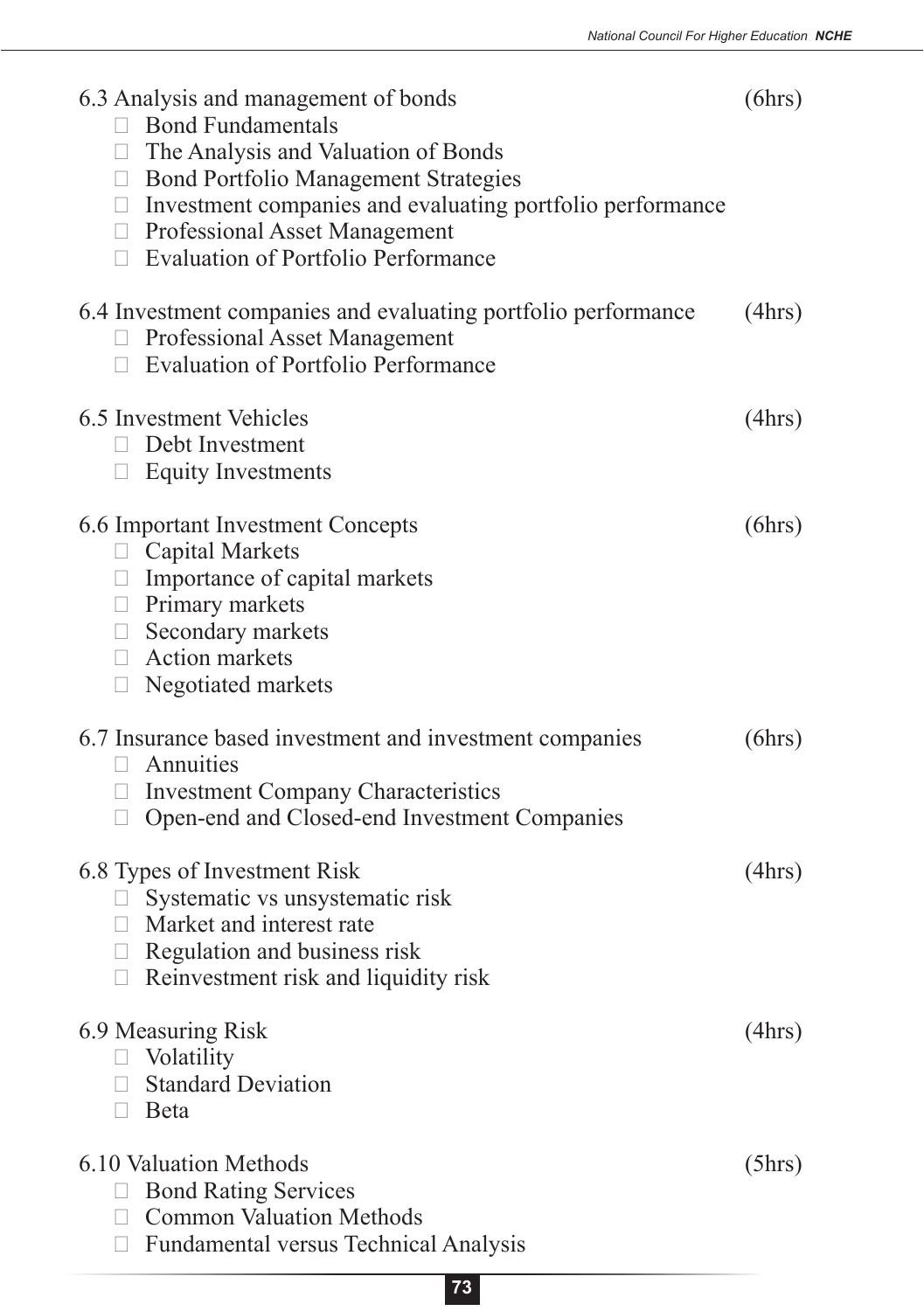6.3 Analysis and management of bonds (6hrs)

- Bond Fundamentals
- The Analysis and Valuation of Bonds
- Bond Portfolio Management Strategies
- Investment companies and evaluating portfolio performance
- Professional Asset Management
- Evaluation of Portfolio Performance

6.4 Investment companies and evaluating portfolio performance (4hrs)

- Professional Asset Management
- Evaluation of Portfolio Performance

6.5 Investment Vehicles (4hrs)

- Debt Investment
- Equity Investments

6.6 Important Investment Concepts (6hrs)

- Capital Markets
- Importance of capital markets
- Primary markets
- Secondary markets
- Action markets
- Negotiated markets

6.7 Insurance based investment and investment companies (6hrs)

- Annuities
- Investment Company Characteristics
- Open-end and Closed-end Investment Companies

6.8 Types of Investment Risk (4hrs)

- Systematic vs unsystematic risk
- Market and interest rate
- Regulation and business risk
- Reinvestment risk and liquidity risk

6.9 Measuring Risk (4hrs)

- Volatility
- Standard Deviation
- Beta

6.10 Valuation Methods (5hrs)

- Bond Rating Services
- Common Valuation Methods
- Fundamental versus Technical Analysis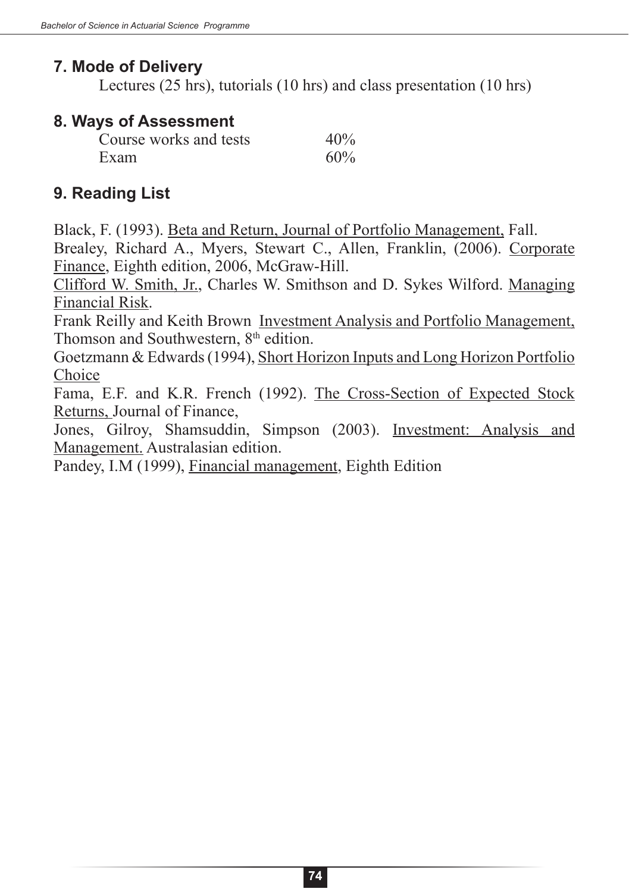## 7. Mode of Delivery

Lectures (25 hrs), tutorials (10 hrs) and class presentation (10 hrs)

## 8. Ways of Assessment

| | |
|---|---|
| Course works and tests | 40% |
| Exam | 60% |

## 9. Reading List

Black, F. (1993). Beta and Return, Journal of Portfolio Management, Fall.

Brealey, Richard A., Myers, Stewart C., Allen, Franklin, (2006). Corporate Finance, Eighth edition, 2006, McGraw-Hill.

Clifford W. Smith, Jr., Charles W. Smithson and D. Sykes Wilford. Managing Financial Risk.

Frank Reilly and Keith Brown Investment Analysis and Portfolio Management, Thomson and Southwestern, 8th edition.

Goetzmann & Edwards (1994), Short Horizon Inputs and Long Horizon Portfolio Choice

Fama, E.F. and K.R. French (1992). The Cross-Section of Expected Stock Returns, Journal of Finance,

Jones, Gilroy, Shamsuddin, Simpson (2003). Investment: Analysis and Management. Australasian edition.

Pandey, I.M (1999), Financial management, Eighth Edition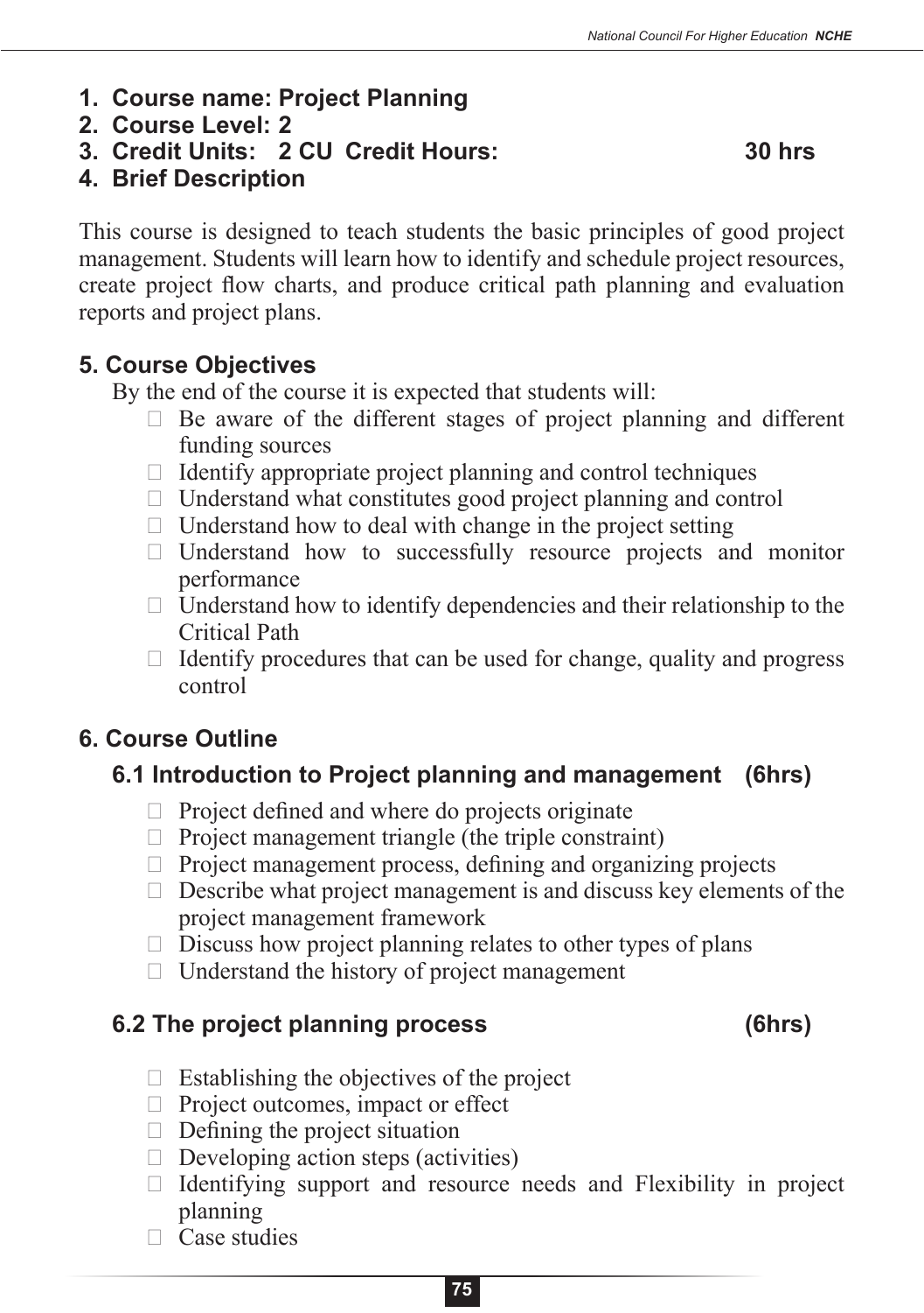1. **Course name: Project Planning**
2. **Course Level: 2**
3. **Credit Units: 2 CU Credit Hours: 30 hrs**
4. **Brief Description**

This course is designed to teach students the basic principles of good project management. Students will learn how to identify and schedule project resources, create project flow charts, and produce critical path planning and evaluation reports and project plans.

### 5. Course Objectives

By the end of the course it is expected that students will:

- Be aware of the different stages of project planning and different funding sources
- Identify appropriate project planning and control techniques
- Understand what constitutes good project planning and control
- Understand how to deal with change in the project setting
- Understand how to successfully resource projects and monitor performance
- Understand how to identify dependencies and their relationship to the Critical Path
- Identify procedures that can be used for change, quality and progress control

### 6. Course Outline

#### 6.1 Introduction to Project planning and management (6hrs)

- Project defined and where do projects originate
- Project management triangle (the triple constraint)
- Project management process, defining and organizing projects
- Describe what project management is and discuss key elements of the project management framework
- Discuss how project planning relates to other types of plans
- Understand the history of project management

#### 6.2 The project planning process (6hrs)

- Establishing the objectives of the project
- Project outcomes, impact or effect
- Defining the project situation
- Developing action steps (activities)
- Identifying support and resource needs and Flexibility in project planning
- Case studies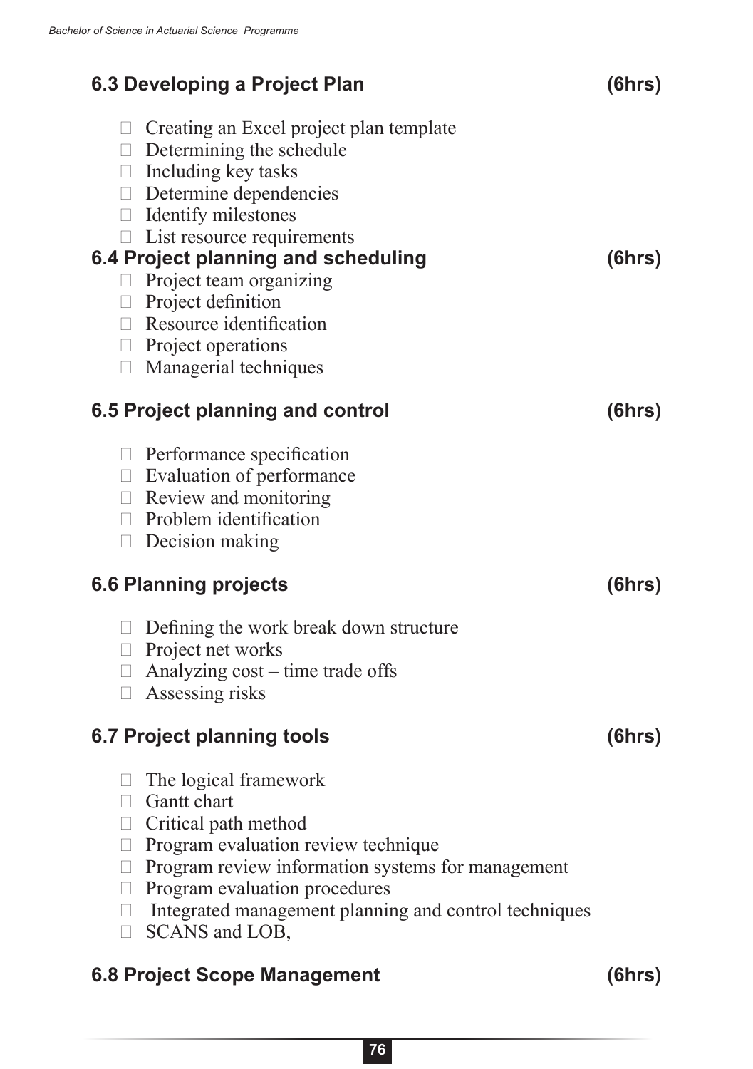### 6.3 Developing a Project Plan (6hrs)

- Creating an Excel project plan template
- Determining the schedule
- Including key tasks
- Determine dependencies
- Identify milestones
- List resource requirements

### 6.4 Project planning and scheduling (6hrs)

- Project team organizing
- Project definition
- Resource identification
- Project operations
- Managerial techniques

### 6.5 Project planning and control (6hrs)

- Performance specification
- Evaluation of performance
- Review and monitoring
- Problem identification
- Decision making

### 6.6 Planning projects (6hrs)

- Defining the work break down structure
- Project net works
- Analyzing cost – time trade offs
- Assessing risks

### 6.7 Project planning tools (6hrs)

- The logical framework
- Gantt chart
- Critical path method
- Program evaluation review technique
- Program review information systems for management
- Program evaluation procedures
- Integrated management planning and control techniques
- SCANS and LOB,

### 6.8 Project Scope Management (6hrs)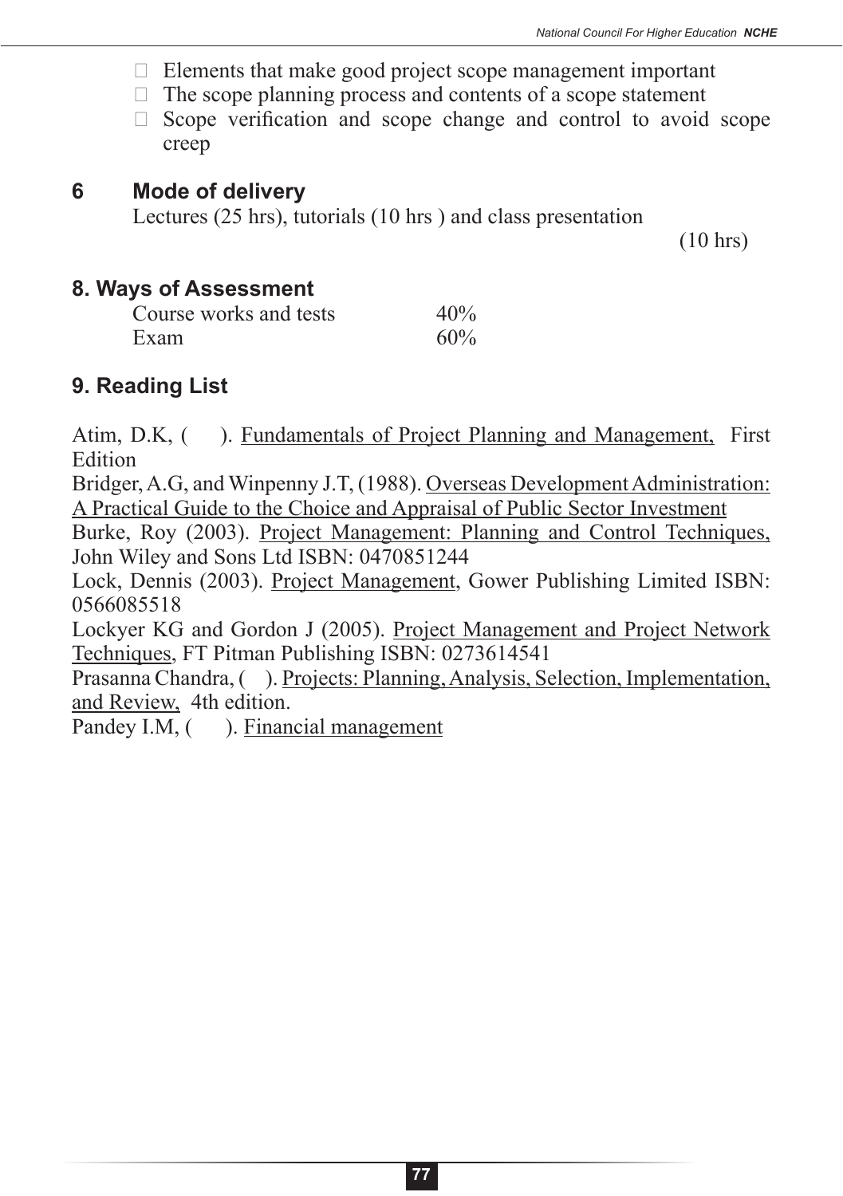- Elements that make good project scope management important
- The scope planning process and contents of a scope statement
- Scope verification and scope change and control to avoid scope creep

## 6 Mode of delivery

Lectures (25 hrs), tutorials (10 hrs ) and class presentation (10 hrs)

## 8. Ways of Assessment

| | |
|---|---|
| Course works and tests | 40% |
| Exam | 60% |

## 9. Reading List

Atim, D.K, ( ). Fundamentals of Project Planning and Management, First Edition

Bridger, A.G, and Winpenny J.T, (1988). Overseas Development Administration: A Practical Guide to the Choice and Appraisal of Public Sector Investment

Burke, Roy (2003). Project Management: Planning and Control Techniques, John Wiley and Sons Ltd ISBN: 0470851244

Lock, Dennis (2003). Project Management, Gower Publishing Limited ISBN: 0566085518

Lockyer KG and Gordon J (2005). Project Management and Project Network Techniques, FT Pitman Publishing ISBN: 0273614541

Prasanna Chandra, ( ). Projects: Planning, Analysis, Selection, Implementation, and Review, 4th edition.

Pandey I.M, ( ). Financial management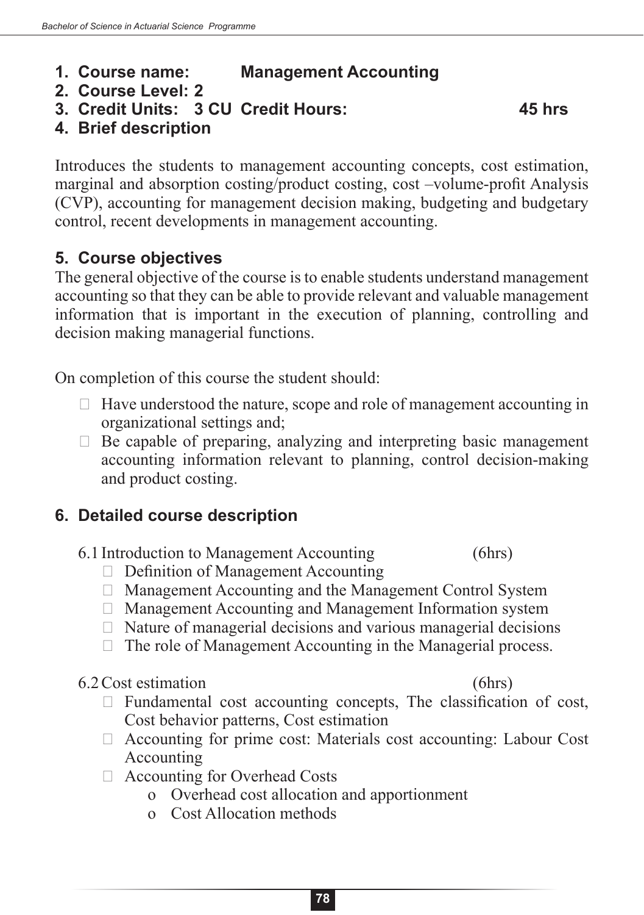1. **Course name: Management Accounting**
2. **Course Level: 2**
3. **Credit Units: 3 CU Credit Hours: 45 hrs**
4. **Brief description**

Introduces the students to management accounting concepts, cost estimation, marginal and absorption costing/product costing, cost –volume-profit Analysis (CVP), accounting for management decision making, budgeting and budgetary control, recent developments in management accounting.

## 5. Course objectives

The general objective of the course is to enable students understand management accounting so that they can be able to provide relevant and valuable management information that is important in the execution of planning, controlling and decision making managerial functions.

On completion of this course the student should:

- Have understood the nature, scope and role of management accounting in organizational settings and;
- Be capable of preparing, analyzing and interpreting basic management accounting information relevant to planning, control decision-making and product costing.

## 6. Detailed course description

6.1 Introduction to Management Accounting (6hrs)

- Definition of Management Accounting
- Management Accounting and the Management Control System
- Management Accounting and Management Information system
- Nature of managerial decisions and various managerial decisions
- The role of Management Accounting in the Managerial process.

6.2 Cost estimation (6hrs)

- Fundamental cost accounting concepts, The classification of cost, Cost behavior patterns, Cost estimation
- Accounting for prime cost: Materials cost accounting: Labour Cost Accounting
- Accounting for Overhead Costs
  - o Overhead cost allocation and apportionment
  - o Cost Allocation methods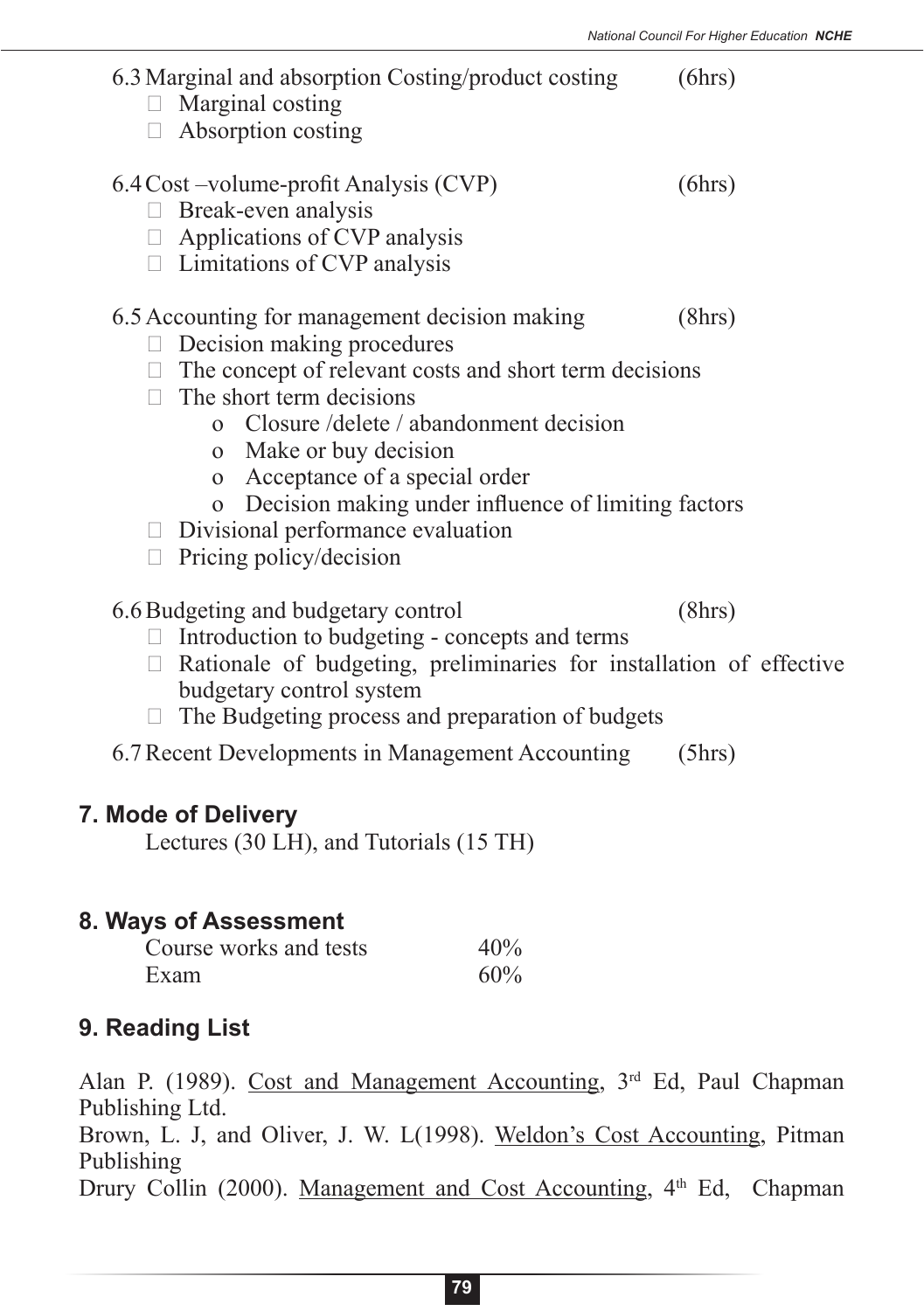6.3 Marginal and absorption Costing/product costing (6hrs)

- Marginal costing
- Absorption costing

6.4 Cost –volume-profit Analysis (CVP) (6hrs)

- Break-even analysis
- Applications of CVP analysis
- Limitations of CVP analysis

6.5 Accounting for management decision making (8hrs)

- Decision making procedures
- The concept of relevant costs and short term decisions
- The short term decisions
    - Closure /delete / abandonment decision
    - Make or buy decision
    - Acceptance of a special order
    - Decision making under influence of limiting factors
- Divisional performance evaluation
- Pricing policy/decision

6.6 Budgeting and budgetary control (8hrs)

- Introduction to budgeting - concepts and terms
- Rationale of budgeting, preliminaries for installation of effective budgetary control system
- The Budgeting process and preparation of budgets

6.7 Recent Developments in Management Accounting (5hrs)

## 7. Mode of Delivery

Lectures (30 LH), and Tutorials (15 TH)

## 8. Ways of Assessment

| | |
|---|---|
| Course works and tests | 40% |
| Exam | 60% |

## 9. Reading List

Alan P. (1989). Cost and Management Accounting, 3rd Ed, Paul Chapman Publishing Ltd.

Brown, L. J, and Oliver, J. W. L(1998). Weldon's Cost Accounting, Pitman Publishing

Drury Collin (2000). Management and Cost Accounting, 4th Ed, Chapman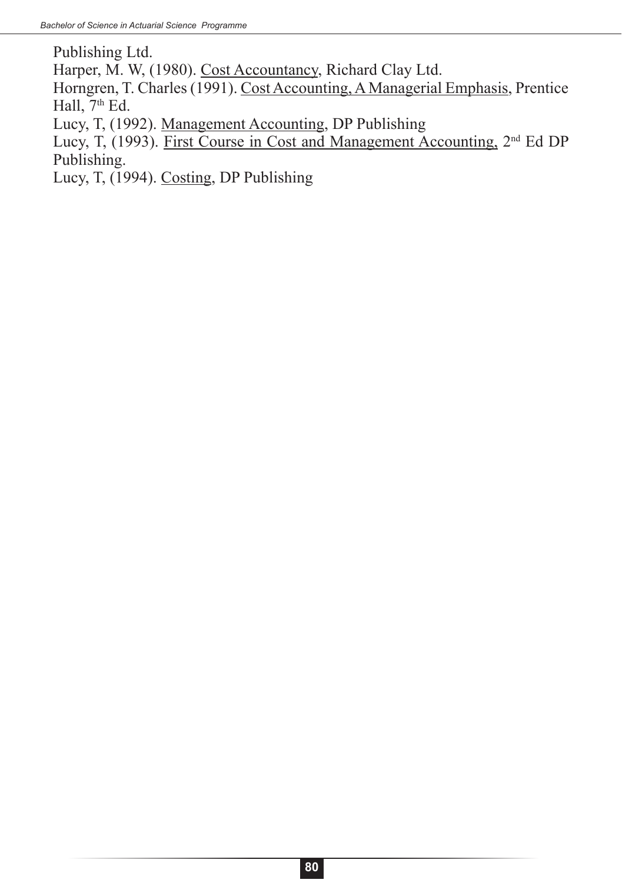Publishing Ltd.

Harper, M. W, (1980). Cost Accountancy, Richard Clay Ltd.

Horngren, T. Charles (1991). Cost Accounting, A Managerial Emphasis, Prentice Hall, 7th Ed.

Lucy, T, (1992). Management Accounting, DP Publishing

Lucy, T, (1993). First Course in Cost and Management Accounting, 2nd Ed DP Publishing.

Lucy, T, (1994). Costing, DP Publishing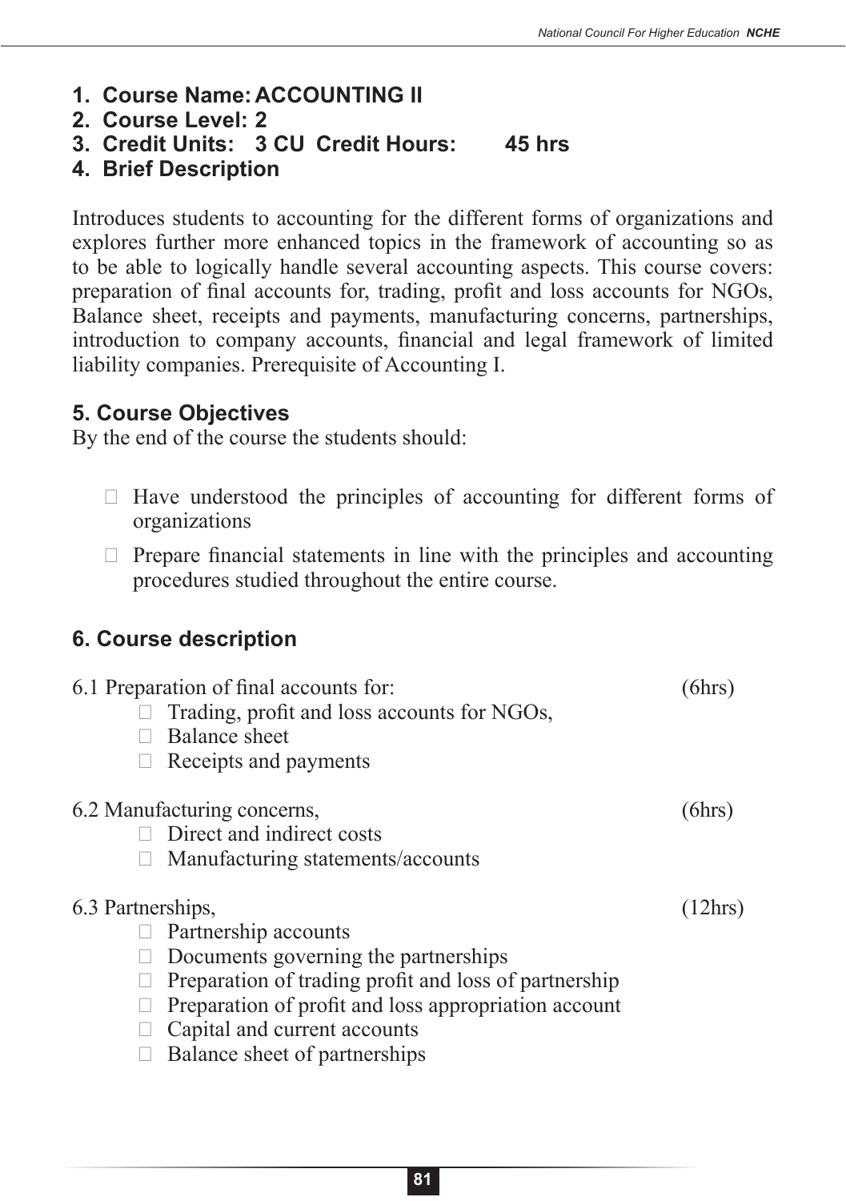1. **Course Name: ACCOUNTING II**
2. **Course Level: 2**
3. **Credit Units: 3 CU Credit Hours: 45 hrs**
4. **Brief Description**

Introduces students to accounting for the different forms of organizations and explores further more enhanced topics in the framework of accounting so as to be able to logically handle several accounting aspects. This course covers: preparation of final accounts for, trading, profit and loss accounts for NGOs, Balance sheet, receipts and payments, manufacturing concerns, partnerships, introduction to company accounts, financial and legal framework of limited liability companies. Prerequisite of Accounting I.

### 5. Course Objectives

By the end of the course the students should:

- Have understood the principles of accounting for different forms of organizations
- Prepare financial statements in line with the principles and accounting procedures studied throughout the entire course.

### 6. Course description

6.1 Preparation of final accounts for: (6hrs)

- Trading, profit and loss accounts for NGOs,
- Balance sheet
- Receipts and payments

6.2 Manufacturing concerns, (6hrs)

- Direct and indirect costs
- Manufacturing statements/accounts

6.3 Partnerships, (12hrs)

- Partnership accounts
- Documents governing the partnerships
- Preparation of trading profit and loss of partnership
- Preparation of profit and loss appropriation account
- Capital and current accounts
- Balance sheet of partnerships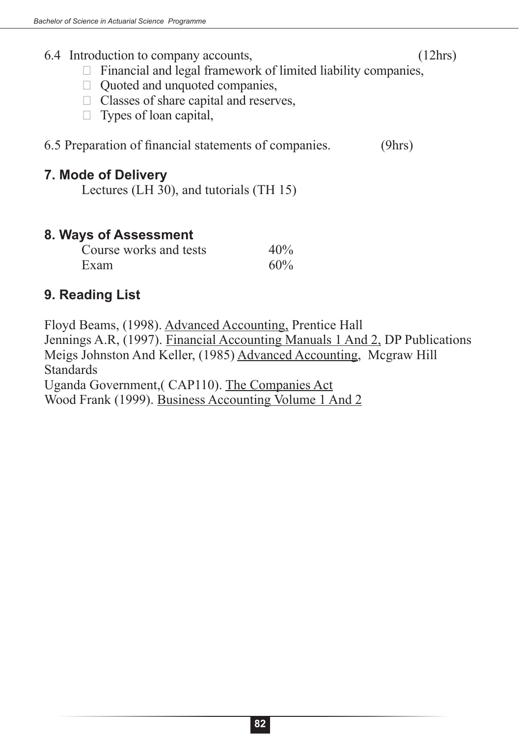6.4 Introduction to company accounts, (12hrs)

- Financial and legal framework of limited liability companies,
- Quoted and unquoted companies,
- Classes of share capital and reserves,
- Types of loan capital,

6.5 Preparation of financial statements of companies. (9hrs)

## 7. Mode of Delivery

Lectures (LH 30), and tutorials (TH 15)

## 8. Ways of Assessment

| | |
|---|---|
| Course works and tests | 40% |
| Exam | 60% |

## 9. Reading List

Floyd Beams, (1998). Advanced Accounting, Prentice Hall

Jennings A.R, (1997). Financial Accounting Manuals 1 And 2, DP Publications

Meigs Johnston And Keller, (1985) Advanced Accounting, Mcgraw Hill Standards

Uganda Government,( CAP110). The Companies Act

Wood Frank (1999). Business Accounting Volume 1 And 2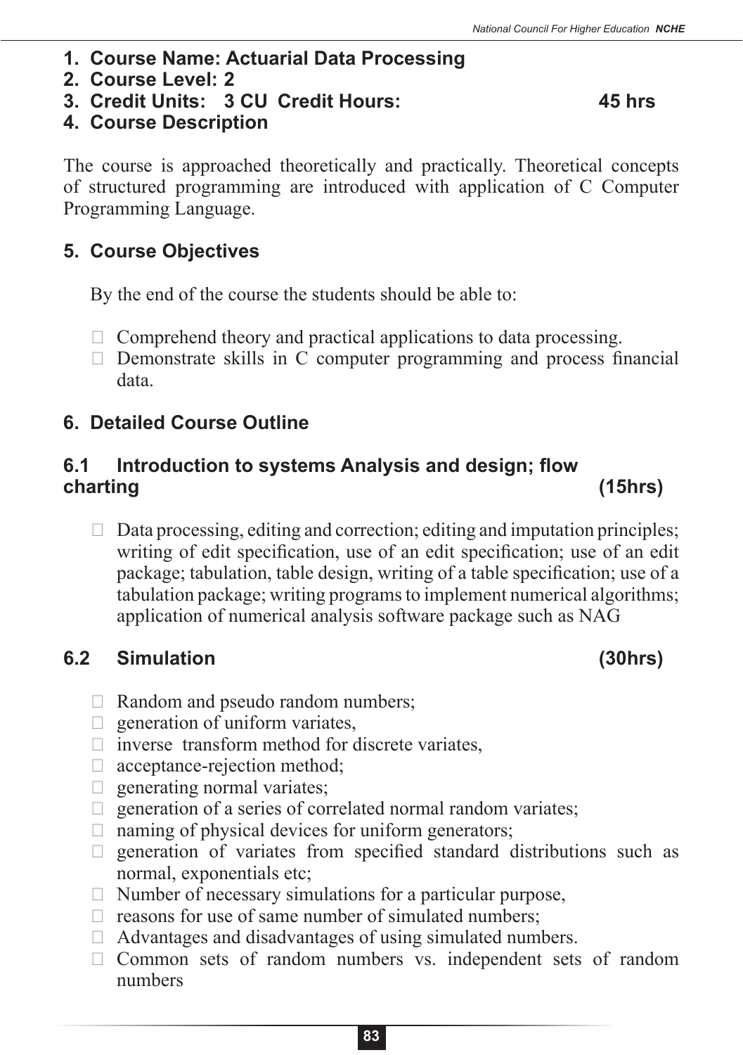1. **Course Name: Actuarial Data Processing**
2. **Course Level: 2**
3. **Credit Units: 3 CU Credit Hours: 45 hrs**
4. **Course Description**

The course is approached theoretically and practically. Theoretical concepts of structured programming are introduced with application of C Computer Programming Language.

## 5. Course Objectives

By the end of the course the students should be able to:

- Comprehend theory and practical applications to data processing.
- Demonstrate skills in C computer programming and process financial data.

## 6. Detailed Course Outline

### 6.1 Introduction to systems Analysis and design; flow charting (15hrs)

- Data processing, editing and correction; editing and imputation principles; writing of edit specification, use of an edit specification; use of an edit package; tabulation, table design, writing of a table specification; use of a tabulation package; writing programs to implement numerical algorithms; application of numerical analysis software package such as NAG

### 6.2 Simulation (30hrs)

- Random and pseudo random numbers;
- generation of uniform variates,
- inverse transform method for discrete variates,
- acceptance-rejection method;
- generating normal variates;
- generation of a series of correlated normal random variates;
- naming of physical devices for uniform generators;
- generation of variates from specified standard distributions such as normal, exponentials etc;
- Number of necessary simulations for a particular purpose,
- reasons for use of same number of simulated numbers;
- Advantages and disadvantages of using simulated numbers.
- Common sets of random numbers vs. independent sets of random numbers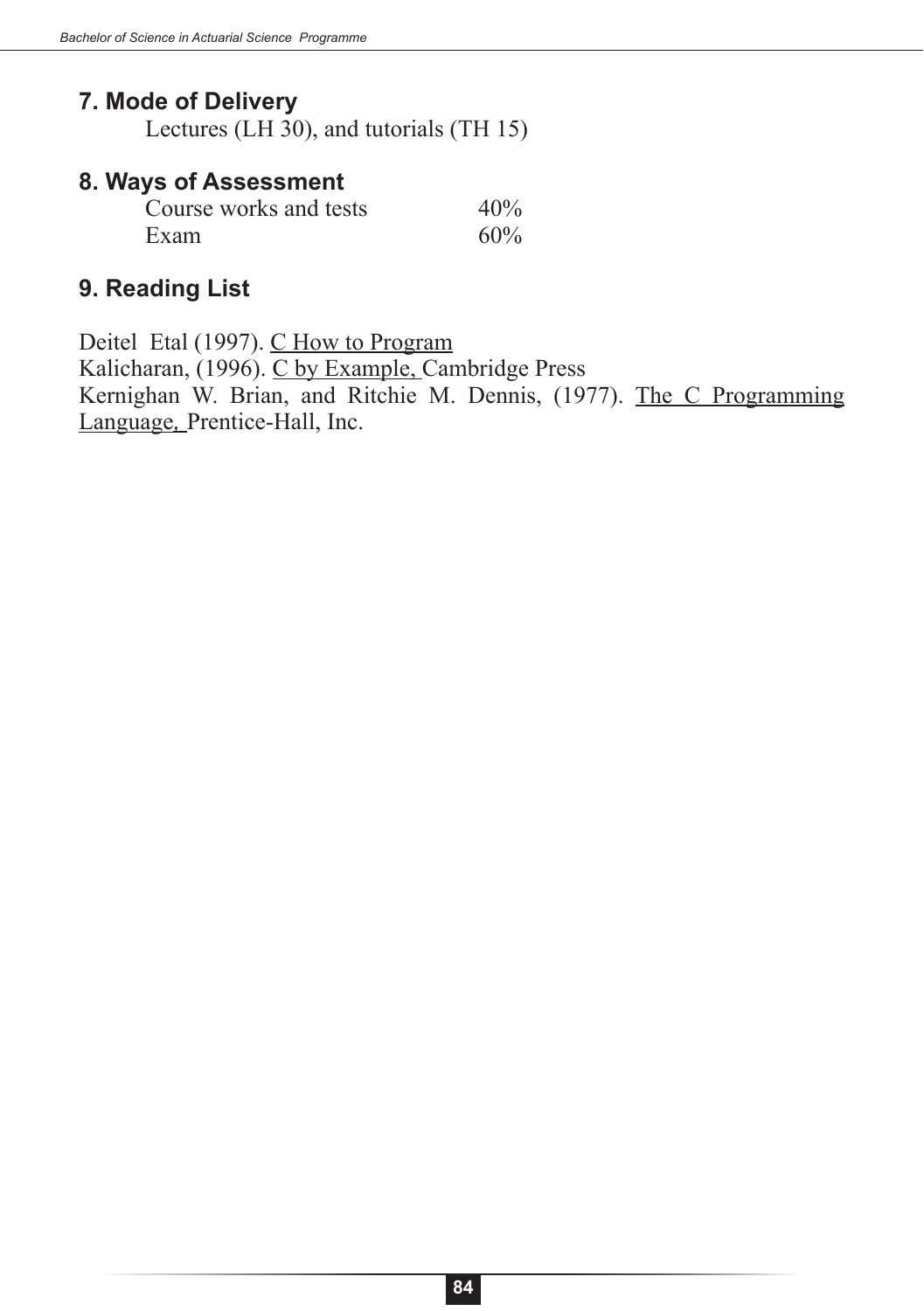### 7. Mode of Delivery

Lectures (LH 30), and tutorials (TH 15)

### 8. Ways of Assessment

| | |
|---|---|
| Course works and tests | 40% |
| Exam | 60% |

### 9. Reading List

Deitel Etal (1997). <u>C How to Program</u>

Kalicharan, (1996). <u>C by Example,</u> Cambridge Press

Kernighan W. Brian, and Ritchie M. Dennis, (1977). <u>The C Programming Language,</u> Prentice-Hall, Inc.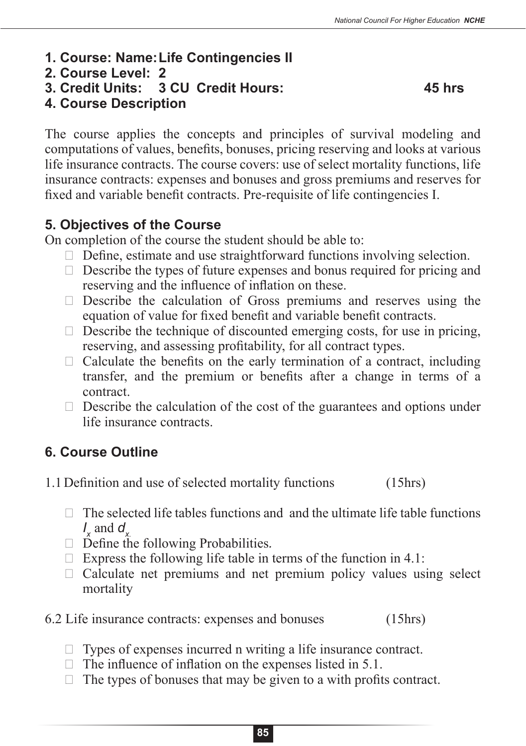**1. Course: Name: Life Contingencies II**
**2. Course Level: 2**
**3. Credit Units: 3 CU Credit Hours: 45 hrs**
**4. Course Description**

The course applies the concepts and principles of survival modeling and computations of values, benefits, bonuses, pricing reserving and looks at various life insurance contracts. The course covers: use of select mortality functions, life insurance contracts: expenses and bonuses and gross premiums and reserves for fixed and variable benefit contracts. Pre-requisite of life contingencies I.

## 5. Objectives of the Course

On completion of the course the student should be able to:

- Define, estimate and use straightforward functions involving selection.
- Describe the types of future expenses and bonus required for pricing and reserving and the influence of inflation on these.
- Describe the calculation of Gross premiums and reserves using the equation of value for fixed benefit and variable benefit contracts.
- Describe the technique of discounted emerging costs, for use in pricing, reserving, and assessing profitability, for all contract types.
- Calculate the benefits on the early termination of a contract, including transfer, and the premium or benefits after a change in terms of a contract.
- Describe the calculation of the cost of the guarantees and options under life insurance contracts.

## 6. Course Outline

1.1 Definition and use of selected mortality functions (15hrs)

- The selected life tables functions and and the ultimate life table functions $l_x$ and $d_x$.
- Define the following Probabilities.
- Express the following life table in terms of the function in 4.1:
- Calculate net premiums and net premium policy values using select mortality

6.2 Life insurance contracts: expenses and bonuses (15hrs)

- Types of expenses incurred n writing a life insurance contract.
- The influence of inflation on the expenses listed in 5.1.
- The types of bonuses that may be given to a with profits contract.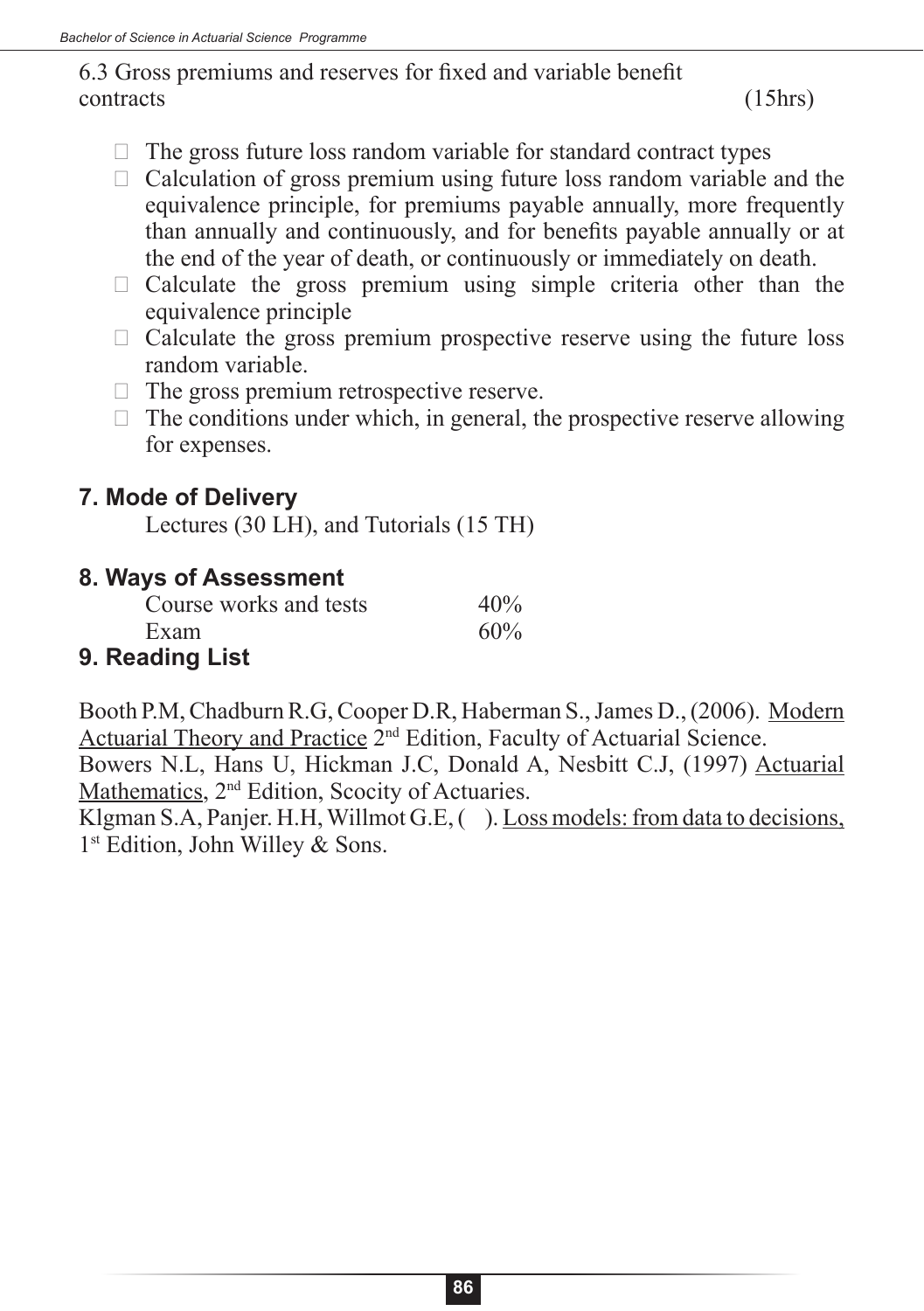6.3 Gross premiums and reserves for fixed and variable benefit contracts (15hrs)

- The gross future loss random variable for standard contract types
- Calculation of gross premium using future loss random variable and the equivalence principle, for premiums payable annually, more frequently than annually and continuously, and for benefits payable annually or at the end of the year of death, or continuously or immediately on death.
- Calculate the gross premium using simple criteria other than the equivalence principle
- Calculate the gross premium prospective reserve using the future loss random variable.
- The gross premium retrospective reserve.
- The conditions under which, in general, the prospective reserve allowing for expenses.

## 7. Mode of Delivery

Lectures (30 LH), and Tutorials (15 TH)

## 8. Ways of Assessment

| | |
|---|---|
| Course works and tests | 40% |
| Exam | 60% |

## 9. Reading List

Booth P.M, Chadburn R.G, Cooper D.R, Haberman S., James D., (2006). Modern Actuarial Theory and Practice 2nd Edition, Faculty of Actuarial Science.

Bowers N.L, Hans U, Hickman J.C, Donald A, Nesbitt C.J, (1997) Actuarial Mathematics, 2nd Edition, Scocity of Actuaries.

Klgman S.A, Panjer. H.H, Willmot G.E, ( ). Loss models: from data to decisions, 1st Edition, John Willey & Sons.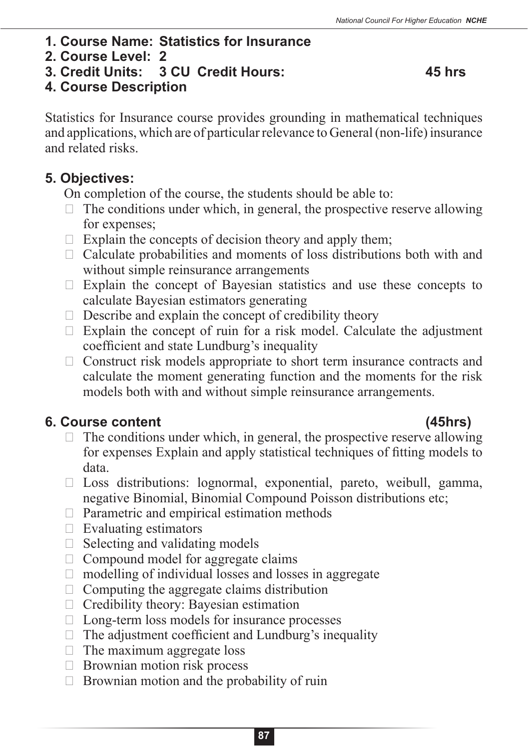**1. Course Name: Statistics for Insurance**

**2. Course Level: 2**

**3. Credit Units: 3 CU Credit Hours: 45 hrs**

**4. Course Description**

Statistics for Insurance course provides grounding in mathematical techniques and applications, which are of particular relevance to General (non-life) insurance and related risks.

**5. Objectives:**

On completion of the course, the students should be able to:

- The conditions under which, in general, the prospective reserve allowing for expenses;
- Explain the concepts of decision theory and apply them;
- Calculate probabilities and moments of loss distributions both with and without simple reinsurance arrangements
- Explain the concept of Bayesian statistics and use these concepts to calculate Bayesian estimators generating
- Describe and explain the concept of credibility theory
- Explain the concept of ruin for a risk model. Calculate the adjustment coefficient and state Lundburg's inequality
- Construct risk models appropriate to short term insurance contracts and calculate the moment generating function and the moments for the risk models both with and without simple reinsurance arrangements.

**6. Course content (45hrs)**

- The conditions under which, in general, the prospective reserve allowing for expenses Explain and apply statistical techniques of fitting models to data.
- Loss distributions: lognormal, exponential, pareto, weibull, gamma, negative Binomial, Binomial Compound Poisson distributions etc;
- Parametric and empirical estimation methods
- Evaluating estimators
- Selecting and validating models
- Compound model for aggregate claims
- modelling of individual losses and losses in aggregate
- Computing the aggregate claims distribution
- Credibility theory: Bayesian estimation
- Long-term loss models for insurance processes
- The adjustment coefficient and Lundburg's inequality
- The maximum aggregate loss
- Brownian motion risk process
- Brownian motion and the probability of ruin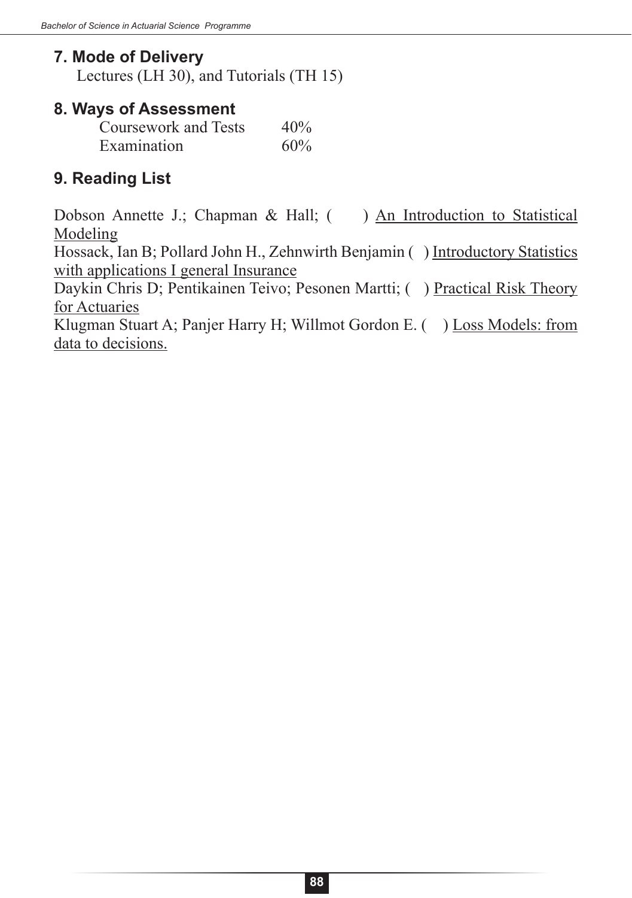## 7. Mode of Delivery

Lectures (LH 30), and Tutorials (TH 15)

## 8. Ways of Assessment

| | |
|---|---|
| Coursework and Tests | 40% |
| Examination | 60% |

## 9. Reading List

Dobson Annette J.; Chapman & Hall; (      ) An Introduction to Statistical Modeling

Hossack, Ian B; Pollard John H., Zehnwirth Benjamin (  ) Introductory Statistics with applications I general Insurance

Daykin Chris D; Pentikainen Teivo; Pesonen Martti; (  ) Practical Risk Theory for Actuaries

Klugman Stuart A; Panjer Harry H; Willmot Gordon E. (  ) Loss Models: from data to decisions.